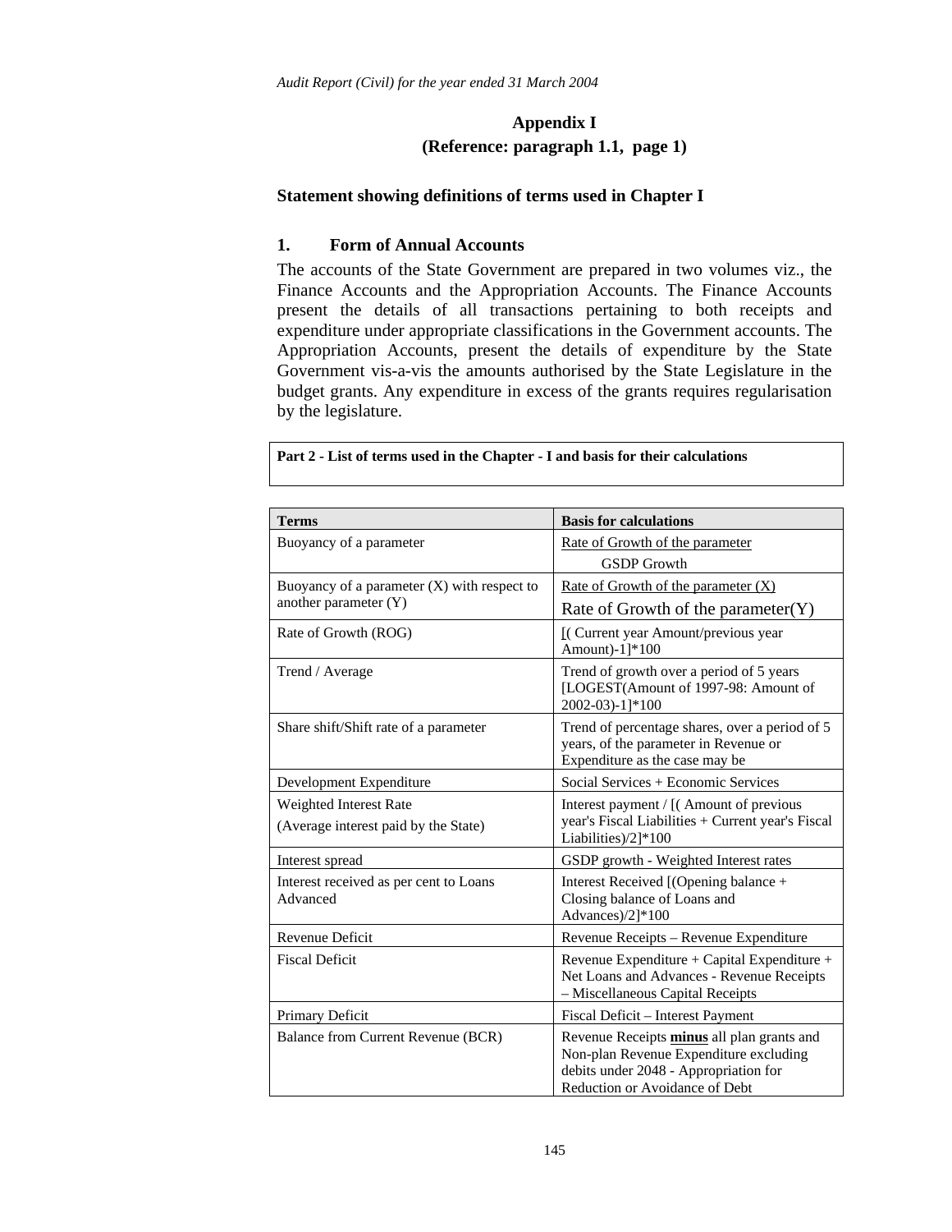## Appendix I
### (Reference: paragraph 1.1, page 1)

### Statement showing definitions of terms used in Chapter I

### 1. Form of Annual Accounts

The accounts of the State Government are prepared in two volumes viz., the Finance Accounts and the Appropriation Accounts. The Finance Accounts present the details of all transactions pertaining to both receipts and expenditure under appropriate classifications in the Government accounts. The Appropriation Accounts, present the details of expenditure by the State Government vis-a-vis the amounts authorised by the State Legislature in the budget grants. Any expenditure in excess of the grants requires regularisation by the legislature.

**Part 2 - List of terms used in the Chapter - I and basis for their calculations**

| Terms | Basis for calculations |
|---|---|
| Buoyancy of a parameter | Rate of Growth of the parameter / GSDP Growth |
| Buoyancy of a parameter (X) with respect to another parameter (Y) | Rate of Growth of the parameter (X) / Rate of Growth of the parameter(Y) |
| Rate of Growth (ROG) | [( Current year Amount/previous year Amount)-1]*100 |
| Trend / Average | Trend of growth over a period of 5 years [LOGEST(Amount of 1997-98: Amount of 2002-03)-1]*100 |
| Share shift/Shift rate of a parameter | Trend of percentage shares, over a period of 5 years, of the parameter in Revenue or Expenditure as the case may be |
| Development Expenditure | Social Services + Economic Services |
| Weighted Interest Rate (Average interest paid by the State) | Interest payment / [( Amount of previous year's Fiscal Liabilities + Current year's Fiscal Liabilities)/2]*100 |
| Interest spread | GSDP growth - Weighted Interest rates |
| Interest received as per cent to Loans Advanced | Interest Received [(Opening balance + Closing balance of Loans and Advances)/2]*100 |
| Revenue Deficit | Revenue Receipts – Revenue Expenditure |
| Fiscal Deficit | Revenue Expenditure + Capital Expenditure + Net Loans and Advances - Revenue Receipts – Miscellaneous Capital Receipts |
| Primary Deficit | Fiscal Deficit – Interest Payment |
| Balance from Current Revenue (BCR) | Revenue Receipts **minus** all plan grants and Non-plan Revenue Expenditure excluding debits under 2048 - Appropriation for Reduction or Avoidance of Debt |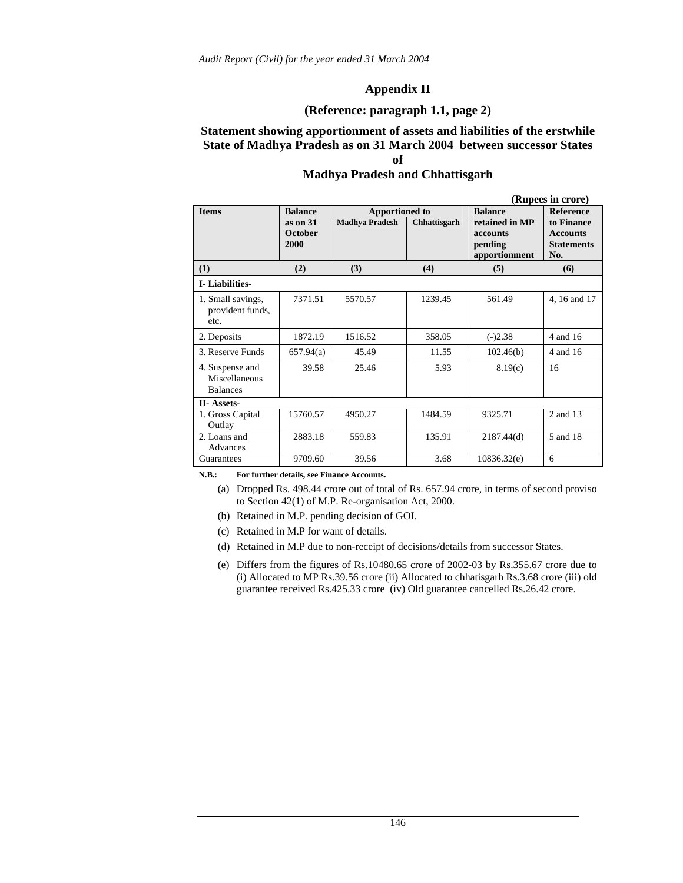## Appendix II

### (Reference: paragraph 1.1, page 2)

### Statement showing apportionment of assets and liabilities of the erstwhile State of Madhya Pradesh as on 31 March 2004 between successor States of Madhya Pradesh and Chhattisgarh

**(Rupees in crore)**

| Items | Balance as on 31 October 2000 | Apportioned to | | Balance retained in MP accounts pending apportionment | Reference to Finance Accounts Statements No. |
|---|---|---|---|---|---|
| | | Madhya Pradesh | Chhattisgarh | | |
| (1) | (2) | (3) | (4) | (5) | (6) |
| **I- Liabilities-** | | | | | |
| 1. Small savings, provident funds, etc. | 7371.51 | 5570.57 | 1239.45 | 561.49 | 4, 16 and 17 |
| 2. Deposits | 1872.19 | 1516.52 | 358.05 | (-)2.38 | 4 and 16 |
| 3. Reserve Funds | 657.94(a) | 45.49 | 11.55 | 102.46(b) | 4 and 16 |
| 4. Suspense and Miscellaneous Balances | 39.58 | 25.46 | 5.93 | 8.19(c) | 16 |
| **II- Assets-** | | | | | |
| 1. Gross Capital Outlay | 15760.57 | 4950.27 | 1484.59 | 9325.71 | 2 and 13 |
| 2. Loans and Advances | 2883.18 | 559.83 | 135.91 | 2187.44(d) | 5 and 18 |
| Guarantees | 9709.60 | 39.56 | 3.68 | 10836.32(e) | 6 |

**N.B.: For further details, see Finance Accounts.**

(a) Dropped Rs. 498.44 crore out of total of Rs. 657.94 crore, in terms of second proviso to Section 42(1) of M.P. Re-organisation Act, 2000.

(b) Retained in M.P. pending decision of GOI.

(c) Retained in M.P for want of details.

(d) Retained in M.P due to non-receipt of decisions/details from successor States.

(e) Differs from the figures of Rs.10480.65 crore of 2002-03 by Rs.355.67 crore due to (i) Allocated to MP Rs.39.56 crore (ii) Allocated to chhatisgarh Rs.3.68 crore (iii) old guarantee received Rs.425.33 crore (iv) Old guarantee cancelled Rs.26.42 crore.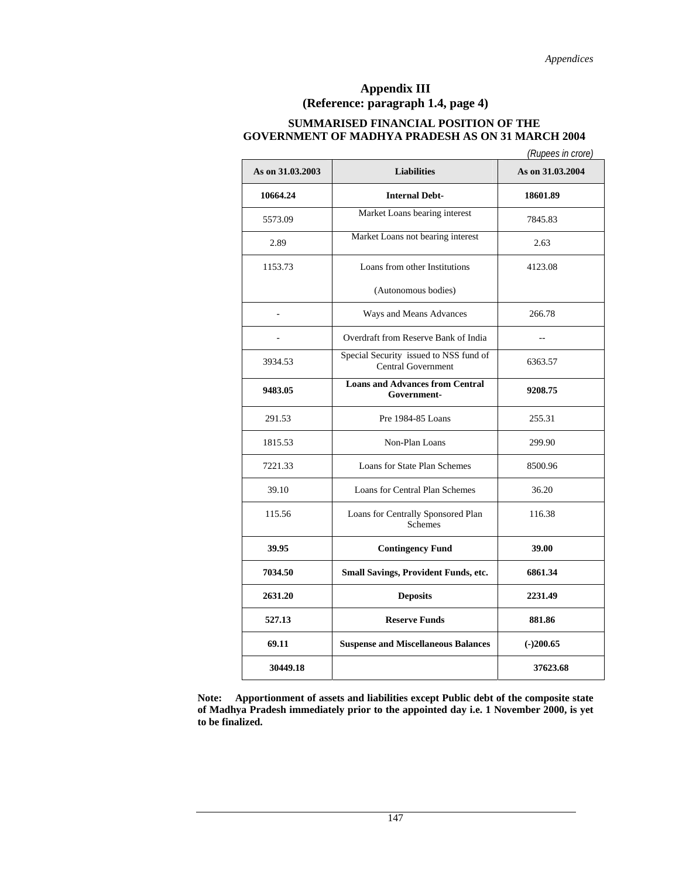# Appendix III
## (Reference: paragraph 1.4, page 4)

### SUMMARISED FINANCIAL POSITION OF THE GOVERNMENT OF MADHYA PRADESH AS ON 31 MARCH 2004

*(Rupees in crore)*

| As on 31.03.2003 | Liabilities | As on 31.03.2004 |
|---|---|---|
| **10664.24** | **Internal Debt-** | **18601.89** |
| 5573.09 | Market Loans bearing interest | 7845.83 |
| 2.89 | Market Loans not bearing interest | 2.63 |
| 1153.73 | Loans from other Institutions (Autonomous bodies) | 4123.08 |
| - | Ways and Means Advances | 266.78 |
| - | Overdraft from Reserve Bank of India | -- |
| 3934.53 | Special Security issued to NSS fund of Central Government | 6363.57 |
| **9483.05** | **Loans and Advances from Central Government-** | **9208.75** |
| 291.53 | Pre 1984-85 Loans | 255.31 |
| 1815.53 | Non-Plan Loans | 299.90 |
| 7221.33 | Loans for State Plan Schemes | 8500.96 |
| 39.10 | Loans for Central Plan Schemes | 36.20 |
| 115.56 | Loans for Centrally Sponsored Plan Schemes | 116.38 |
| **39.95** | **Contingency Fund** | **39.00** |
| **7034.50** | **Small Savings, Provident Funds, etc.** | **6861.34** |
| **2631.20** | **Deposits** | **2231.49** |
| **527.13** | **Reserve Funds** | **881.86** |
| **69.11** | **Suspense and Miscellaneous Balances** | **(-)200.65** |
| **30449.18** | | **37623.68** |

**Note: Apportionment of assets and liabilities except Public debt of the composite state of Madhya Pradesh immediately prior to the appointed day i.e. 1 November 2000, is yet to be finalized.**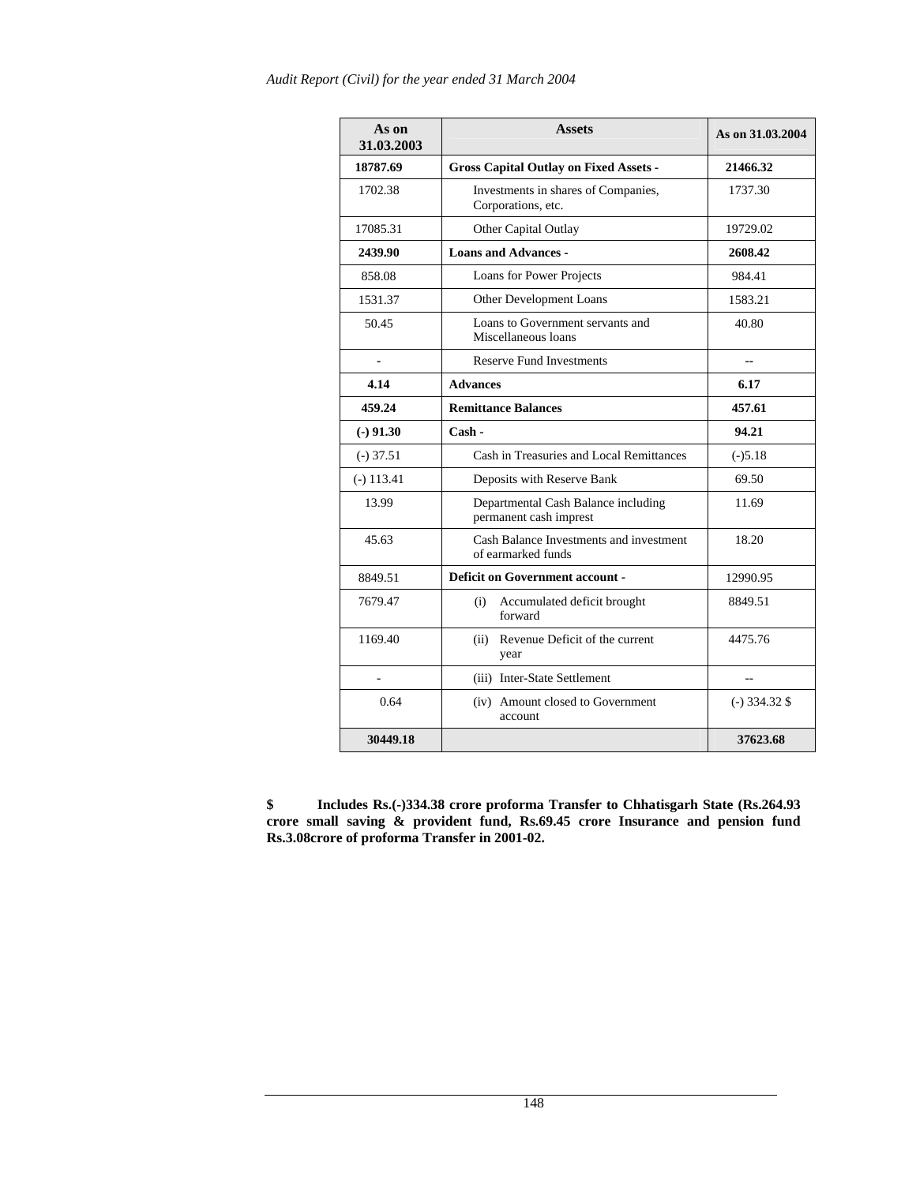| As on 31.03.2003 | Assets | As on 31.03.2004 |
|---|---|---|
| **18787.69** | **Gross Capital Outlay on Fixed Assets -** | **21466.32** |
| 1702.38 | Investments in shares of Companies, Corporations, etc. | 1737.30 |
| 17085.31 | Other Capital Outlay | 19729.02 |
| **2439.90** | **Loans and Advances -** | **2608.42** |
| 858.08 | Loans for Power Projects | 984.41 |
| 1531.37 | Other Development Loans | 1583.21 |
| 50.45 | Loans to Government servants and Miscellaneous loans | 40.80 |
| - | Reserve Fund Investments | -- |
| **4.14** | **Advances** | **6.17** |
| **459.24** | **Remittance Balances** | **457.61** |
| **(-) 91.30** | **Cash -** | **94.21** |
| (-) 37.51 | Cash in Treasuries and Local Remittances | (-)5.18 |
| (-) 113.41 | Deposits with Reserve Bank | 69.50 |
| 13.99 | Departmental Cash Balance including permanent cash imprest | 11.69 |
| 45.63 | Cash Balance Investments and investment of earmarked funds | 18.20 |
| 8849.51 | **Deficit on Government account -** | 12990.95 |
| 7679.47 | (i) Accumulated deficit brought forward | 8849.51 |
| 1169.40 | (ii) Revenue Deficit of the current year | 4475.76 |
| - | (iii) Inter-State Settlement | -- |
| 0.64 | (iv) Amount closed to Government account | (-) 334.32 $ |
| **30449.18** | | **37623.68** |

**$ Includes Rs.(-)334.38 crore proforma Transfer to Chhatisgarh State (Rs.264.93 crore small saving & provident fund, Rs.69.45 crore Insurance and pension fund Rs.3.08crore of proforma Transfer in 2001-02.**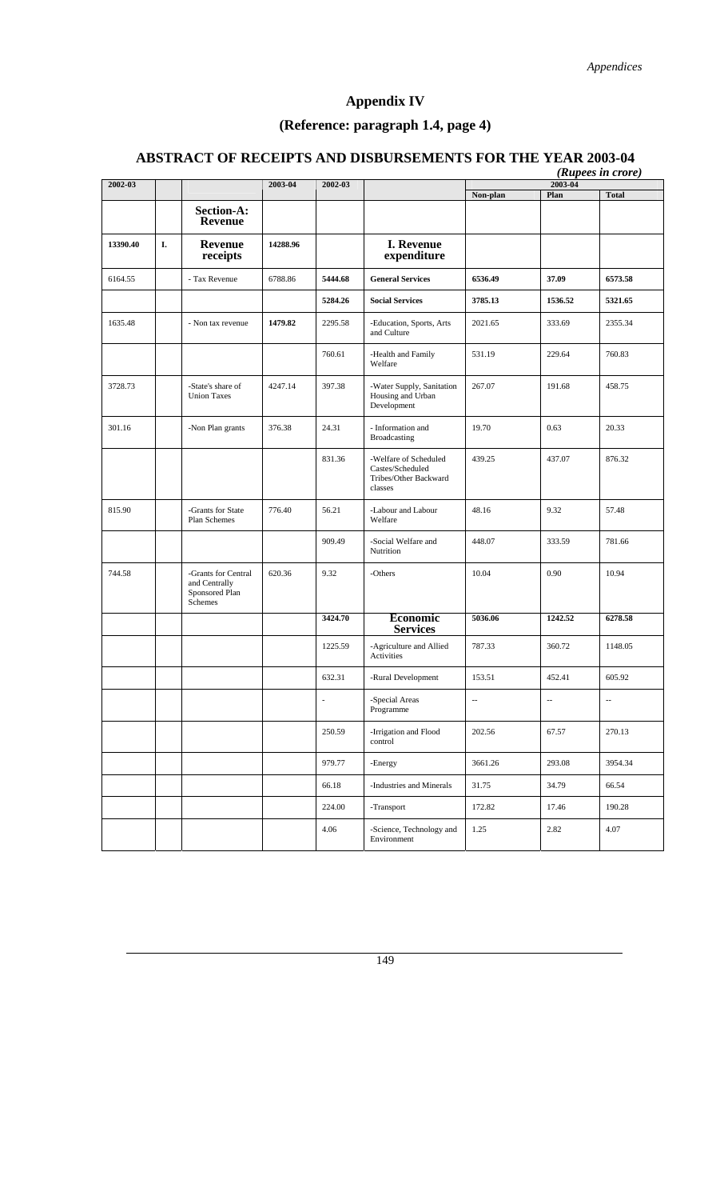# Appendix IV

## (Reference: paragraph 1.4, page 4)

## ABSTRACT OF RECEIPTS AND DISBURSEMENTS FOR THE YEAR 2003-04

*(Rupees in crore)*

| 2002-03 | | | 2003-04 | 2002-03 | | 2003-04 | | |
|---|---|---|---|---|---|---|---|---|
| | | | | | | Non-plan | Plan | Total |
| | | **Section-A: Revenue** | | | | | | |
| **13390.40** | **I.** | **Revenue receipts** | **14288.96** | | **I. Revenue expenditure** | | | |
| 6164.55 | | - Tax Revenue | 6788.86 | **5444.68** | **General Services** | **6536.49** | **37.09** | **6573.58** |
| | | | | **5284.26** | **Social Services** | **3785.13** | **1536.52** | **5321.65** |
| 1635.48 | | - Non tax revenue | **1479.82** | 2295.58 | -Education, Sports, Arts and Culture | 2021.65 | 333.69 | 2355.34 |
| | | | | 760.61 | -Health and Family Welfare | 531.19 | 229.64 | 760.83 |
| 3728.73 | | -State's share of Union Taxes | 4247.14 | 397.38 | -Water Supply, Sanitation Housing and Urban Development | 267.07 | 191.68 | 458.75 |
| 301.16 | | -Non Plan grants | 376.38 | 24.31 | - Information and Broadcasting | 19.70 | 0.63 | 20.33 |
| | | | | 831.36 | -Welfare of Scheduled Castes/Scheduled Tribes/Other Backward classes | 439.25 | 437.07 | 876.32 |
| 815.90 | | -Grants for State Plan Schemes | 776.40 | 56.21 | -Labour and Labour Welfare | 48.16 | 9.32 | 57.48 |
| | | | | 909.49 | -Social Welfare and Nutrition | 448.07 | 333.59 | 781.66 |
| 744.58 | | -Grants for Central and Centrally Sponsored Plan Schemes | 620.36 | 9.32 | -Others | 10.04 | 0.90 | 10.94 |
| | | | | **3424.70** | **Economic Services** | **5036.06** | **1242.52** | **6278.58** |
| | | | | 1225.59 | -Agriculture and Allied Activities | 787.33 | 360.72 | 1148.05 |
| | | | | 632.31 | -Rural Development | 153.51 | 452.41 | 605.92 |
| | | | | - | -Special Areas Programme | -- | -- | -- |
| | | | | 250.59 | -Irrigation and Flood control | 202.56 | 67.57 | 270.13 |
| | | | | 979.77 | -Energy | 3661.26 | 293.08 | 3954.34 |
| | | | | 66.18 | -Industries and Minerals | 31.75 | 34.79 | 66.54 |
| | | | | 224.00 | -Transport | 172.82 | 17.46 | 190.28 |
| | | | | 4.06 | -Science, Technology and Environment | 1.25 | 2.82 | 4.07 |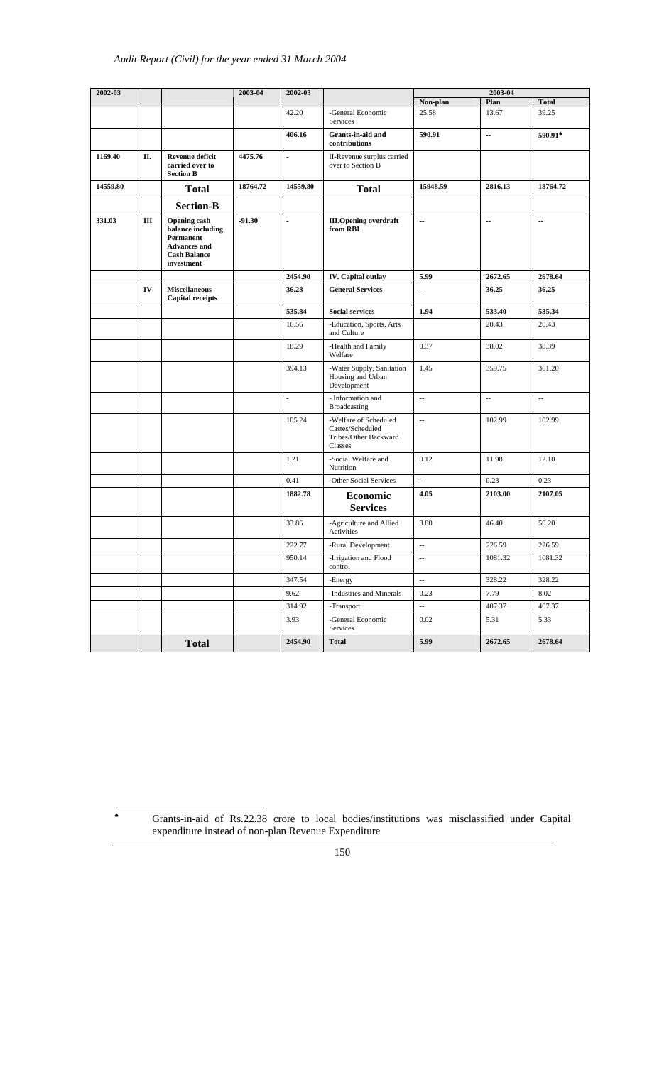| 2002-03 | | | 2003-04 | 2002-03 | | 2003-04 | | |
|---|---|---|---|---|---|---|---|---|
| | | | | | | Non-plan | Plan | Total |
| | | | | 42.20 | -General Economic Services | 25.58 | 13.67 | 39.25 |
| | | | | **406.16** | **Grants-in-aid and contributions** | **590.91** | **--** | **590.91**♠ |
| **1169.40** | **II.** | **Revenue deficit carried over to Section B** | **4475.76** | - | II-Revenue surplus carried over to Section B | | | |
| **14559.80** | | **Total** | **18764.72** | **14559.80** | **Total** | **15948.59** | **2816.13** | **18764.72** |
| | | **Section-B** | | | | | | |
| **331.03** | **III** | **Opening cash balance including Permanent Advances and Cash Balance investment** | **-91.30** | - | **III.Opening overdraft from RBI** | **--** | **--** | **--** |
| | | | | **2454.90** | **IV. Capital outlay** | **5.99** | **2672.65** | **2678.64** |
| | **IV** | **Miscellaneous Capital receipts** | | **36.28** | **General Services** | **--** | **36.25** | **36.25** |
| | | | | **535.84** | **Social services** | **1.94** | **533.40** | **535.34** |
| | | | | 16.56 | -Education, Sports, Arts and Culture | | 20.43 | 20.43 |
| | | | | 18.29 | -Health and Family Welfare | 0.37 | 38.02 | 38.39 |
| | | | | 394.13 | -Water Supply, Sanitation Housing and Urban Development | 1.45 | 359.75 | 361.20 |
| | | | | - | - Information and Broadcasting | -- | -- | -- |
| | | | | 105.24 | -Welfare of Scheduled Castes/Scheduled Tribes/Other Backward Classes | -- | 102.99 | 102.99 |
| | | | | 1.21 | -Social Welfare and Nutrition | 0.12 | 11.98 | 12.10 |
| | | | | 0.41 | -Other Social Services | -- | 0.23 | 0.23 |
| | | | | **1882.78** | **Economic Services** | **4.05** | **2103.00** | **2107.05** |
| | | | | 33.86 | -Agriculture and Allied Activities | 3.80 | 46.40 | 50.20 |
| | | | | 222.77 | -Rural Development | -- | 226.59 | 226.59 |
| | | | | 950.14 | -Irrigation and Flood control | -- | 1081.32 | 1081.32 |
| | | | | 347.54 | -Energy | -- | 328.22 | 328.22 |
| | | | | 9.62 | -Industries and Minerals | 0.23 | 7.79 | 8.02 |
| | | | | 314.92 | -Transport | -- | 407.37 | 407.37 |
| | | | | 3.93 | -General Economic Services | 0.02 | 5.31 | 5.33 |
| | | **Total** | | **2454.90** | **Total** | **5.99** | **2672.65** | **2678.64** |

♠ Grants-in-aid of Rs.22.38 crore to local bodies/institutions was misclassified under Capital expenditure instead of non-plan Revenue Expenditure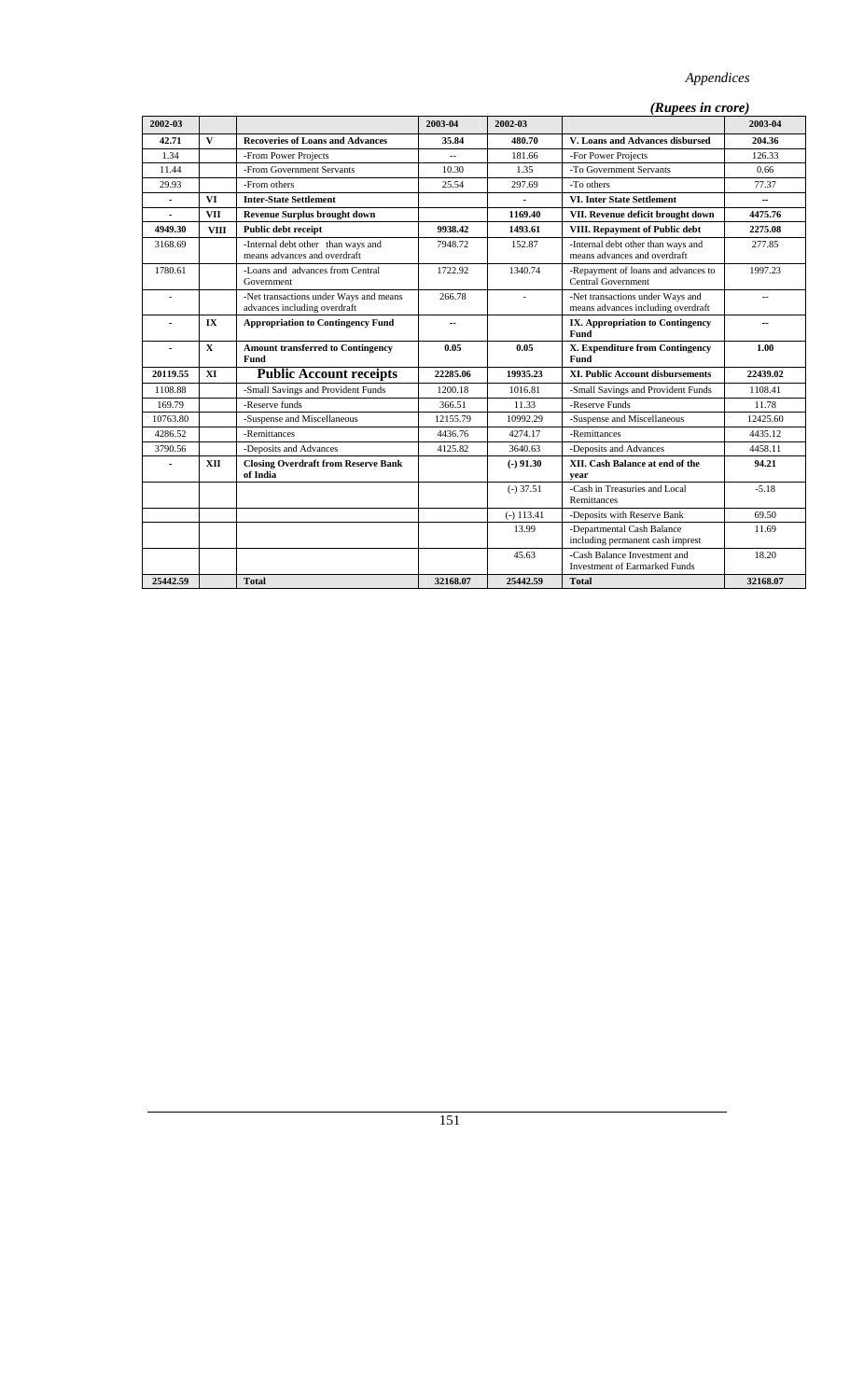*(Rupees in crore)*

| 2002-03 | | | 2003-04 | 2002-03 | | 2003-04 |
|---|---|---|---|---|---|---|
| **42.71** | **V** | **Recoveries of Loans and Advances** | **35.84** | **480.70** | **V. Loans and Advances disbursed** | **204.36** |
| 1.34 | | -From Power Projects | -- | 181.66 | -For Power Projects | 126.33 |
| 11.44 | | -From Government Servants | 10.30 | 1.35 | -To Government Servants | 0.66 |
| 29.93 | | -From others | 25.54 | 297.69 | -To others | 77.37 |
| - | **VI** | **Inter-State Settlement** | | - | **VI. Inter State Settlement** | -- |
| - | **VII** | **Revenue Surplus brought down** | | **1169.40** | **VII. Revenue deficit brought down** | **4475.76** |
| **4949.30** | **VIII** | **Public debt receipt** | **9938.42** | **1493.61** | **VIII. Repayment of Public debt** | **2275.08** |
| 3168.69 | | -Internal debt other than ways and means advances and overdraft | 7948.72 | 152.87 | -Internal debt other than ways and means advances and overdraft | 277.85 |
| 1780.61 | | -Loans and advances from Central Government | 1722.92 | 1340.74 | -Repayment of loans and advances to Central Government | 1997.23 |
| - | | -Net transactions under Ways and means advances including overdraft | 266.78 | - | -Net transactions under Ways and means advances including overdraft | -- |
| - | **IX** | **Appropriation to Contingency Fund** | -- | | **IX. Appropriation to Contingency Fund** | -- |
| - | **X** | **Amount transferred to Contingency Fund** | **0.05** | **0.05** | **X. Expenditure from Contingency Fund** | **1.00** |
| **20119.55** | **XI** | **Public Account receipts** | **22285.06** | **19935.23** | **XI. Public Account disbursements** | **22439.02** |
| 1108.88 | | -Small Savings and Provident Funds | 1200.18 | 1016.81 | -Small Savings and Provident Funds | 1108.41 |
| 169.79 | | -Reserve funds | 366.51 | 11.33 | -Reserve Funds | 11.78 |
| 10763.80 | | -Suspense and Miscellaneous | 12155.79 | 10992.29 | -Suspense and Miscellaneous | 12425.60 |
| 4286.52 | | -Remittances | 4436.76 | 4274.17 | -Remittances | 4435.12 |
| 3790.56 | | -Deposits and Advances | 4125.82 | 3640.63 | -Deposits and Advances | 4458.11 |
| - | **XII** | **Closing Overdraft from Reserve Bank of India** | | **(-) 91.30** | **XII. Cash Balance at end of the year** | **94.21** |
| | | | | (-) 37.51 | -Cash in Treasuries and Local Remittances | -5.18 |
| | | | | (-) 113.41 | -Deposits with Reserve Bank | 69.50 |
| | | | | 13.99 | -Departmental Cash Balance including permanent cash imprest | 11.69 |
| | | | | 45.63 | -Cash Balance Investment and Investment of Earmarked Funds | 18.20 |
| **25442.59** | | **Total** | **32168.07** | **25442.59** | **Total** | **32168.07** |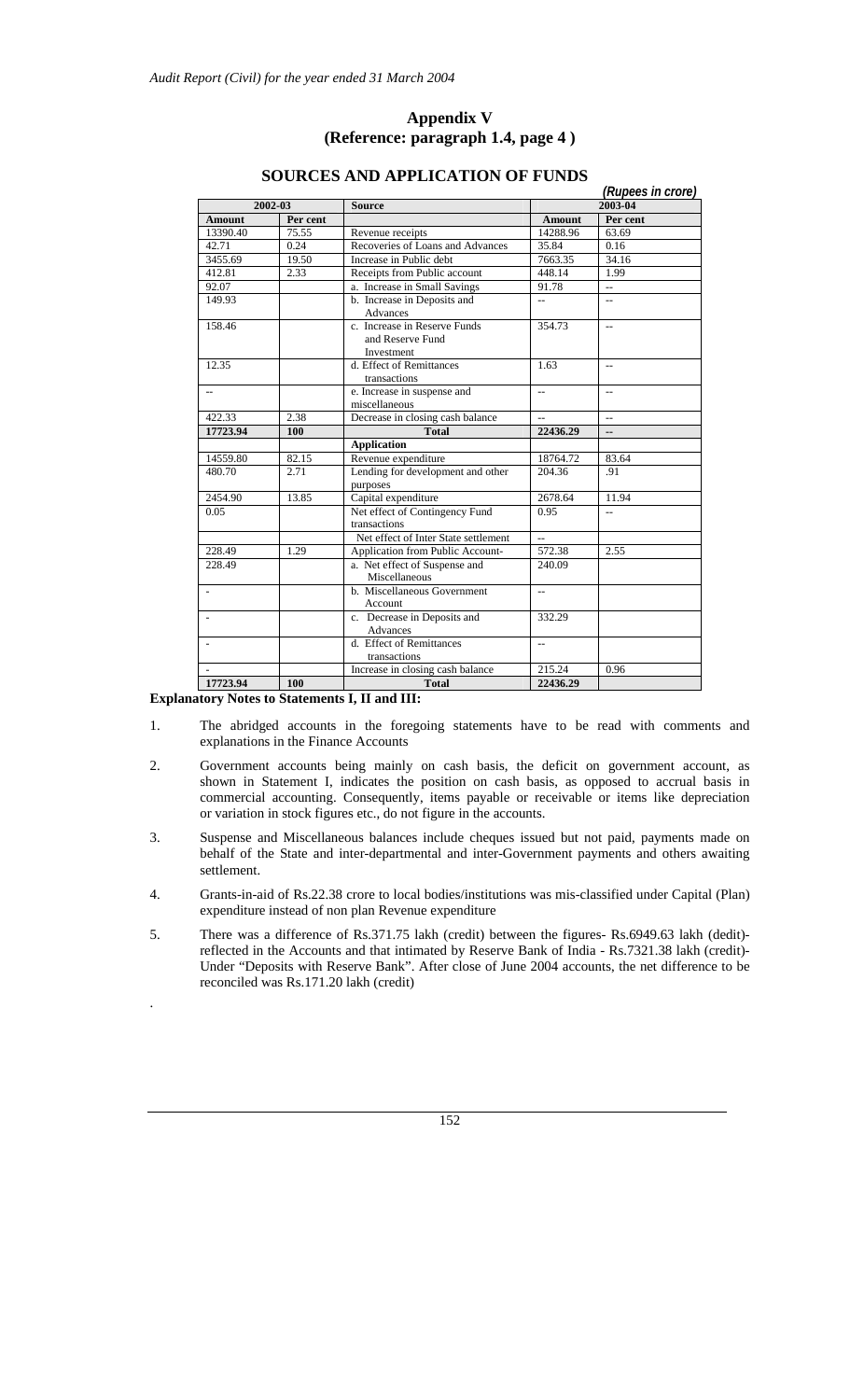## Appendix V
## (Reference: paragraph 1.4, page 4 )

### SOURCES AND APPLICATION OF FUNDS

*(Rupees in crore)*

| 2002-03 | | Source | 2003-04 | |
|---|---|---|---|---|
| **Amount** | **Per cent** | | **Amount** | **Per cent** |
| 13390.40 | 75.55 | Revenue receipts | 14288.96 | 63.69 |
| 42.71 | 0.24 | Recoveries of Loans and Advances | 35.84 | 0.16 |
| 3455.69 | 19.50 | Increase in Public debt | 7663.35 | 34.16 |
| 412.81 | 2.33 | Receipts from Public account | 448.14 | 1.99 |
| 92.07 | | a. Increase in Small Savings | 91.78 | -- |
| 149.93 | | b. Increase in Deposits and Advances | -- | -- |
| 158.46 | | c. Increase in Reserve Funds and Reserve Fund Investment | 354.73 | -- |
| 12.35 | | d. Effect of Remittances transactions | 1.63 | -- |
| -- | | e. Increase in suspense and miscellaneous | -- | -- |
| 422.33 | 2.38 | Decrease in closing cash balance | -- | -- |
| **17723.94** | **100** | **Total** | **22436.29** | **--** |
| | | **Application** | | |
| 14559.80 | 82.15 | Revenue expenditure | 18764.72 | 83.64 |
| 480.70 | 2.71 | Lending for development and other purposes | 204.36 | .91 |
| 2454.90 | 13.85 | Capital expenditure | 2678.64 | 11.94 |
| 0.05 | | Net effect of Contingency Fund transactions | 0.95 | -- |
| | | Net effect of Inter State settlement | -- | |
| 228.49 | 1.29 | Application from Public Account- | 572.38 | 2.55 |
| 228.49 | | a. Net effect of Suspense and Miscellaneous | 240.09 | |
| - | | b. Miscellaneous Government Account | -- | |
| - | | c. Decrease in Deposits and Advances | 332.29 | |
| - | | d. Effect of Remittances transactions | -- | |
| - | | Increase in closing cash balance | 215.24 | 0.96 |
| **17723.94** | **100** | **Total** | **22436.29** | |

**Explanatory Notes to Statements I, II and III:**

1. The abridged accounts in the foregoing statements have to be read with comments and explanations in the Finance Accounts

2. Government accounts being mainly on cash basis, the deficit on government account, as shown in Statement I, indicates the position on cash basis, as opposed to accrual basis in commercial accounting. Consequently, items payable or receivable or items like depreciation or variation in stock figures etc., do not figure in the accounts.

3. Suspense and Miscellaneous balances include cheques issued but not paid, payments made on behalf of the State and inter-departmental and inter-Government payments and others awaiting settlement.

4. Grants-in-aid of Rs.22.38 crore to local bodies/institutions was mis-classified under Capital (Plan) expenditure instead of non plan Revenue expenditure

5. There was a difference of Rs.371.75 lakh (credit) between the figures- Rs.6949.63 lakh (dedit)- reflected in the Accounts and that intimated by Reserve Bank of India - Rs.7321.38 lakh (credit)- Under "Deposits with Reserve Bank". After close of June 2004 accounts, the net difference to be reconciled was Rs.171.20 lakh (credit)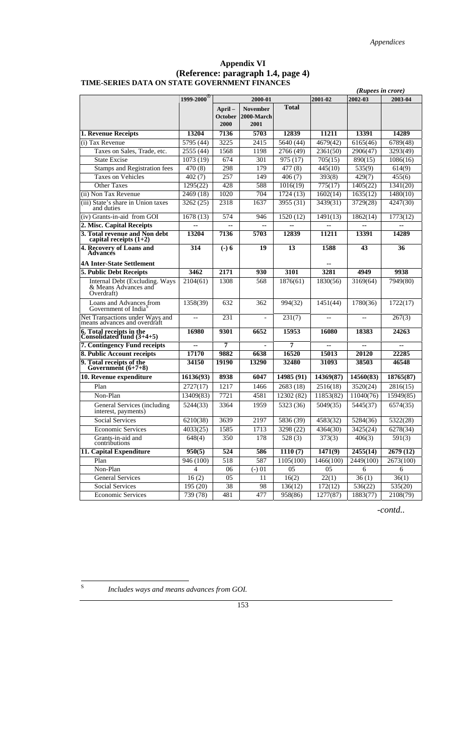## Appendix VI

### (Reference: paragraph 1.4, page 4)

### TIME-SERIES DATA ON STATE GOVERNMENT FINANCES

*(Rupees in crore)*

| | 1999-2000[@] | 2000-01 | | | 2001-02 | 2002-03 | 2003-04 |
|---|---|---|---|---|---|---|---|
| | | April – October 2000 | November 2000-March 2001 | Total | | | |
| **1. Revenue Receipts** | **13204** | **7136** | **5703** | **12839** | **11211** | **13391** | **14289** |
| (i) Tax Revenue | 5795 (44) | 3225 | 2415 | 5640 (44) | 4679(42) | 6165(46) | 6789(48) |
| Taxes on Sales, Trade, etc. | 2555 (44) | 1568 | 1198 | 2766 (49) | 2361(50) | 2906(47) | 3293(49) |
| State Excise | 1073 (19) | 674 | 301 | 975 (17) | 705(15) | 890(15) | 1086(16) |
| Stamps and Registration fees | 470 (8) | 298 | 179 | 477 (8) | 445(10) | 535(9) | 614(9) |
| Taxes on Vehicles | 402 (7) | 257 | 149 | 406 (7) | 393(8) | 429(7) | 455(6) |
| Other Taxes | 1295(22) | 428 | 588 | 1016(19) | 775(17) | 1405(22) | 1341(20) |
| (ii) Non Tax Revenue | 2469 (18) | 1020 | 704 | 1724 (13) | 1602(14) | 1635(12) | 1480(10) |
| (iii) State's share in Union taxes and duties | 3262 (25) | 2318 | 1637 | 3955 (31) | 3439(31) | 3729(28) | 4247(30) |
| (iv) Grants-in-aid from GOI | 1678 (13) | 574 | 946 | 1520 (12) | 1491(13) | 1862(14) | 1773(12) |
| **2. Misc. Capital Receipts** | -- | -- | -- | -- | -- | -- | -- |
| **3. Total revenue and Non debt capital receipts (1+2)** | **13204** | **7136** | **5703** | **12839** | **11211** | **13391** | **14289** |
| **4. Recovery of Loans and Advances** | **314** | **(-) 6** | **19** | **13** | **1588** | **43** | **36** |
| **4A Inter-State Settlement** | | | | | -- | | |
| **5. Public Debt Receipts** | **3462** | **2171** | **930** | **3101** | **3281** | **4949** | **9938** |
| Internal Debt (Excluding. Ways & Means Advances and Overdraft) | 2104(61) | 1308 | 568 | 1876(61) | 1830(56) | 3169(64) | 7949(80) |
| Loans and Advances from Government of India[$] | 1358(39) | 632 | 362 | 994(32) | 1451(44) | 1780(36) | 1722(17) |
| Net Transactions under Ways and means advances and overdraft | -- | 231 | - | 231(7) | -- | -- | 267(3) |
| **6. Total receipts in the Consolidated fund (3+4+5)** | **16980** | **9301** | **6652** | **15953** | **16080** | **18383** | **24263** |
| **7. Contingency Fund receipts** | -- | **7** | - | **7** | -- | -- | -- |
| **8. Public Account receipts** | **17170** | **9882** | **6638** | **16520** | **15013** | **20120** | **22285** |
| **9. Total receipts of the Government (6+7+8)** | **34150** | **19190** | **13290** | **32480** | **31093** | **38503** | **46548** |
| **10. Revenue expenditure** | **16136(93)** | **8938** | **6047** | **14985 (91)** | **14369(87)** | **14560(83)** | **18765(87)** |
| Plan | 2727(17) | 1217 | 1466 | 2683 (18) | 2516(18) | 3520(24) | 2816(15) |
| Non-Plan | 13409(83) | 7721 | 4581 | 12302 (82) | 11853(82) | 11040(76) | 15949(85) |
| General Services (including interest, payments) | 5244(33) | 3364 | 1959 | 5323 (36) | 5049(35) | 5445(37) | 6574(35) |
| Social Services | 6210(38) | 3639 | 2197 | 5836 (39) | 4583(32) | 5284(36) | 5322(28) |
| Economic Services | 4033(25) | 1585 | 1713 | 3298 (22) | 4364(30) | 3425(24) | 6278(34) |
| Grants-in-aid and contributions | 648(4) | 350 | 178 | 528 (3) | 373(3) | 406(3) | 591(3) |
| **11. Capital Expenditure** | **950(5)** | **524** | **586** | **1110 (7)** | **1471(9)** | **2455(14)** | **2679 (12)** |
| Plan | 946 (100) | 518 | 587 | 1105(100) | 1466(100) | 2449(100) | 2673(100) |
| Non-Plan | 4 | 06 | (-) 01 | 05 | 05 | 6 | 6 |
| General Services | 16 (2) | 05 | 11 | 16(2) | 22(1) | 36 (1) | 36(1) |
| Social Services | 195 (20) | 38 | 98 | 136(12) | 172(12) | 536(22) | 535(20) |
| Economic Services | 739 (78) | 481 | 477 | 958(86) | 1277(87) | 1883(77) | 2108(79) |

*-contd..*

---

$ *Includes ways and means advances from GOI.*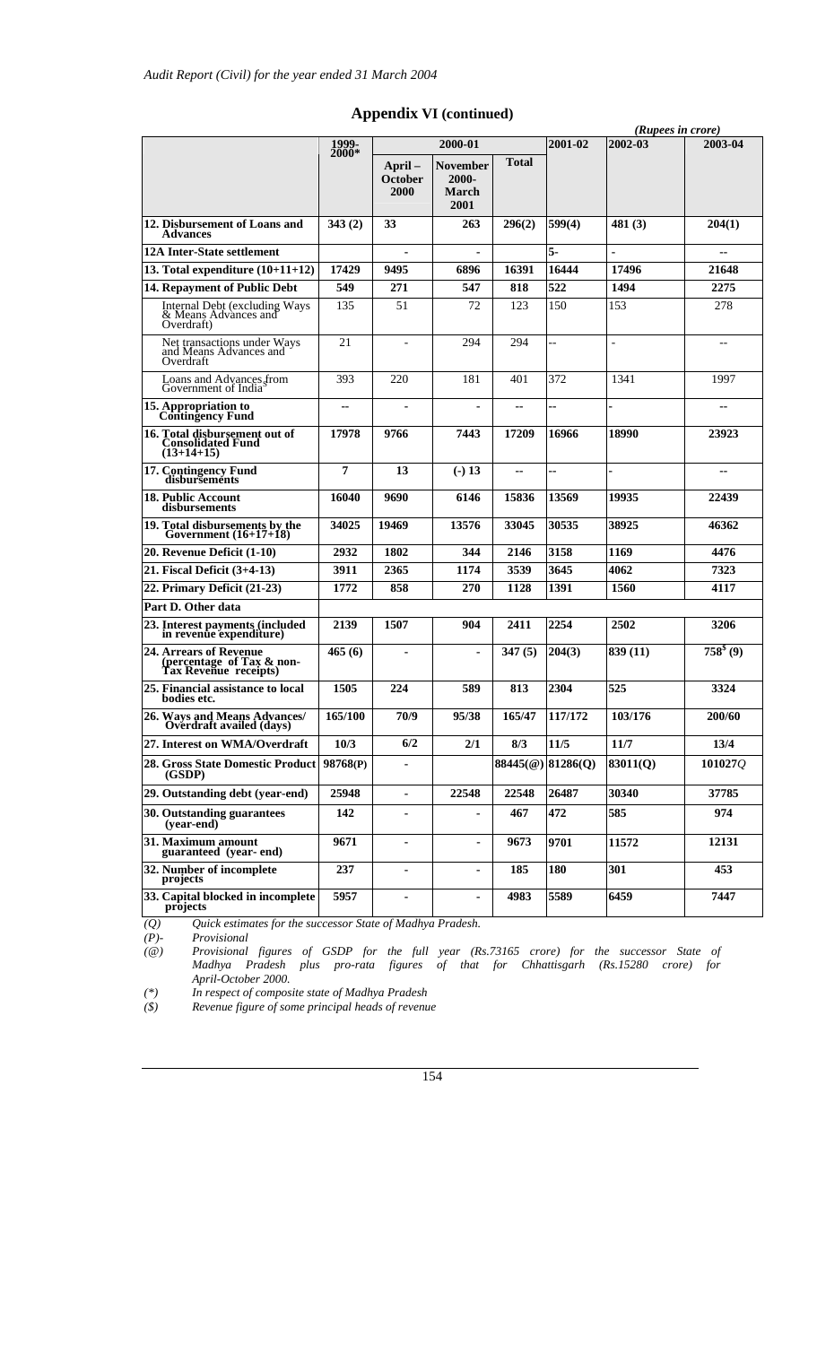## Appendix VI (continued)

*(Rupees in crore)*

| | 1999-2000* | 2000-01 | | | 2001-02 | 2002-03 | 2003-04 |
|---|---|---|---|---|---|---|---|
| | | April – October 2000 | November 2000- March 2001 | Total | | | |
| **12. Disbursement of Loans and Advances** | **343 (2)** | **33** | **263** | **296(2)** | **599(4)** | **481 (3)** | **204(1)** |
| **12A Inter-State settlement** | | **-** | **-** | | **5-** | - | **--** |
| **13. Total expenditure (10+11+12)** | **17429** | **9495** | **6896** | **16391** | **16444** | **17496** | **21648** |
| **14. Repayment of Public Debt** | **549** | **271** | **547** | **818** | **522** | **1494** | **2275** |
| Internal Debt (excluding Ways & Means Advances and Overdraft) | 135 | 51 | 72 | 123 | 150 | 153 | 278 |
| Net transactions under Ways and Means Advances and Overdraft | 21 | - | 294 | 294 | -- | - | -- |
| Loans and Advances from Government of India$ | 393 | 220 | 181 | 401 | 372 | 1341 | 1997 |
| **15. Appropriation to Contingency Fund** | **--** | **-** | **-** | **--** | -- | - | -- |
| **16. Total disbursement out of Consolidated Fund (13+14+15)** | **17978** | **9766** | **7443** | **17209** | **16966** | **18990** | **23923** |
| **17. Contingency Fund disbursements** | **7** | **13** | **(-) 13** | **--** | -- | - | **--** |
| **18. Public Account disbursements** | **16040** | **9690** | **6146** | **15836** | **13569** | **19935** | **22439** |
| **19. Total disbursements by the Government (16+17+18)** | **34025** | **19469** | **13576** | **33045** | **30535** | **38925** | **46362** |
| **20. Revenue Deficit (1-10)** | **2932** | **1802** | **344** | **2146** | **3158** | **1169** | **4476** |
| **21. Fiscal Deficit (3+4-13)** | **3911** | **2365** | **1174** | **3539** | **3645** | **4062** | **7323** |
| **22. Primary Deficit (21-23)** | **1772** | **858** | **270** | **1128** | **1391** | **1560** | **4117** |
| **Part D. Other data** | | | | | | | |
| **23. Interest payments (included in revenue expenditure)** | **2139** | **1507** | **904** | **2411** | **2254** | **2502** | **3206** |
| **24. Arrears of Revenue (percentage of Tax & non-Tax Revenue receipts)** | **465 (6)** | **-** | **-** | **347 (5)** | **204(3)** | **839 (11)** | **758$ (9)** |
| **25. Financial assistance to local bodies etc.** | **1505** | **224** | **589** | **813** | **2304** | **525** | **3324** |
| **26. Ways and Means Advances/ Overdraft availed (days)** | **165/100** | **70/9** | **95/38** | **165/47** | **117/172** | **103/176** | **200/60** |
| **27. Interest on WMA/Overdraft** | **10/3** | **6/2** | **2/1** | **8/3** | **11/5** | **11/7** | **13/4** |
| **28. Gross State Domestic Product (GSDP)** | **98768(P)** | **-** | | **88445(@)** | **81286(Q)** | **83011(Q)** | **101027*Q*** |
| **29. Outstanding debt (year-end)** | **25948** | **-** | **22548** | **22548** | **26487** | **30340** | **37785** |
| **30. Outstanding guarantees (year-end)** | **142** | **-** | **-** | **467** | **472** | **585** | **974** |
| **31. Maximum amount guaranteed (year- end)** | **9671** | **-** | **-** | **9673** | **9701** | **11572** | **12131** |
| **32. Number of incomplete projects** | **237** | **-** | **-** | **185** | **180** | **301** | **453** |
| **33. Capital blocked in incomplete projects** | **5957** | **-** | **-** | **4983** | **5589** | **6459** | **7447** |

*(Q)* *Quick estimates for the successor State of Madhya Pradesh.*

*(P)-* *Provisional*

*(@)* *Provisional figures of GSDP for the full year (Rs.73165 crore) for the successor State of Madhya Pradesh plus pro-rata figures of that for Chhattisgarh (Rs.15280 crore) for April-October 2000.*

*(\*)* *In respect of composite state of Madhya Pradesh*

*($)* *Revenue figure of some principal heads of revenue*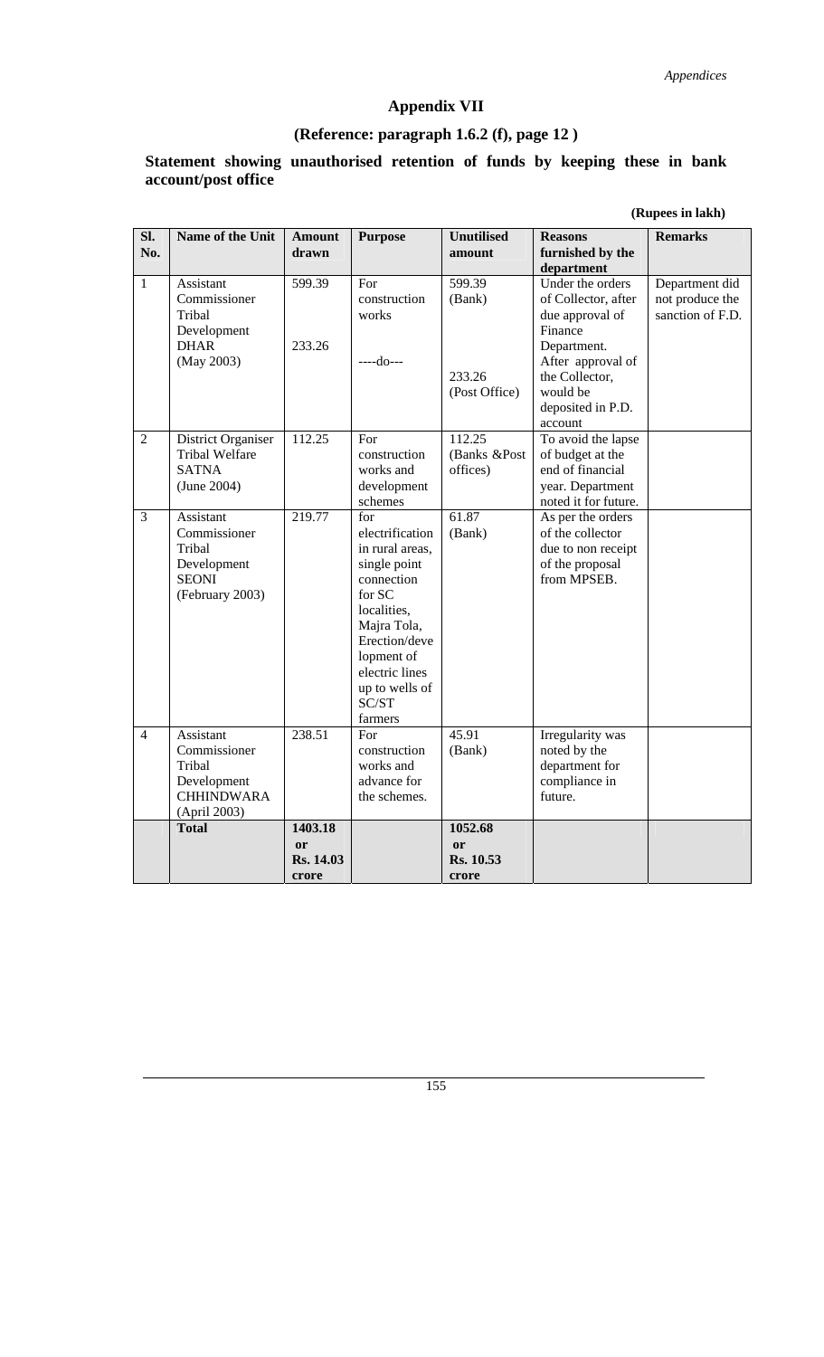# Appendix VII

## (Reference: paragraph 1.6.2 (f), page 12 )

### Statement showing unauthorised retention of funds by keeping these in bank account/post office

**(Rupees in lakh)**

| Sl. No. | Name of the Unit | Amount drawn | Purpose | Unutilised amount | Reasons furnished by the department | Remarks |
|---|---|---|---|---|---|---|
| 1 | Assistant Commissioner Tribal Development DHAR (May 2003) | 599.39<br><br>233.26 | For construction works<br><br>----do--- | 599.39 (Bank)<br><br>233.26 (Post Office) | Under the orders of Collector, after due approval of Finance Department. After approval of the Collector, would be deposited in P.D. account | Department did not produce the sanction of F.D. |
| 2 | District Organiser Tribal Welfare SATNA (June 2004) | 112.25 | For construction works and development schemes | 112.25 (Banks &Post offices) | To avoid the lapse of budget at the end of financial year. Department noted it for future. | |
| 3 | Assistant Commissioner Tribal Development SEONI (February 2003) | 219.77 | for electrification in rural areas, single point connection for SC localities, Majra Tola, Erection/development of electric lines up to wells of SC/ST farmers | 61.87 (Bank) | As per the orders of the collector due to non receipt of the proposal from MPSEB. | |
| 4 | Assistant Commissioner Tribal Development CHHINDWARA (April 2003) | 238.51 | For construction works and advance for the schemes. | 45.91 (Bank) | Irregularity was noted by the department for compliance in future. | |
| | **Total** | **1403.18 or Rs. 14.03 crore** | | **1052.68 or Rs. 10.53 crore** | | |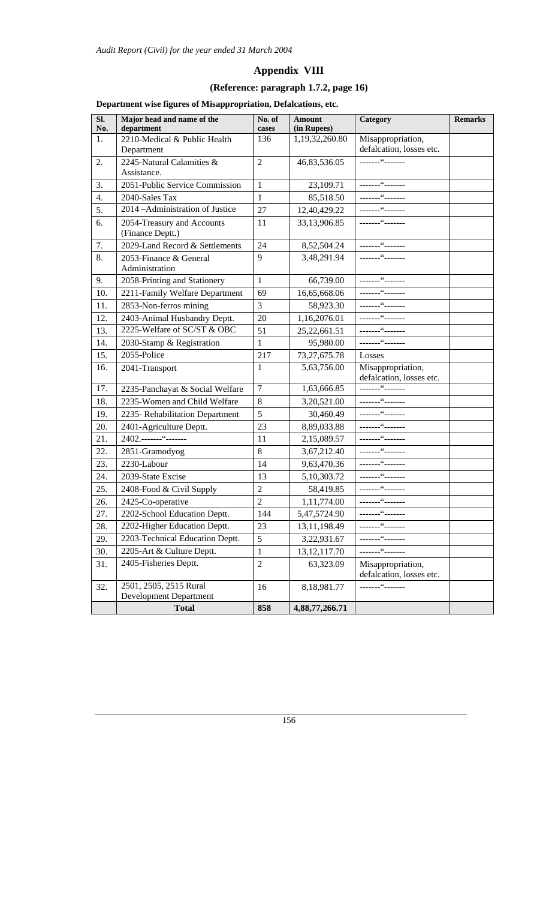## Appendix VIII

### (Reference: paragraph 1.7.2, page 16)

**Department wise figures of Misappropriation, Defalcations, etc.**

| Sl. No. | Major head and name of the department | No. of cases | Amount (in Rupees) | Category | Remarks |
|---|---|---|---|---|---|
| 1. | 2210-Medical & Public Health Department | 136 | 1,19,32,260.80 | Misappropriation, defalcation, losses etc. | |
| 2. | 2245-Natural Calamities & Assistance. | 2 | 46,83,536.05 | -------"------- | |
| 3. | 2051-Public Service Commission | 1 | 23,109.71 | -------"------- | |
| 4. | 2040-Sales Tax | 1 | 85,518.50 | -------"------- | |
| 5. | 2014 –Administration of Justice | 27 | 12,40,429.22 | -------"------- | |
| 6. | 2054-Treasury and Accounts (Finance Deptt.) | 11 | 33,13,906.85 | -------"------- | |
| 7. | 2029-Land Record & Settlements | 24 | 8,52,504.24 | -------"------- | |
| 8. | 2053-Finance & General Administration | 9 | 3,48,291.94 | -------"------- | |
| 9. | 2058-Printing and Stationery | 1 | 66,739.00 | -------"------- | |
| 10. | 2211-Family Welfare Department | 69 | 16,65,668.06 | -------"------- | |
| 11. | 2853-Non-ferros mining | 3 | 58,923.30 | -------"------- | |
| 12. | 2403-Animal Husbandry Deptt. | 20 | 1,16,2076.01 | -------"------- | |
| 13. | 2225-Welfare of SC/ST & OBC | 51 | 25,22,661.51 | -------"------- | |
| 14. | 2030-Stamp & Registration | 1 | 95,980.00 | -------"------- | |
| 15. | 2055-Police | 217 | 73,27,675.78 | Losses | |
| 16. | 2041-Transport | 1 | 5,63,756.00 | Misappropriation, defalcation, losses etc. | |
| 17. | 2235-Panchayat & Social Welfare | 7 | 1,63,666.85 | -------"------- | |
| 18. | 2235-Women and Child Welfare | 8 | 3,20,521.00 | -------"------- | |
| 19. | 2235- Rehabilitation Department | 5 | 30,460.49 | -------"------- | |
| 20. | 2401-Agriculture Deptt. | 23 | 8,89,033.88 | -------"------- | |
| 21. | 2402.-------"------- | 11 | 2,15,089.57 | -------"------- | |
| 22. | 2851-Gramodyog | 8 | 3,67,212.40 | -------"------- | |
| 23. | 2230-Labour | 14 | 9,63,470.36 | -------"------- | |
| 24. | 2039-State Excise | 13 | 5,10,303.72 | -------"------- | |
| 25. | 2408-Food & Civil Supply | 2 | 58,419.85 | -------"------- | |
| 26. | 2425-Co-operative | 2 | 1,11,774.00 | -------"------- | |
| 27. | 2202-School Education Deptt. | 144 | 5,47,5724.90 | -------"------- | |
| 28. | 2202-Higher Education Deptt. | 23 | 13,11,198.49 | -------"------- | |
| 29. | 2203-Technical Education Deptt. | 5 | 3,22,931.67 | -------"------- | |
| 30. | 2205-Art & Culture Deptt. | 1 | 13,12,117.70 | -------"------- | |
| 31. | 2405-Fisheries Deptt. | 2 | 63,323.09 | Misappropriation, defalcation, losses etc. | |
| 32. | 2501, 2505, 2515 Rural Development Department | 16 | 8,18,981.77 | -------"------- | |
| | **Total** | **858** | **4,88,77,266.71** | | |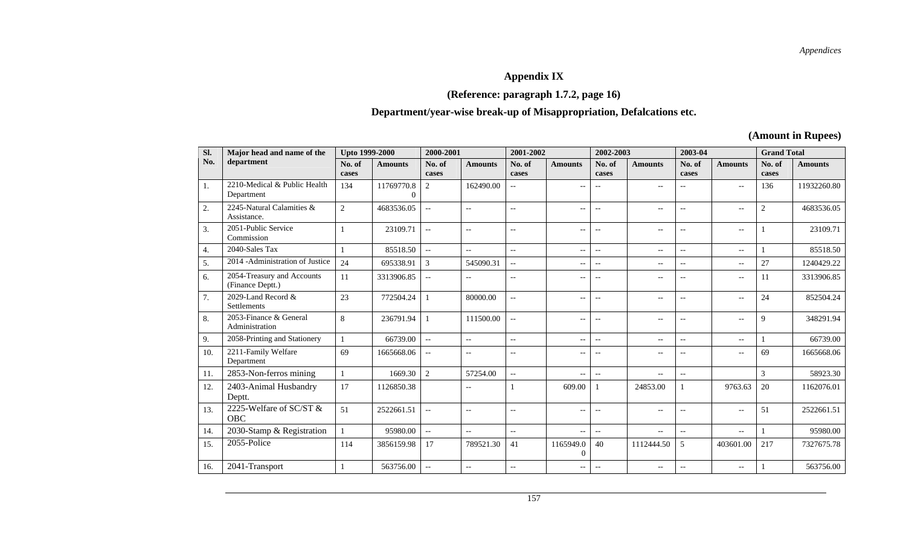## Appendix IX

### (Reference: paragraph 1.7.2, page 16)

### Department/year-wise break-up of Misappropriation, Defalcations etc.

**(Amount in Rupees)**

| Sl. No. | Major head and name of the department | Upto 1999-2000 | | 2000-2001 | | 2001-2002 | | 2002-2003 | | 2003-04 | | Grand Total | |
|---|---|---|---|---|---|---|---|---|---|---|---|---|---|
| | | No. of cases | Amounts | No. of cases | Amounts | No. of cases | Amounts | No. of cases | Amounts | No. of cases | Amounts | No. of cases | Amounts |
| 1. | 2210-Medical & Public Health Department | 134 | 11769770.80 | 2 | 162490.00 | -- | -- | -- | -- | -- | -- | 136 | 11932260.80 |
| 2. | 2245-Natural Calamities & Assistance. | 2 | 4683536.05 | -- | -- | -- | -- | -- | -- | -- | -- | 2 | 4683536.05 |
| 3. | 2051-Public Service Commission | 1 | 23109.71 | -- | -- | -- | -- | -- | -- | -- | -- | 1 | 23109.71 |
| 4. | 2040-Sales Tax | 1 | 85518.50 | -- | -- | -- | -- | -- | -- | -- | -- | 1 | 85518.50 |
| 5. | 2014 -Administration of Justice | 24 | 695338.91 | 3 | 545090.31 | -- | -- | -- | -- | -- | -- | 27 | 1240429.22 |
| 6. | 2054-Treasury and Accounts (Finance Deptt.) | 11 | 3313906.85 | -- | -- | -- | -- | -- | -- | -- | -- | 11 | 3313906.85 |
| 7. | 2029-Land Record & Settlements | 23 | 772504.24 | 1 | 80000.00 | -- | -- | -- | -- | -- | -- | 24 | 852504.24 |
| 8. | 2053-Finance & General Administration | 8 | 236791.94 | 1 | 111500.00 | -- | -- | -- | -- | -- | -- | 9 | 348291.94 |
| 9. | 2058-Printing and Stationery | 1 | 66739.00 | -- | -- | -- | -- | -- | -- | -- | -- | 1 | 66739.00 |
| 10. | 2211-Family Welfare Department | 69 | 1665668.06 | -- | -- | -- | -- | -- | -- | -- | -- | 69 | 1665668.06 |
| 11. | 2853-Non-ferros mining | 1 | 1669.30 | 2 | 57254.00 | -- | -- | -- | -- | -- | | 3 | 58923.30 |
| 12. | 2403-Animal Husbandry Deptt. | 17 | 1126850.38 | | -- | 1 | 609.00 | 1 | 24853.00 | 1 | 9763.63 | 20 | 1162076.01 |
| 13. | 2225-Welfare of SC/ST & OBC | 51 | 2522661.51 | -- | -- | -- | -- | -- | -- | -- | -- | 51 | 2522661.51 |
| 14. | 2030-Stamp & Registration | 1 | 95980.00 | -- | -- | -- | -- | -- | -- | -- | -- | 1 | 95980.00 |
| 15. | 2055-Police | 114 | 3856159.98 | 17 | 789521.30 | 41 | 1165949.00 | 40 | 1112444.50 | 5 | 403601.00 | 217 | 7327675.78 |
| 16. | 2041-Transport | 1 | 563756.00 | -- | -- | -- | -- | -- | -- | -- | -- | 1 | 563756.00 |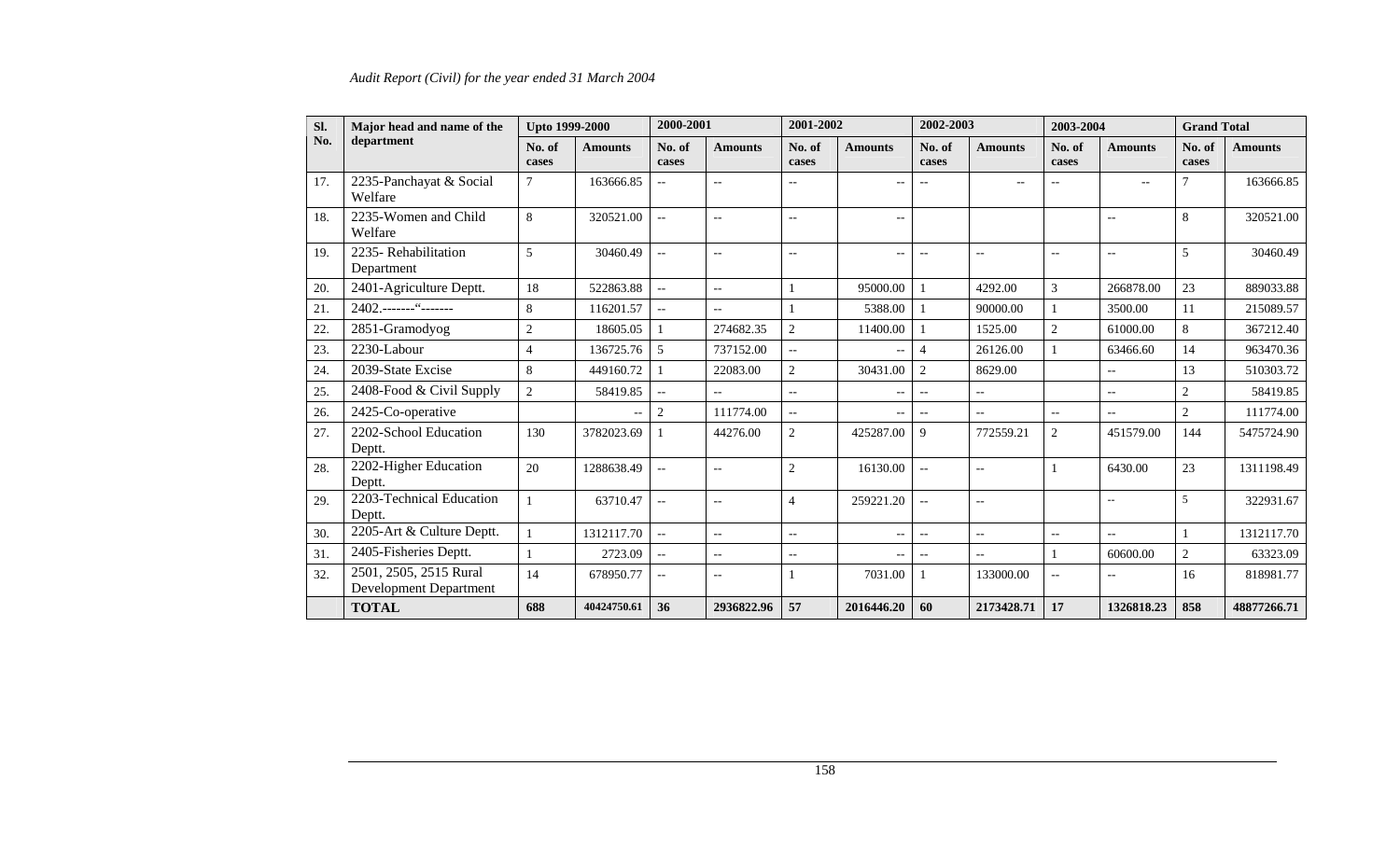| Sl. No. | Major head and name of the department | Upto 1999-2000 | | 2000-2001 | | 2001-2002 | | 2002-2003 | | 2003-2004 | | Grand Total | |
|---|---|---|---|---|---|---|---|---|---|---|---|---|---|
| | | No. of cases | Amounts | No. of cases | Amounts | No. of cases | Amounts | No. of cases | Amounts | No. of cases | Amounts | No. of cases | Amounts |
| 17. | 2235-Panchayat & Social Welfare | 7 | 163666.85 | -- | -- | -- | -- | -- | -- | -- | -- | 7 | 163666.85 |
| 18. | 2235-Women and Child Welfare | 8 | 320521.00 | -- | -- | -- | -- | | | | -- | 8 | 320521.00 |
| 19. | 2235- Rehabilitation Department | 5 | 30460.49 | -- | -- | -- | -- | -- | -- | -- | -- | 5 | 30460.49 |
| 20. | 2401-Agriculture Deptt. | 18 | 522863.88 | -- | -- | 1 | 95000.00 | 1 | 4292.00 | 3 | 266878.00 | 23 | 889033.88 |
| 21. | 2402.-------"------- | 8 | 116201.57 | -- | -- | 1 | 5388.00 | 1 | 90000.00 | 1 | 3500.00 | 11 | 215089.57 |
| 22. | 2851-Gramodyog | 2 | 18605.05 | 1 | 274682.35 | 2 | 11400.00 | 1 | 1525.00 | 2 | 61000.00 | 8 | 367212.40 |
| 23. | 2230-Labour | 4 | 136725.76 | 5 | 737152.00 | -- | -- | 4 | 26126.00 | 1 | 63466.60 | 14 | 963470.36 |
| 24. | 2039-State Excise | 8 | 449160.72 | 1 | 22083.00 | 2 | 30431.00 | 2 | 8629.00 | | -- | 13 | 510303.72 |
| 25. | 2408-Food & Civil Supply | 2 | 58419.85 | -- | -- | -- | -- | -- | -- | | -- | 2 | 58419.85 |
| 26. | 2425-Co-operative | | -- | 2 | 111774.00 | -- | -- | -- | -- | -- | -- | 2 | 111774.00 |
| 27. | 2202-School Education Deptt. | 130 | 3782023.69 | 1 | 44276.00 | 2 | 425287.00 | 9 | 772559.21 | 2 | 451579.00 | 144 | 5475724.90 |
| 28. | 2202-Higher Education Deptt. | 20 | 1288638.49 | -- | -- | 2 | 16130.00 | -- | -- | 1 | 6430.00 | 23 | 1311198.49 |
| 29. | 2203-Technical Education Deptt. | 1 | 63710.47 | -- | -- | 4 | 259221.20 | -- | -- | | -- | 5 | 322931.67 |
| 30. | 2205-Art & Culture Deptt. | 1 | 1312117.70 | -- | -- | -- | -- | -- | -- | -- | -- | 1 | 1312117.70 |
| 31. | 2405-Fisheries Deptt. | 1 | 2723.09 | -- | -- | -- | -- | -- | -- | 1 | 60600.00 | 2 | 63323.09 |
| 32. | 2501, 2505, 2515 Rural Development Department | 14 | 678950.77 | -- | -- | 1 | 7031.00 | 1 | 133000.00 | -- | -- | 16 | 818981.77 |
| | **TOTAL** | **688** | **40424750.61** | **36** | **2936822.96** | **57** | **2016446.20** | **60** | **2173428.71** | **17** | **1326818.23** | **858** | **48877266.71** |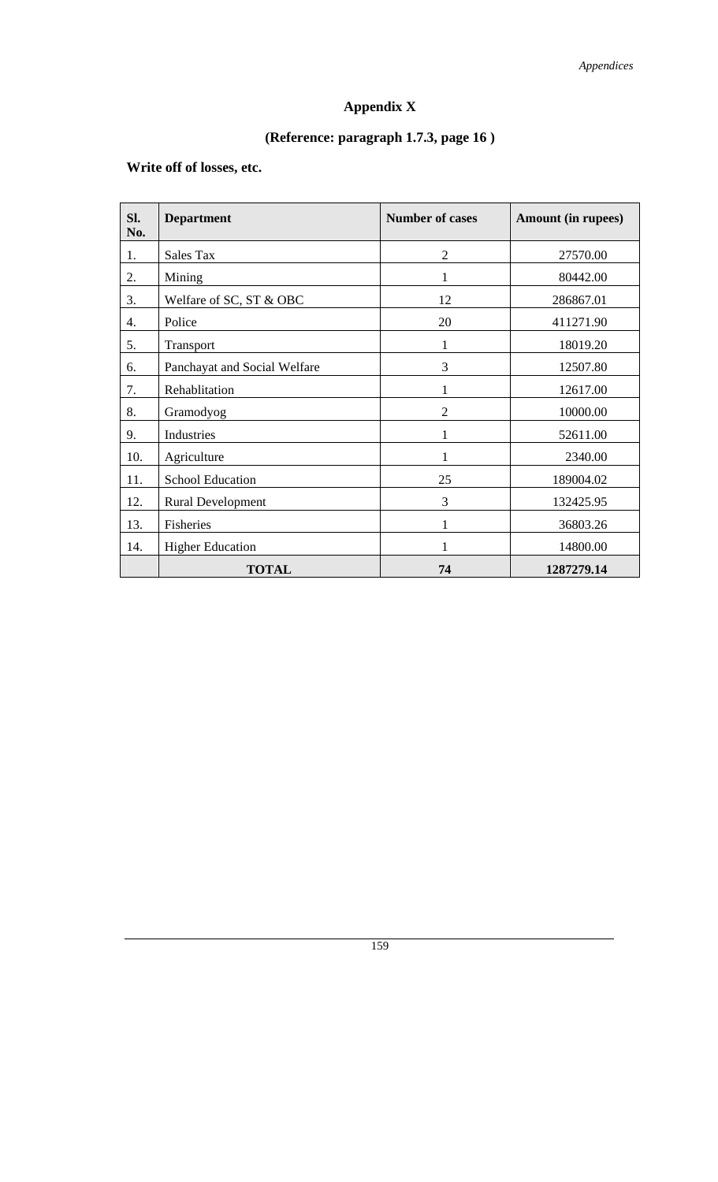# Appendix X

## (Reference: paragraph 1.7.3, page 16 )

**Write off of losses, etc.**

| Sl. No. | Department | Number of cases | Amount (in rupees) |
|---|---|---|---|
| 1. | Sales Tax | 2 | 27570.00 |
| 2. | Mining | 1 | 80442.00 |
| 3. | Welfare of SC, ST & OBC | 12 | 286867.01 |
| 4. | Police | 20 | 411271.90 |
| 5. | Transport | 1 | 18019.20 |
| 6. | Panchayat and Social Welfare | 3 | 12507.80 |
| 7. | Rehablitation | 1 | 12617.00 |
| 8. | Gramodyog | 2 | 10000.00 |
| 9. | Industries | 1 | 52611.00 |
| 10. | Agriculture | 1 | 2340.00 |
| 11. | School Education | 25 | 189004.02 |
| 12. | Rural Development | 3 | 132425.95 |
| 13. | Fisheries | 1 | 36803.26 |
| 14. | Higher Education | 1 | 14800.00 |
| | **TOTAL** | **74** | **1287279.14** |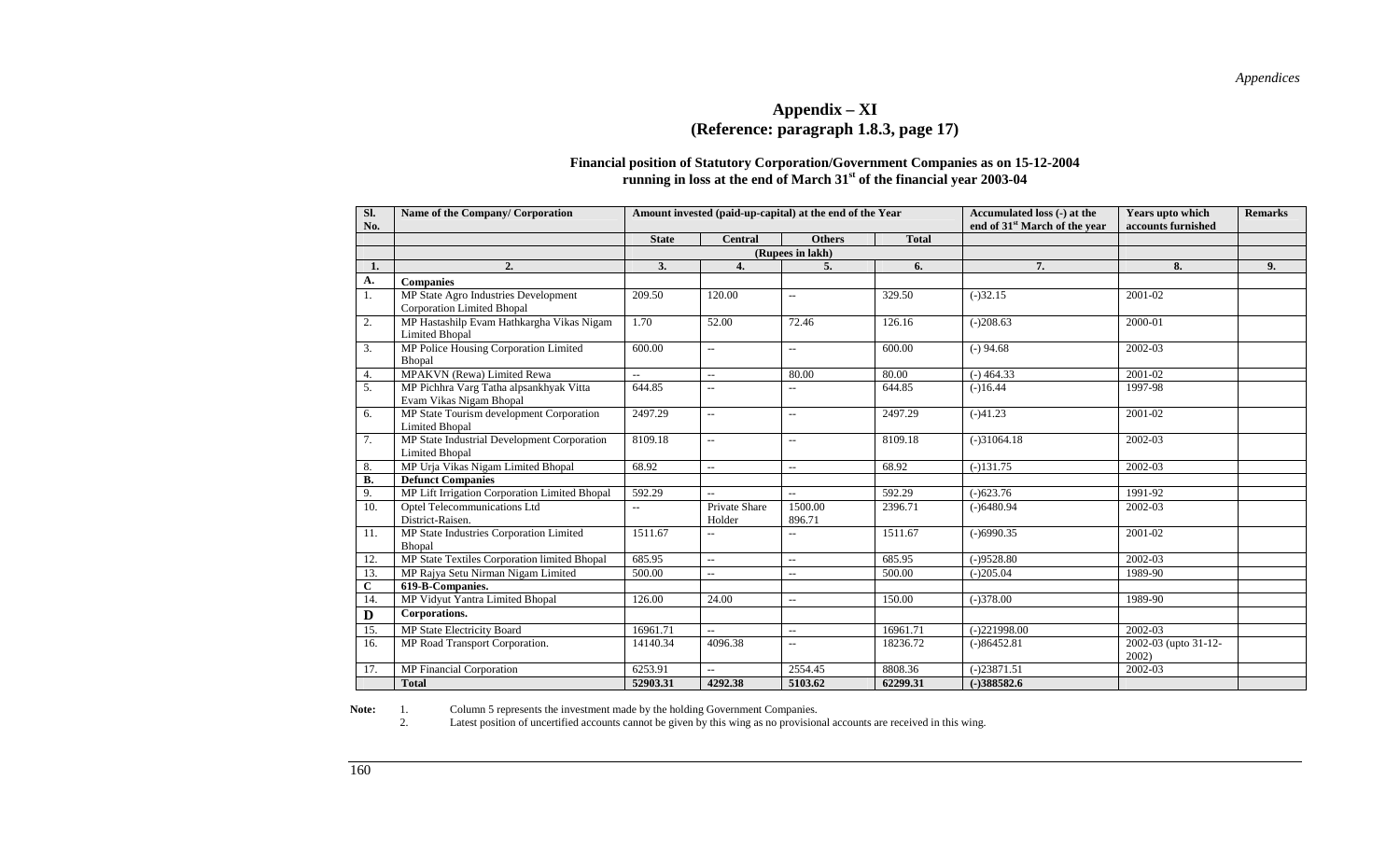# Appendix – XI

## (Reference: paragraph 1.8.3, page 17)

### Financial position of Statutory Corporation/Government Companies as on 15-12-2004 running in loss at the end of March 31st of the financial year 2003-04

| Sl. No. | Name of the Company/ Corporation | Amount invested (paid-up-capital) at the end of the Year | | | | Accumulated loss (-) at the end of 31st March of the year | Years upto which accounts furnished | Remarks |
|---|---|---|---|---|---|---|---|---|
| | | State | Central | Others | Total | | | |
| | | (Rupees in lakh) | | | | | | |
| 1. | 2. | 3. | 4. | 5. | 6. | 7. | 8. | 9. |
| A. | **Companies** | | | | | | | |
| 1. | MP State Agro Industries Development Corporation Limited Bhopal | 209.50 | 120.00 | -- | 329.50 | (-)32.15 | 2001-02 | |
| 2. | MP Hastashilp Evam Hathkargha Vikas Nigam Limited Bhopal | 1.70 | 52.00 | 72.46 | 126.16 | (-)208.63 | 2000-01 | |
| 3. | MP Police Housing Corporation Limited Bhopal | 600.00 | -- | -- | 600.00 | (-) 94.68 | 2002-03 | |
| 4. | MPAKVN (Rewa) Limited Rewa | -- | -- | 80.00 | 80.00 | (-) 464.33 | 2001-02 | |
| 5. | MP Pichhra Varg Tatha alpsankhyak Vitta Evam Vikas Nigam Bhopal | 644.85 | -- | -- | 644.85 | (-)16.44 | 1997-98 | |
| 6. | MP State Tourism development Corporation Limited Bhopal | 2497.29 | -- | -- | 2497.29 | (-)41.23 | 2001-02 | |
| 7. | MP State Industrial Development Corporation Limited Bhopal | 8109.18 | -- | -- | 8109.18 | (-)31064.18 | 2002-03 | |
| 8. | MP Urja Vikas Nigam Limited Bhopal | 68.92 | -- | -- | 68.92 | (-)131.75 | 2002-03 | |
| B. | **Defunct Companies** | | | | | | | |
| 9. | MP Lift Irrigation Corporation Limited Bhopal | 592.29 | -- | -- | 592.29 | (-)623.76 | 1991-92 | |
| 10. | Optel Telecommunications Ltd District-Raisen. | -- | Private Share Holder | 1500.00 896.71 | 2396.71 | (-)6480.94 | 2002-03 | |
| 11. | MP State Industries Corporation Limited Bhopal | 1511.67 | -- | -- | 1511.67 | (-)6990.35 | 2001-02 | |
| 12. | MP State Textiles Corporation limited Bhopal | 685.95 | -- | -- | 685.95 | (-)9528.80 | 2002-03 | |
| 13. | MP Rajya Setu Nirman Nigam Limited | 500.00 | -- | -- | 500.00 | (-)205.04 | 1989-90 | |
| C | **619-B-Companies.** | | | | | | | |
| 14. | MP Vidyut Yantra Limited Bhopal | 126.00 | 24.00 | -- | 150.00 | (-)378.00 | 1989-90 | |
| D | **Corporations.** | | | | | | | |
| 15. | MP State Electricity Board | 16961.71 | -- | -- | 16961.71 | (-)221998.00 | 2002-03 | |
| 16. | MP Road Transport Corporation. | 14140.34 | 4096.38 | -- | 18236.72 | (-)86452.81 | 2002-03 (upto 31-12-2002) | |
| 17. | MP Financial Corporation | 6253.91 | -- | 2554.45 | 8808.36 | (-)23871.51 | 2002-03 | |
| | **Total** | **52903.31** | **4292.38** | **5103.62** | **62299.31** | **(-)388582.6** | | |

**Note:**
1. Column 5 represents the investment made by the holding Government Companies.
2. Latest position of uncertified accounts cannot be given by this wing as no provisional accounts are received in this wing.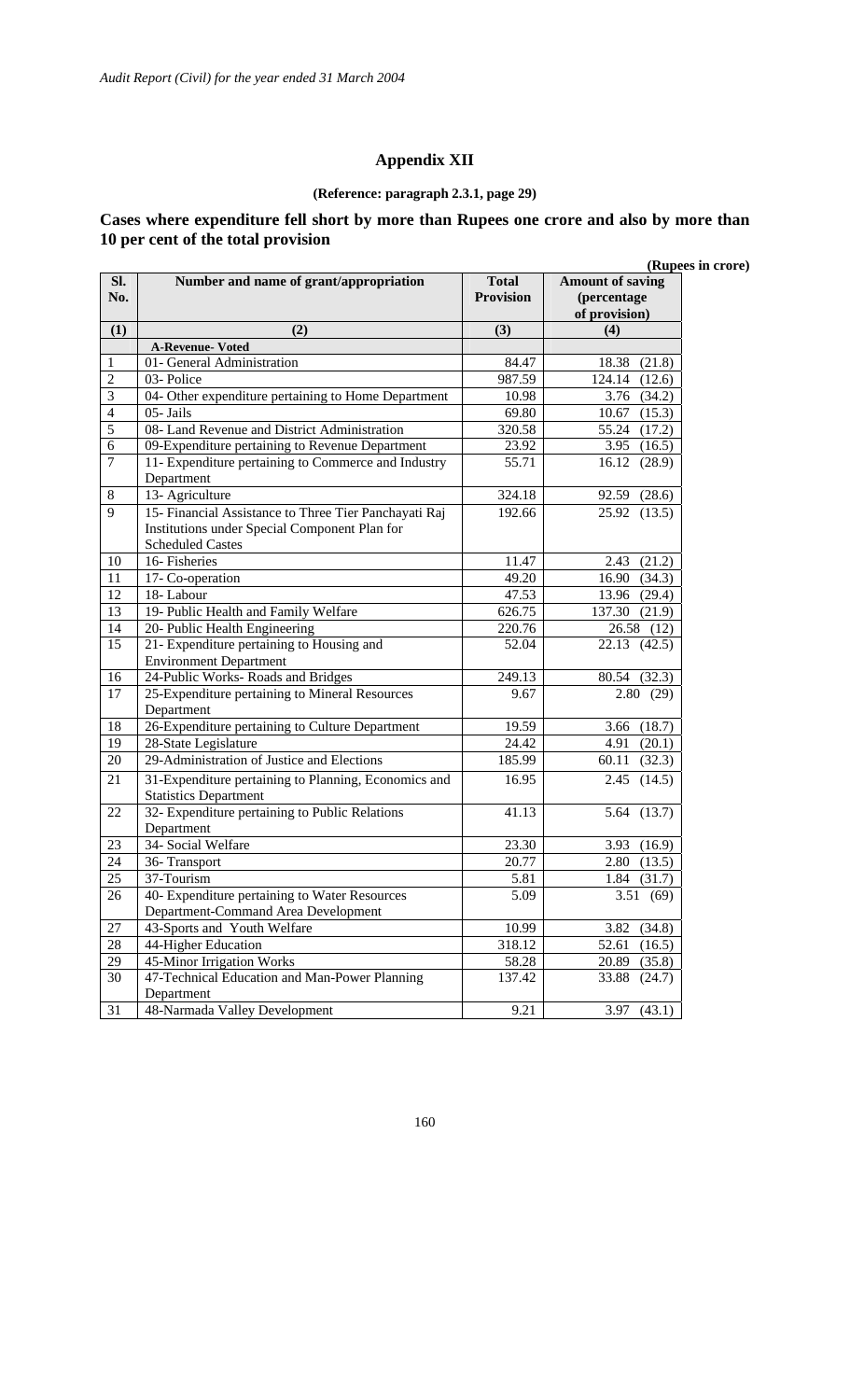# Appendix XII

**(Reference: paragraph 2.3.1, page 29)**

**Cases where expenditure fell short by more than Rupees one crore and also by more than 10 per cent of the total provision**

**(Rupees in crore)**

| Sl. No. | Number and name of grant/appropriation | Total Provision | Amount of saving (percentage of provision) |
|---|---|---|---|
| (1) | (2) | (3) | (4) |
| | **A-Revenue- Voted** | | |
| 1 | 01- General Administration | 84.47 | 18.38 (21.8) |
| 2 | 03- Police | 987.59 | 124.14 (12.6) |
| 3 | 04- Other expenditure pertaining to Home Department | 10.98 | 3.76 (34.2) |
| 4 | 05- Jails | 69.80 | 10.67 (15.3) |
| 5 | 08- Land Revenue and District Administration | 320.58 | 55.24 (17.2) |
| 6 | 09-Expenditure pertaining to Revenue Department | 23.92 | 3.95 (16.5) |
| 7 | 11- Expenditure pertaining to Commerce and Industry Department | 55.71 | 16.12 (28.9) |
| 8 | 13- Agriculture | 324.18 | 92.59 (28.6) |
| 9 | 15- Financial Assistance to Three Tier Panchayati Raj Institutions under Special Component Plan for Scheduled Castes | 192.66 | 25.92 (13.5) |
| 10 | 16- Fisheries | 11.47 | 2.43 (21.2) |
| 11 | 17- Co-operation | 49.20 | 16.90 (34.3) |
| 12 | 18- Labour | 47.53 | 13.96 (29.4) |
| 13 | 19- Public Health and Family Welfare | 626.75 | 137.30 (21.9) |
| 14 | 20- Public Health Engineering | 220.76 | 26.58 (12) |
| 15 | 21- Expenditure pertaining to Housing and Environment Department | 52.04 | 22.13 (42.5) |
| 16 | 24-Public Works- Roads and Bridges | 249.13 | 80.54 (32.3) |
| 17 | 25-Expenditure pertaining to Mineral Resources Department | 9.67 | 2.80 (29) |
| 18 | 26-Expenditure pertaining to Culture Department | 19.59 | 3.66 (18.7) |
| 19 | 28-State Legislature | 24.42 | 4.91 (20.1) |
| 20 | 29-Administration of Justice and Elections | 185.99 | 60.11 (32.3) |
| 21 | 31-Expenditure pertaining to Planning, Economics and Statistics Department | 16.95 | 2.45 (14.5) |
| 22 | 32- Expenditure pertaining to Public Relations Department | 41.13 | 5.64 (13.7) |
| 23 | 34- Social Welfare | 23.30 | 3.93 (16.9) |
| 24 | 36- Transport | 20.77 | 2.80 (13.5) |
| 25 | 37-Tourism | 5.81 | 1.84 (31.7) |
| 26 | 40- Expenditure pertaining to Water Resources Department-Command Area Development | 5.09 | 3.51 (69) |
| 27 | 43-Sports and Youth Welfare | 10.99 | 3.82 (34.8) |
| 28 | 44-Higher Education | 318.12 | 52.61 (16.5) |
| 29 | 45-Minor Irrigation Works | 58.28 | 20.89 (35.8) |
| 30 | 47-Technical Education and Man-Power Planning Department | 137.42 | 33.88 (24.7) |
| 31 | 48-Narmada Valley Development | 9.21 | 3.97 (43.1) |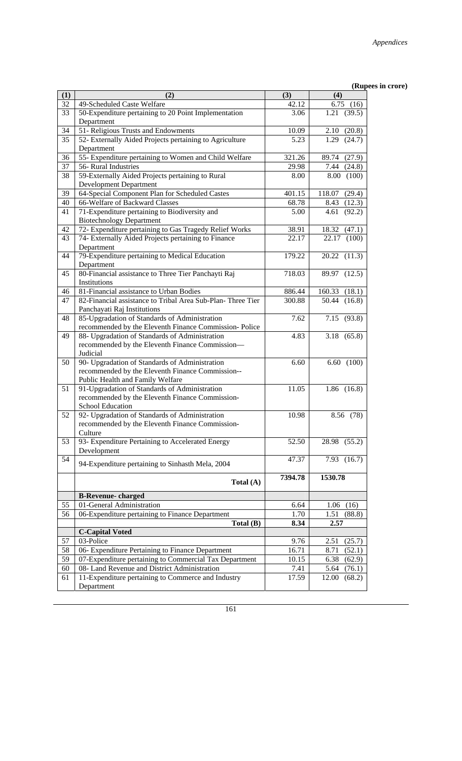(Rupees in crore)

| (1) | (2) | (3) | (4) |
|---|---|---|---|
| 32 | 49-Scheduled Caste Welfare | 42.12 | 6.75 (16) |
| 33 | 50-Expenditure pertaining to 20 Point Implementation Department | 3.06 | 1.21 (39.5) |
| 34 | 51- Religious Trusts and Endowments | 10.09 | 2.10 (20.8) |
| 35 | 52- Externally Aided Projects pertaining to Agriculture Department | 5.23 | 1.29 (24.7) |
| 36 | 55- Expenditure pertaining to Women and Child Welfare | 321.26 | 89.74 (27.9) |
| 37 | 56- Rural Industries | 29.98 | 7.44 (24.8) |
| 38 | 59-Externally Aided Projects pertaining to Rural Development Department | 8.00 | 8.00 (100) |
| 39 | 64-Special Component Plan for Scheduled Castes | 401.15 | 118.07 (29.4) |
| 40 | 66-Welfare of Backward Classes | 68.78 | 8.43 (12.3) |
| 41 | 71-Expenditure pertaining to Biodiversity and Biotechnology Department | 5.00 | 4.61 (92.2) |
| 42 | 72- Expenditure pertaining to Gas Tragedy Relief Works | 38.91 | 18.32 (47.1) |
| 43 | 74- Externally Aided Projects pertaining to Finance Department | 22.17 | 22.17 (100) |
| 44 | 79-Expenditure pertaining to Medical Education Department | 179.22 | 20.22 (11.3) |
| 45 | 80-Financial assistance to Three Tier Panchayti Raj Institutions | 718.03 | 89.97 (12.5) |
| 46 | 81-Financial assistance to Urban Bodies | 886.44 | 160.33 (18.1) |
| 47 | 82-Financial assistance to Tribal Area Sub-Plan- Three Tier Panchayati Raj Institutions | 300.88 | 50.44 (16.8) |
| 48 | 85-Upgradation of Standards of Administration recommended by the Eleventh Finance Commission- Police | 7.62 | 7.15 (93.8) |
| 49 | 88- Upgradation of Standards of Administration recommended by the Eleventh Finance Commission—Judicial | 4.83 | 3.18 (65.8) |
| 50 | 90- Upgradation of Standards of Administration recommended by the Eleventh Finance Commission--Public Health and Family Welfare | 6.60 | 6.60 (100) |
| 51 | 91-Upgradation of Standards of Administration recommended by the Eleventh Finance Commission-School Education | 11.05 | 1.86 (16.8) |
| 52 | 92- Upgradation of Standards of Administration recommended by the Eleventh Finance Commission-Culture | 10.98 | 8.56 (78) |
| 53 | 93- Expenditure Pertaining to Accelerated Energy Development | 52.50 | 28.98 (55.2) |
| 54 | 94-Expenditure pertaining to Sinhasth Mela, 2004 | 47.37 | 7.93 (16.7) |
| | **Total (A)** | **7394.78** | **1530.78** |
| | **B-Revenue- charged** | | |
| 55 | 01-General Administration | 6.64 | 1.06 (16) |
| 56 | 06-Expenditure pertaining to Finance Department | 1.70 | 1.51 (88.8) |
| | **Total (B)** | **8.34** | **2.57** |
| | **C-Capital Voted** | | |
| 57 | 03-Police | 9.76 | 2.51 (25.7) |
| 58 | 06- Expenditure Pertaining to Finance Department | 16.71 | 8.71 (52.1) |
| 59 | 07-Expenditure pertaining to Commercial Tax Department | 10.15 | 6.38 (62.9) |
| 60 | 08- Land Revenue and District Administration | 7.41 | 5.64 (76.1) |
| 61 | 11-Expenditure pertaining to Commerce and Industry Department | 17.59 | 12.00 (68.2) |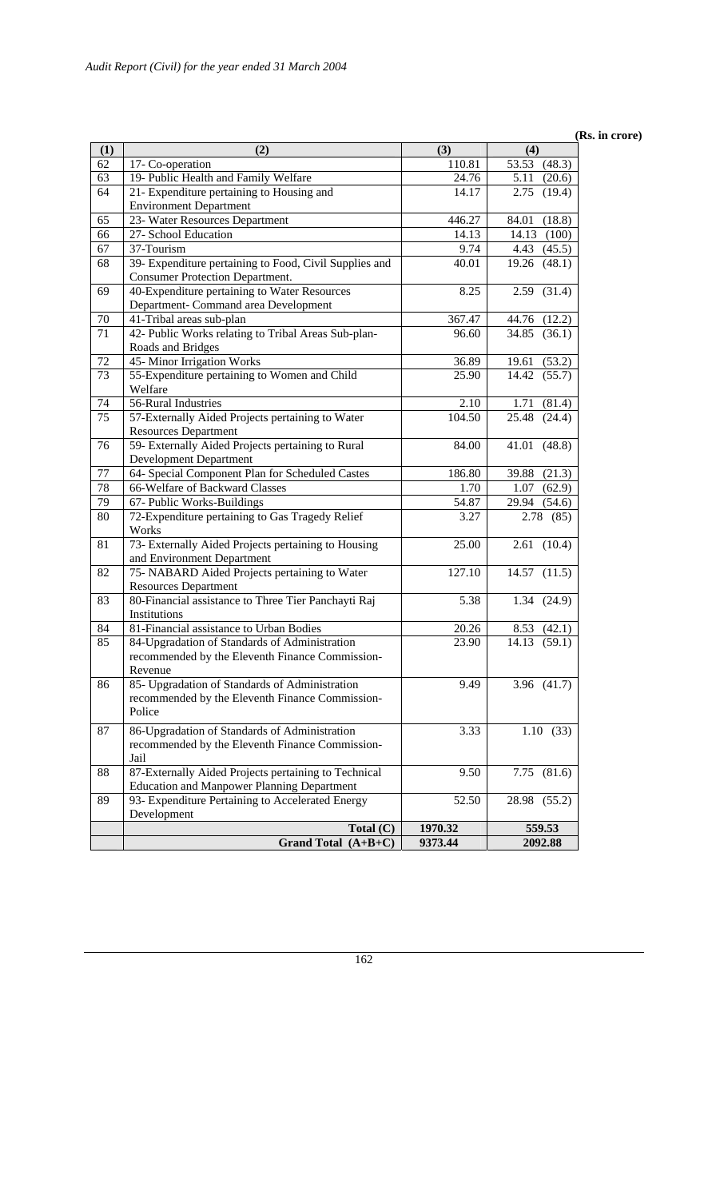(Rs. in crore)

| (1) | (2) | (3) | (4) |
|---|---|---|---|
| 62 | 17- Co-operation | 110.81 | 53.53 (48.3) |
| 63 | 19- Public Health and Family Welfare | 24.76 | 5.11 (20.6) |
| 64 | 21- Expenditure pertaining to Housing and Environment Department | 14.17 | 2.75 (19.4) |
| 65 | 23- Water Resources Department | 446.27 | 84.01 (18.8) |
| 66 | 27- School Education | 14.13 | 14.13 (100) |
| 67 | 37-Tourism | 9.74 | 4.43 (45.5) |
| 68 | 39- Expenditure pertaining to Food, Civil Supplies and Consumer Protection Department. | 40.01 | 19.26 (48.1) |
| 69 | 40-Expenditure pertaining to Water Resources Department- Command area Development | 8.25 | 2.59 (31.4) |
| 70 | 41-Tribal areas sub-plan | 367.47 | 44.76 (12.2) |
| 71 | 42- Public Works relating to Tribal Areas Sub-plan- Roads and Bridges | 96.60 | 34.85 (36.1) |
| 72 | 45- Minor Irrigation Works | 36.89 | 19.61 (53.2) |
| 73 | 55-Expenditure pertaining to Women and Child Welfare | 25.90 | 14.42 (55.7) |
| 74 | 56-Rural Industries | 2.10 | 1.71 (81.4) |
| 75 | 57-Externally Aided Projects pertaining to Water Resources Department | 104.50 | 25.48 (24.4) |
| 76 | 59- Externally Aided Projects pertaining to Rural Development Department | 84.00 | 41.01 (48.8) |
| 77 | 64- Special Component Plan for Scheduled Castes | 186.80 | 39.88 (21.3) |
| 78 | 66-Welfare of Backward Classes | 1.70 | 1.07 (62.9) |
| 79 | 67- Public Works-Buildings | 54.87 | 29.94 (54.6) |
| 80 | 72-Expenditure pertaining to Gas Tragedy Relief Works | 3.27 | 2.78 (85) |
| 81 | 73- Externally Aided Projects pertaining to Housing and Environment Department | 25.00 | 2.61 (10.4) |
| 82 | 75- NABARD Aided Projects pertaining to Water Resources Department | 127.10 | 14.57 (11.5) |
| 83 | 80-Financial assistance to Three Tier Panchayti Raj Institutions | 5.38 | 1.34 (24.9) |
| 84 | 81-Financial assistance to Urban Bodies | 20.26 | 8.53 (42.1) |
| 85 | 84-Upgradation of Standards of Administration recommended by the Eleventh Finance Commission- Revenue | 23.90 | 14.13 (59.1) |
| 86 | 85- Upgradation of Standards of Administration recommended by the Eleventh Finance Commission- Police | 9.49 | 3.96 (41.7) |
| 87 | 86-Upgradation of Standards of Administration recommended by the Eleventh Finance Commission- Jail | 3.33 | 1.10 (33) |
| 88 | 87-Externally Aided Projects pertaining to Technical Education and Manpower Planning Department | 9.50 | 7.75 (81.6) |
| 89 | 93- Expenditure Pertaining to Accelerated Energy Development | 52.50 | 28.98 (55.2) |
| | **Total (C)** | **1970.32** | **559.53** |
| | **Grand Total (A+B+C)** | **9373.44** | **2092.88** |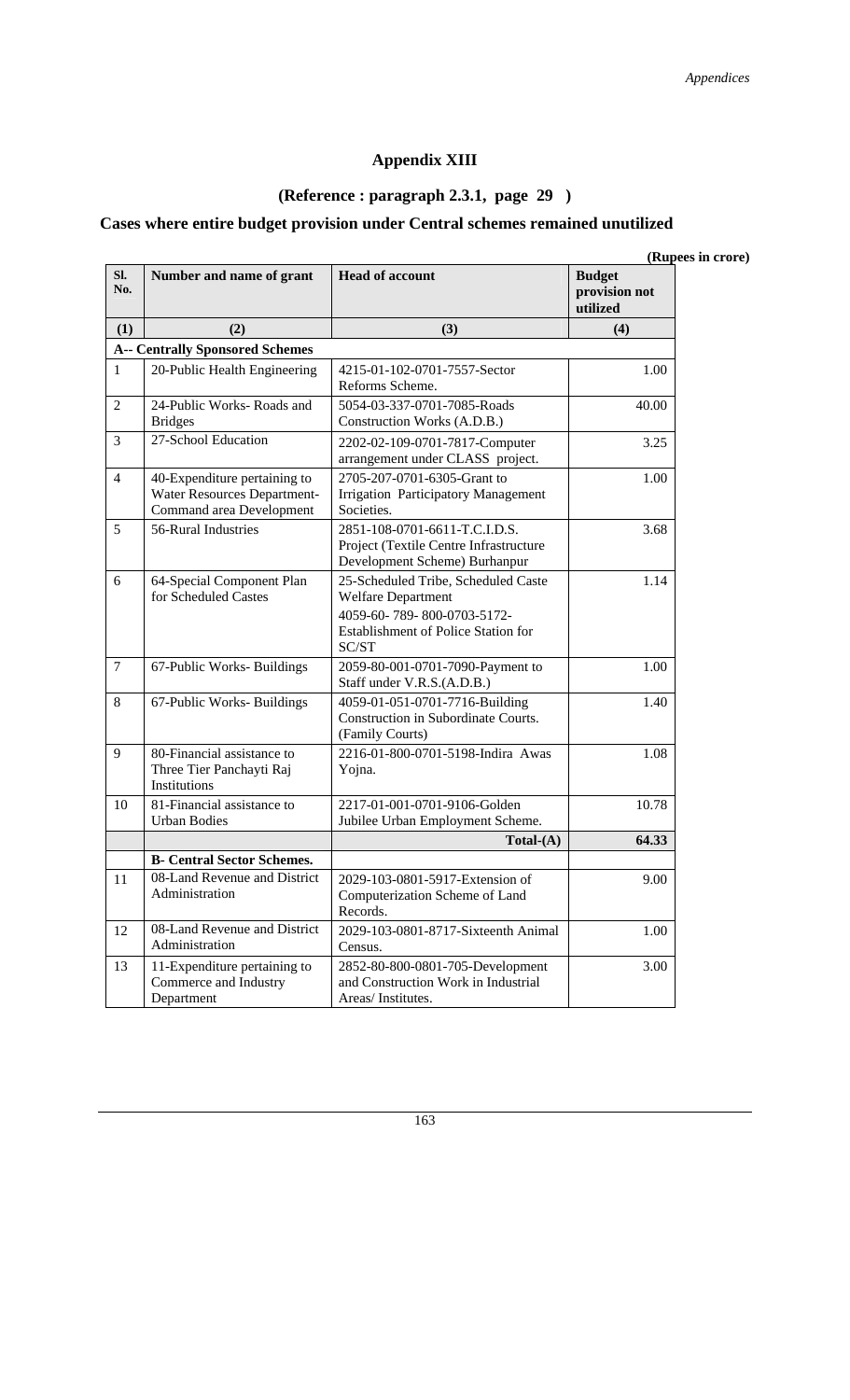## Appendix XIII

### (Reference : paragraph 2.3.1, page 29 )

### Cases where entire budget provision under Central schemes remained unutilized

**(Rupees in crore)**

| Sl. No. | Number and name of grant | Head of account | Budget provision not utilized |
|---|---|---|---|
| (1) | (2) | (3) | (4) |
| | **A-- Centrally Sponsored Schemes** | | |
| 1 | 20-Public Health Engineering | 4215-01-102-0701-7557-Sector Reforms Scheme. | 1.00 |
| 2 | 24-Public Works- Roads and Bridges | 5054-03-337-0701-7085-Roads Construction Works (A.D.B.) | 40.00 |
| 3 | 27-School Education | 2202-02-109-0701-7817-Computer arrangement under CLASS project. | 3.25 |
| 4 | 40-Expenditure pertaining to Water Resources Department-Command area Development | 2705-207-0701-6305-Grant to Irrigation Participatory Management Societies. | 1.00 |
| 5 | 56-Rural Industries | 2851-108-0701-6611-T.C.I.D.S. Project (Textile Centre Infrastructure Development Scheme) Burhanpur | 3.68 |
| 6 | 64-Special Component Plan for Scheduled Castes | 25-Scheduled Tribe, Scheduled Caste Welfare Department 4059-60- 789- 800-0703-5172-Establishment of Police Station for SC/ST | 1.14 |
| 7 | 67-Public Works- Buildings | 2059-80-001-0701-7090-Payment to Staff under V.R.S.(A.D.B.) | 1.00 |
| 8 | 67-Public Works- Buildings | 4059-01-051-0701-7716-Building Construction in Subordinate Courts. (Family Courts) | 1.40 |
| 9 | 80-Financial assistance to Three Tier Panchayti Raj Institutions | 2216-01-800-0701-5198-Indira Awas Yojna. | 1.08 |
| 10 | 81-Financial assistance to Urban Bodies | 2217-01-001-0701-9106-Golden Jubilee Urban Employment Scheme. | 10.78 |
| | | **Total-(A)** | **64.33** |
| | **B- Central Sector Schemes.** | | |
| 11 | 08-Land Revenue and District Administration | 2029-103-0801-5917-Extension of Computerization Scheme of Land Records. | 9.00 |
| 12 | 08-Land Revenue and District Administration | 2029-103-0801-8717-Sixteenth Animal Census. | 1.00 |
| 13 | 11-Expenditure pertaining to Commerce and Industry Department | 2852-80-800-0801-705-Development and Construction Work in Industrial Areas/ Institutes. | 3.00 |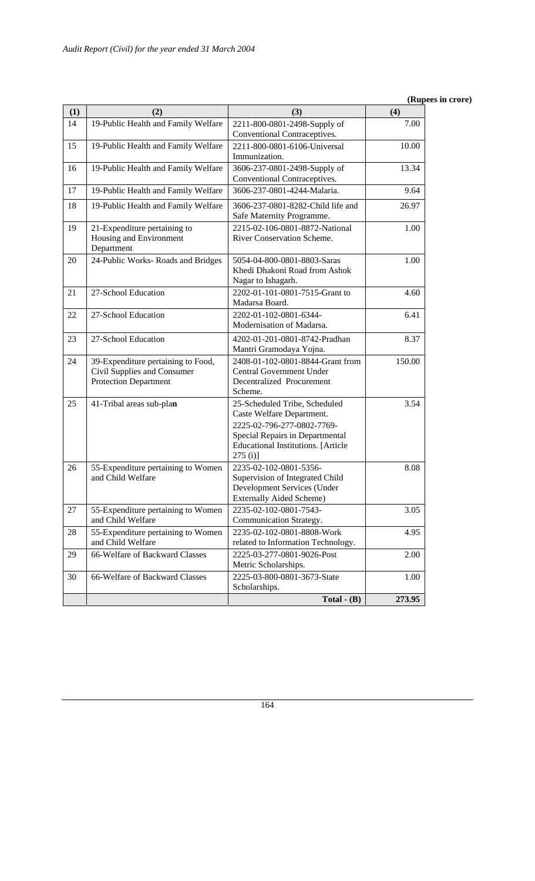**(Rupees in crore)**

| (1) | (2) | (3) | (4) |
|---|---|---|---|
| 14 | 19-Public Health and Family Welfare | 2211-800-0801-2498-Supply of Conventional Contraceptives. | 7.00 |
| 15 | 19-Public Health and Family Welfare | 2211-800-0801-6106-Universal Immunization. | 10.00 |
| 16 | 19-Public Health and Family Welfare | 3606-237-0801-2498-Supply of Conventional Contraceptives. | 13.34 |
| 17 | 19-Public Health and Family Welfare | 3606-237-0801-4244-Malaria. | 9.64 |
| 18 | 19-Public Health and Family Welfare | 3606-237-0801-8282-Child life and Safe Maternity Programme. | 26.97 |
| 19 | 21-Expenditure pertaining to Housing and Environment Department | 2215-02-106-0801-8872-National River Conservation Scheme. | 1.00 |
| 20 | 24-Public Works- Roads and Bridges | 5054-04-800-0801-8803-Saras Khedi Dhakoni Road from Ashok Nagar to Ishagarh. | 1.00 |
| 21 | 27-School Education | 2202-01-101-0801-7515-Grant to Madarsa Board. | 4.60 |
| 22 | 27-School Education | 2202-01-102-0801-6344-Modernisation of Madarsa. | 6.41 |
| 23 | 27-School Education | 4202-01-201-0801-8742-Pradhan Mantri Gramodaya Yojna. | 8.37 |
| 24 | 39-Expenditure pertaining to Food, Civil Supplies and Consumer Protection Department | 2408-01-102-0801-8844-Grant from Central Government Under Decentralized Procurement Scheme. | 150.00 |
| 25 | 41-Tribal areas sub-plan | 25-Scheduled Tribe, Scheduled Caste Welfare Department. 2225-02-796-277-0802-7769-Special Repairs in Departmental Educational Institutions. [Article 275 (i)] | 3.54 |
| 26 | 55-Expenditure pertaining to Women and Child Welfare | 2235-02-102-0801-5356-Supervision of Integrated Child Development Services (Under Externally Aided Scheme) | 8.08 |
| 27 | 55-Expenditure pertaining to Women and Child Welfare | 2235-02-102-0801-7543-Communication Strategy. | 3.05 |
| 28 | 55-Expenditure pertaining to Women and Child Welfare | 2235-02-102-0801-8808-Work related to Information Technology. | 4.95 |
| 29 | 66-Welfare of Backward Classes | 2225-03-277-0801-9026-Post Metric Scholarships. | 2.00 |
| 30 | 66-Welfare of Backward Classes | 2225-03-800-0801-3673-State Scholarships. | 1.00 |
| | | **Total - (B)** | **273.95** |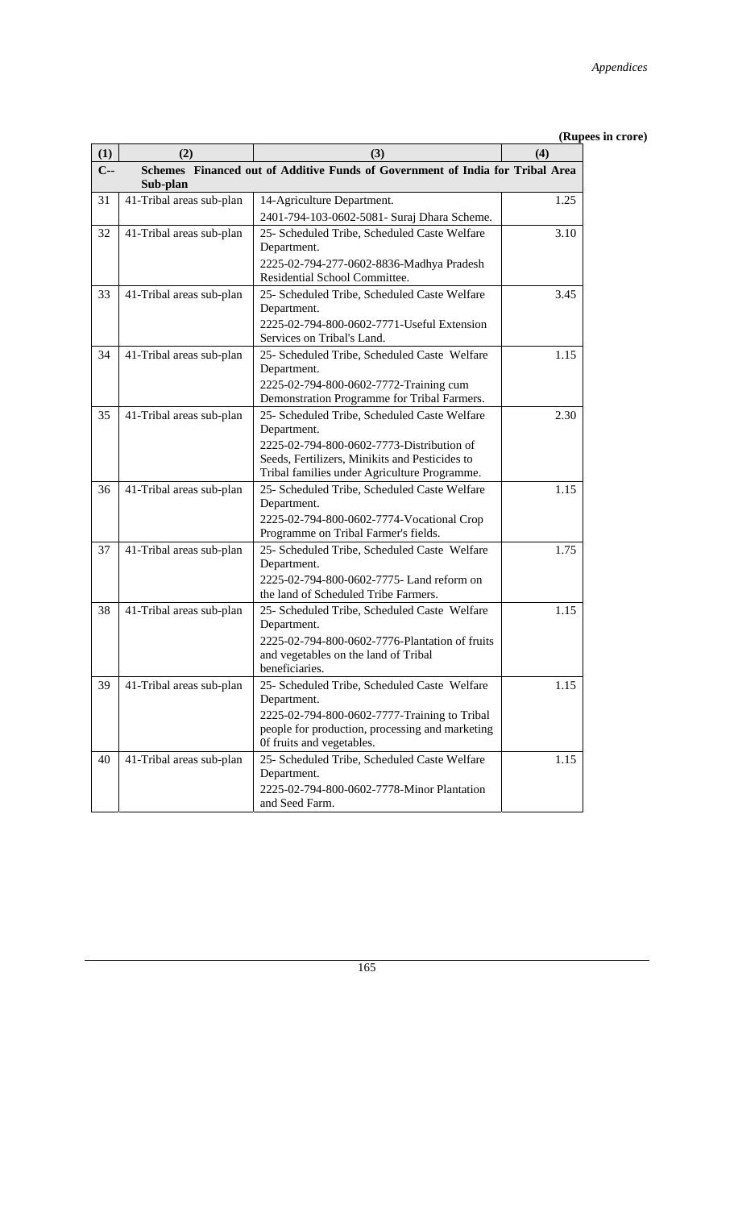**(Rupees in crore)**

| (1) | (2) | (3) | (4) |
|---|---|---|---|
| **C--** | **Schemes Financed out of Additive Funds of Government of India for Tribal Area Sub-plan** | | |
| 31 | 41-Tribal areas sub-plan | 14-Agriculture Department.<br>2401-794-103-0602-5081- Suraj Dhara Scheme. | 1.25 |
| 32 | 41-Tribal areas sub-plan | 25- Scheduled Tribe, Scheduled Caste Welfare Department.<br>2225-02-794-277-0602-8836-Madhya Pradesh Residential School Committee. | 3.10 |
| 33 | 41-Tribal areas sub-plan | 25- Scheduled Tribe, Scheduled Caste Welfare Department.<br>2225-02-794-800-0602-7771-Useful Extension Services on Tribal's Land. | 3.45 |
| 34 | 41-Tribal areas sub-plan | 25- Scheduled Tribe, Scheduled Caste Welfare Department.<br>2225-02-794-800-0602-7772-Training cum Demonstration Programme for Tribal Farmers. | 1.15 |
| 35 | 41-Tribal areas sub-plan | 25- Scheduled Tribe, Scheduled Caste Welfare Department.<br>2225-02-794-800-0602-7773-Distribution of Seeds, Fertilizers, Minikits and Pesticides to Tribal families under Agriculture Programme. | 2.30 |
| 36 | 41-Tribal areas sub-plan | 25- Scheduled Tribe, Scheduled Caste Welfare Department.<br>2225-02-794-800-0602-7774-Vocational Crop Programme on Tribal Farmer's fields. | 1.15 |
| 37 | 41-Tribal areas sub-plan | 25- Scheduled Tribe, Scheduled Caste Welfare Department.<br>2225-02-794-800-0602-7775- Land reform on the land of Scheduled Tribe Farmers. | 1.75 |
| 38 | 41-Tribal areas sub-plan | 25- Scheduled Tribe, Scheduled Caste Welfare Department.<br>2225-02-794-800-0602-7776-Plantation of fruits and vegetables on the land of Tribal beneficiaries. | 1.15 |
| 39 | 41-Tribal areas sub-plan | 25- Scheduled Tribe, Scheduled Caste Welfare Department.<br>2225-02-794-800-0602-7777-Training to Tribal people for production, processing and marketing 0f fruits and vegetables. | 1.15 |
| 40 | 41-Tribal areas sub-plan | 25- Scheduled Tribe, Scheduled Caste Welfare Department.<br>2225-02-794-800-0602-7778-Minor Plantation and Seed Farm. | 1.15 |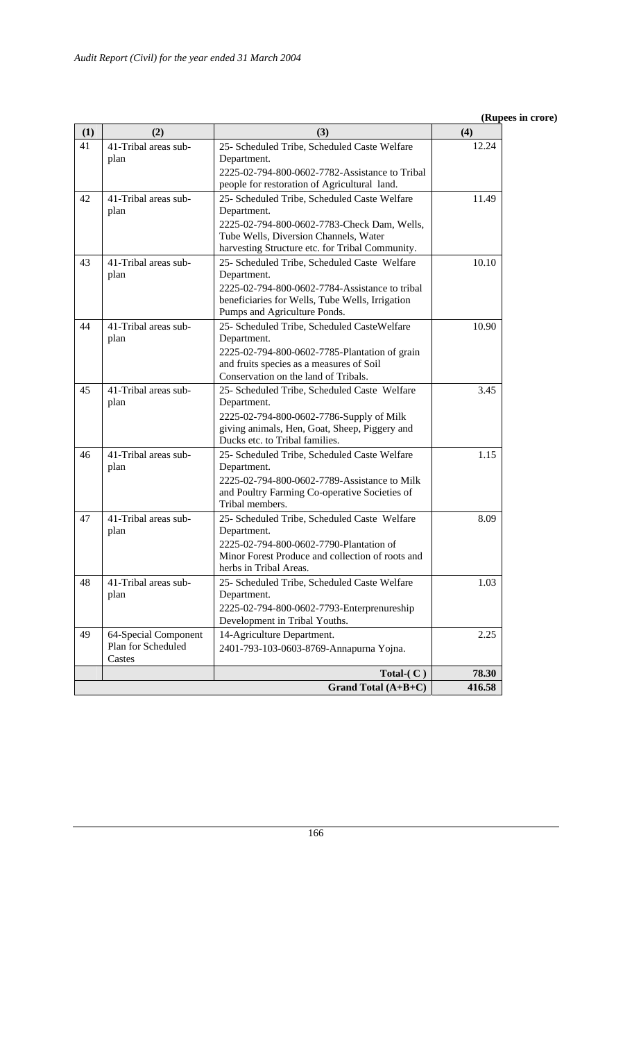**(Rupees in crore)**

| (1) | (2) | (3) | (4) |
|---|---|---|---|
| 41 | 41-Tribal areas sub-plan | 25- Scheduled Tribe, Scheduled Caste Welfare Department.<br>2225-02-794-800-0602-7782-Assistance to Tribal people for restoration of Agricultural land. | 12.24 |
| 42 | 41-Tribal areas sub-plan | 25- Scheduled Tribe, Scheduled Caste Welfare Department.<br>2225-02-794-800-0602-7783-Check Dam, Wells, Tube Wells, Diversion Channels, Water harvesting Structure etc. for Tribal Community. | 11.49 |
| 43 | 41-Tribal areas sub-plan | 25- Scheduled Tribe, Scheduled Caste Welfare Department.<br>2225-02-794-800-0602-7784-Assistance to tribal beneficiaries for Wells, Tube Wells, Irrigation Pumps and Agriculture Ponds. | 10.10 |
| 44 | 41-Tribal areas sub-plan | 25- Scheduled Tribe, Scheduled CasteWelfare Department.<br>2225-02-794-800-0602-7785-Plantation of grain and fruits species as a measures of Soil Conservation on the land of Tribals. | 10.90 |
| 45 | 41-Tribal areas sub-plan | 25- Scheduled Tribe, Scheduled Caste Welfare Department.<br>2225-02-794-800-0602-7786-Supply of Milk giving animals, Hen, Goat, Sheep, Piggery and Ducks etc. to Tribal families. | 3.45 |
| 46 | 41-Tribal areas sub-plan | 25- Scheduled Tribe, Scheduled Caste Welfare Department.<br>2225-02-794-800-0602-7789-Assistance to Milk and Poultry Farming Co-operative Societies of Tribal members. | 1.15 |
| 47 | 41-Tribal areas sub-plan | 25- Scheduled Tribe, Scheduled Caste Welfare Department.<br>2225-02-794-800-0602-7790-Plantation of Minor Forest Produce and collection of roots and herbs in Tribal Areas. | 8.09 |
| 48 | 41-Tribal areas sub-plan | 25- Scheduled Tribe, Scheduled Caste Welfare Department.<br>2225-02-794-800-0602-7793-Enterprenureship Development in Tribal Youths. | 1.03 |
| 49 | 64-Special Component Plan for Scheduled Castes | 14-Agriculture Department.<br>2401-793-103-0603-8769-Annapurna Yojna. | 2.25 |
| | | **Total-( C )** | **78.30** |
| | | **Grand Total (A+B+C)** | **416.58** |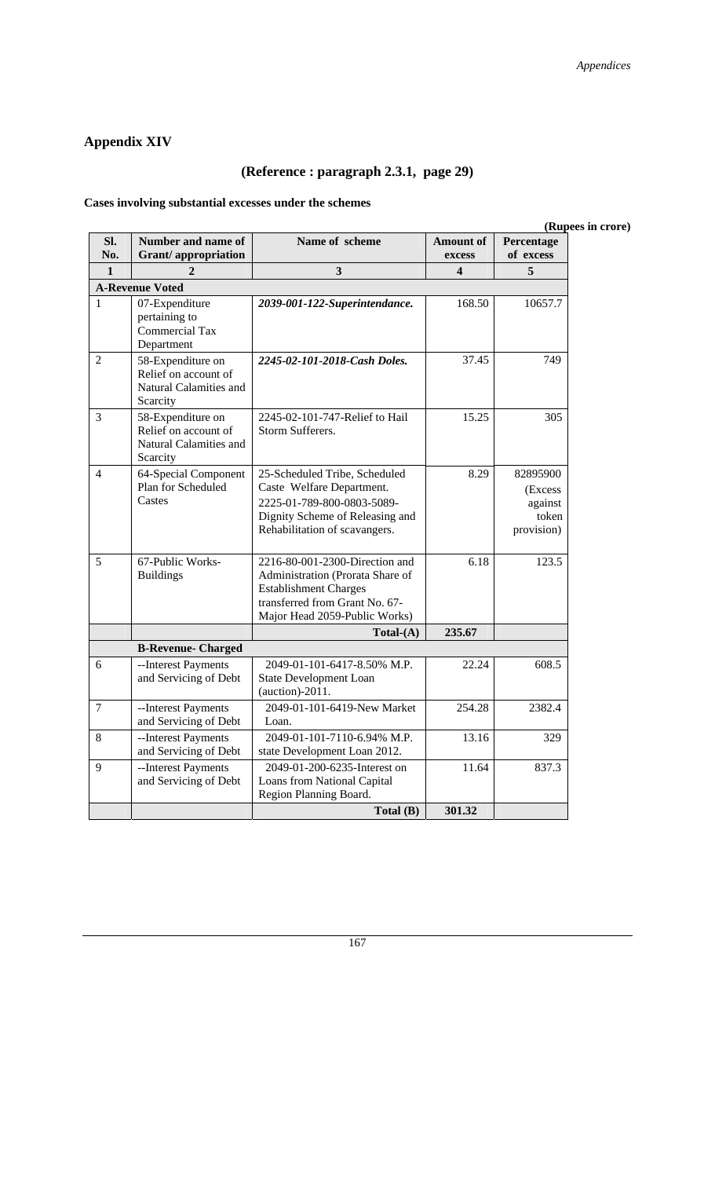## Appendix XIV

### (Reference : paragraph 2.3.1, page 29)

**Cases involving substantial excesses under the schemes**

**(Rupees in crore)**

| Sl. No. | Number and name of Grant/ appropriation | Name of scheme | Amount of excess | Percentage of excess |
|---|---|---|---|---|
| **1** | **2** | **3** | **4** | **5** |
| | **A-Revenue Voted** | | | |
| 1 | 07-Expenditure pertaining to Commercial Tax Department | ***2039-001-122-Superintendance.*** | 168.50 | 10657.7 |
| 2 | 58-Expenditure on Relief on account of Natural Calamities and Scarcity | ***2245-02-101-2018-Cash Doles.*** | 37.45 | 749 |
| 3 | 58-Expenditure on Relief on account of Natural Calamities and Scarcity | 2245-02-101-747-Relief to Hail Storm Sufferers. | 15.25 | 305 |
| 4 | 64-Special Component Plan for Scheduled Castes | 25-Scheduled Tribe, Scheduled Caste Welfare Department. 2225-01-789-800-0803-5089-Dignity Scheme of Releasing and Rehabilitation of scavangers. | 8.29 | 82895900 (Excess against token provision) |
| 5 | 67-Public Works-Buildings | 2216-80-001-2300-Direction and Administration (Prorata Share of Establishment Charges transferred from Grant No. 67-Major Head 2059-Public Works) | 6.18 | 123.5 |
| | | **Total-(A)** | **235.67** | |
| | **B-Revenue- Charged** | | | |
| 6 | --Interest Payments and Servicing of Debt | 2049-01-101-6417-8.50% M.P. State Development Loan (auction)-2011. | 22.24 | 608.5 |
| 7 | --Interest Payments and Servicing of Debt | 2049-01-101-6419-New Market Loan. | 254.28 | 2382.4 |
| 8 | --Interest Payments and Servicing of Debt | 2049-01-101-7110-6.94% M.P. state Development Loan 2012. | 13.16 | 329 |
| 9 | --Interest Payments and Servicing of Debt | 2049-01-200-6235-Interest on Loans from National Capital Region Planning Board. | 11.64 | 837.3 |
| | | **Total (B)** | **301.32** | |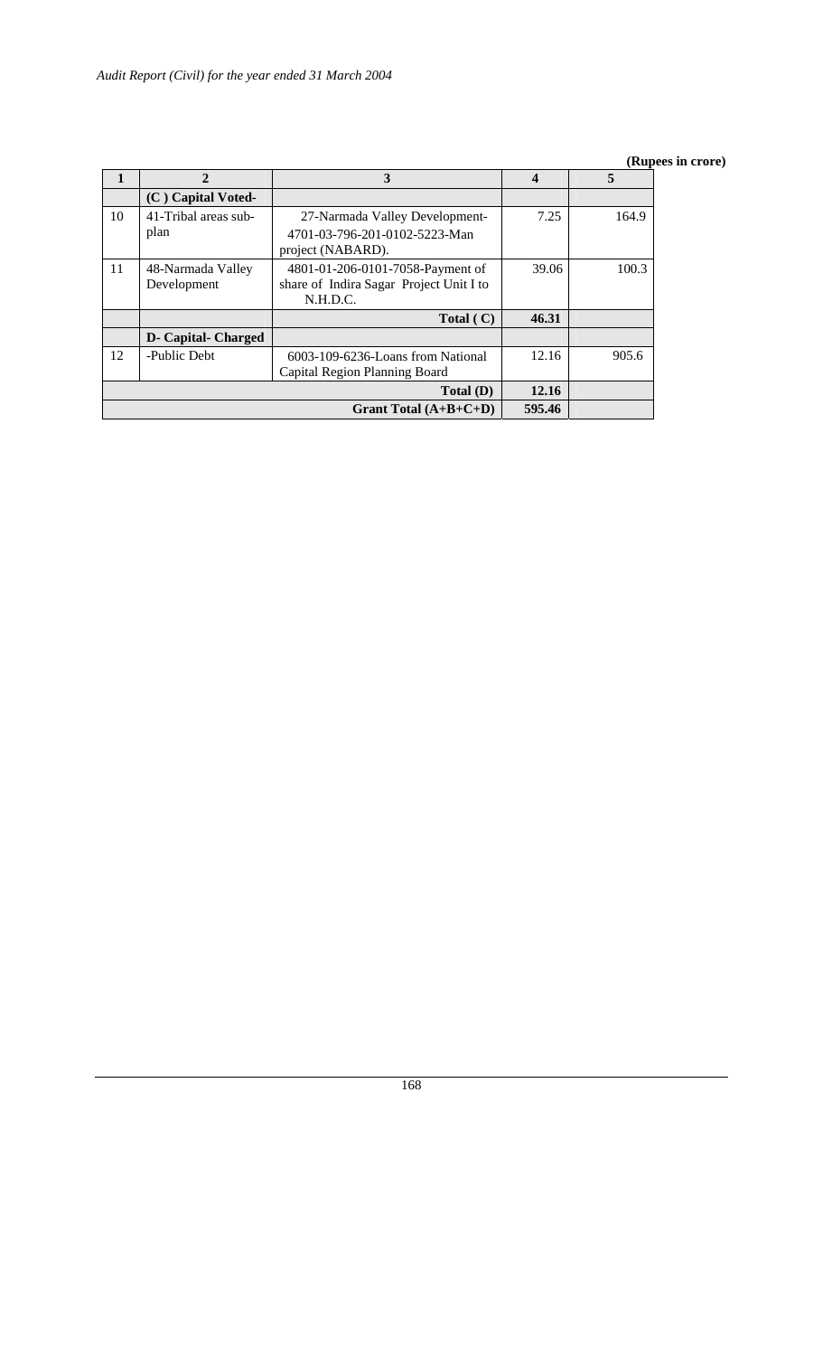(Rupees in crore)

| 1 | 2 | 3 | 4 | 5 |
|---|---|---|---|---|
| | **(C ) Capital Voted-** | | | |
| 10 | 41-Tribal areas sub-plan | 27-Narmada Valley Development-4701-03-796-201-0102-5223-Man project (NABARD). | 7.25 | 164.9 |
| 11 | 48-Narmada Valley Development | 4801-01-206-0101-7058-Payment of share of Indira Sagar Project Unit I to N.H.D.C. | 39.06 | 100.3 |
| | | **Total ( C)** | **46.31** | |
| | **D- Capital- Charged** | | | |
| 12 | -Public Debt | 6003-109-6236-Loans from National Capital Region Planning Board | 12.16 | 905.6 |
| | | **Total (D)** | **12.16** | |
| | | **Grant Total (A+B+C+D)** | **595.46** | |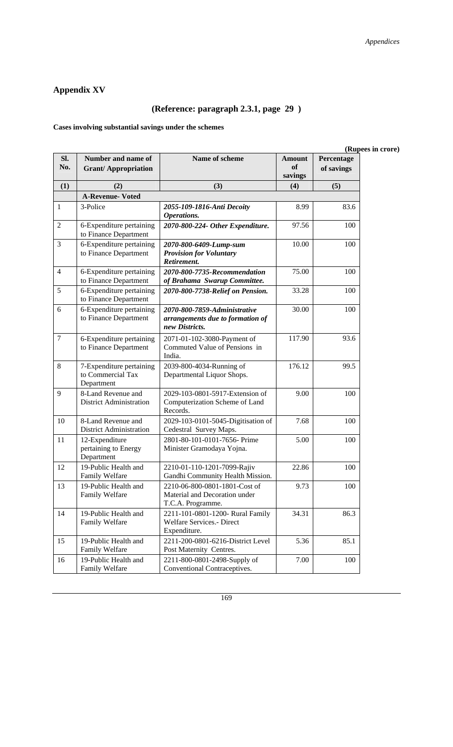# Appendix XV

## (Reference: paragraph 2.3.1, page 29 )

**Cases involving substantial savings under the schemes**

**(Rupees in crore)**

| Sl. No. | Number and name of Grant/ Appropriation | Name of scheme | Amount of savings | Percentage of savings |
|---|---|---|---|---|
| (1) | (2) | (3) | (4) | (5) |
| | **A-Revenue- Voted** | | | |
| 1 | 3-Police | ***2055-109-1816-Anti Decoity Operations.*** | 8.99 | 83.6 |
| 2 | 6-Expenditure pertaining to Finance Department | ***2070-800-224- Other Expenditure.*** | 97.56 | 100 |
| 3 | 6-Expenditure pertaining to Finance Department | ***2070-800-6409-Lump-sum Provision for Voluntary Retirement.*** | 10.00 | 100 |
| 4 | 6-Expenditure pertaining to Finance Department | ***2070-800-7735-Recommendation of Brahama Swarup Committee.*** | 75.00 | 100 |
| 5 | 6-Expenditure pertaining to Finance Department | ***2070-800-7738-Relief on Pension.*** | 33.28 | 100 |
| 6 | 6-Expenditure pertaining to Finance Department | ***2070-800-7859-Administrative arrangements due to formation of new Districts.*** | 30.00 | 100 |
| 7 | 6-Expenditure pertaining to Finance Department | 2071-01-102-3080-Payment of Commuted Value of Pensions in India. | 117.90 | 93.6 |
| 8 | 7-Expenditure pertaining to Commercial Tax Department | 2039-800-4034-Running of Departmental Liquor Shops. | 176.12 | 99.5 |
| 9 | 8-Land Revenue and District Administration | 2029-103-0801-5917-Extension of Computerization Scheme of Land Records. | 9.00 | 100 |
| 10 | 8-Land Revenue and District Administration | 2029-103-0101-5045-Digitisation of Cedestral Survey Maps. | 7.68 | 100 |
| 11 | 12-Expenditure pertaining to Energy Department | 2801-80-101-0101-7656- Prime Minister Gramodaya Yojna. | 5.00 | 100 |
| 12 | 19-Public Health and Family Welfare | 2210-01-110-1201-7099-Rajiv Gandhi Community Health Mission. | 22.86 | 100 |
| 13 | 19-Public Health and Family Welfare | 2210-06-800-0801-1801-Cost of Material and Decoration under T.C.A. Programme. | 9.73 | 100 |
| 14 | 19-Public Health and Family Welfare | 2211-101-0801-1200- Rural Family Welfare Services.- Direct Expenditure. | 34.31 | 86.3 |
| 15 | 19-Public Health and Family Welfare | 2211-200-0801-6216-District Level Post Maternity Centres. | 5.36 | 85.1 |
| 16 | 19-Public Health and Family Welfare | 2211-800-0801-2498-Supply of Conventional Contraceptives. | 7.00 | 100 |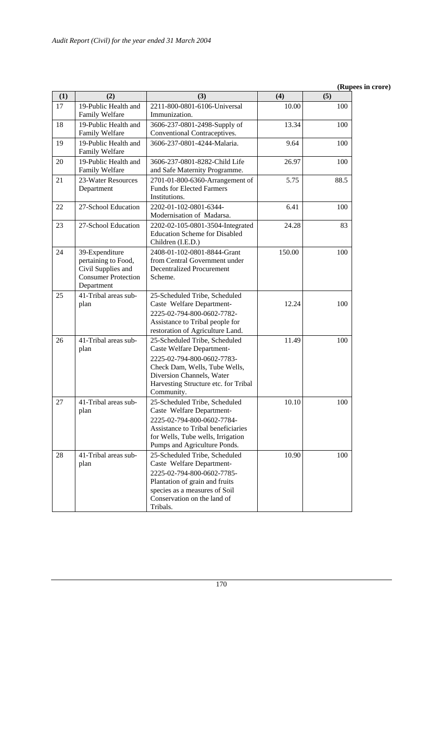**(Rupees in crore)**

| (1) | (2) | (3) | (4) | (5) |
|---|---|---|---|---|
| 17 | 19-Public Health and Family Welfare | 2211-800-0801-6106-Universal Immunization. | 10.00 | 100 |
| 18 | 19-Public Health and Family Welfare | 3606-237-0801-2498-Supply of Conventional Contraceptives. | 13.34 | 100 |
| 19 | 19-Public Health and Family Welfare | 3606-237-0801-4244-Malaria. | 9.64 | 100 |
| 20 | 19-Public Health and Family Welfare | 3606-237-0801-8282-Child Life and Safe Maternity Programme. | 26.97 | 100 |
| 21 | 23-Water Resources Department | 2701-01-800-6360-Arrangement of Funds for Elected Farmers Institutions. | 5.75 | 88.5 |
| 22 | 27-School Education | 2202-01-102-0801-6344-Modernisation of Madarsa. | 6.41 | 100 |
| 23 | 27-School Education | 2202-02-105-0801-3504-Integrated Education Scheme for Disabled Children (I.E.D.) | 24.28 | 83 |
| 24 | 39-Expenditure pertaining to Food, Civil Supplies and Consumer Protection Department | 2408-01-102-0801-8844-Grant from Central Government under Decentralized Procurement Scheme. | 150.00 | 100 |
| 25 | 41-Tribal areas sub-plan | 25-Scheduled Tribe, Scheduled Caste Welfare Department-2225-02-794-800-0602-7782-Assistance to Tribal people for restoration of Agriculture Land. | 12.24 | 100 |
| 26 | 41-Tribal areas sub-plan | 25-Scheduled Tribe, Scheduled Caste Welfare Department-2225-02-794-800-0602-7783-Check Dam, Wells, Tube Wells, Diversion Channels, Water Harvesting Structure etc. for Tribal Community. | 11.49 | 100 |
| 27 | 41-Tribal areas sub-plan | 25-Scheduled Tribe, Scheduled Caste Welfare Department-2225-02-794-800-0602-7784-Assistance to Tribal beneficiaries for Wells, Tube wells, Irrigation Pumps and Agriculture Ponds. | 10.10 | 100 |
| 28 | 41-Tribal areas sub-plan | 25-Scheduled Tribe, Scheduled Caste Welfare Department-2225-02-794-800-0602-7785-Plantation of grain and fruits species as a measures of Soil Conservation on the land of Tribals. | 10.90 | 100 |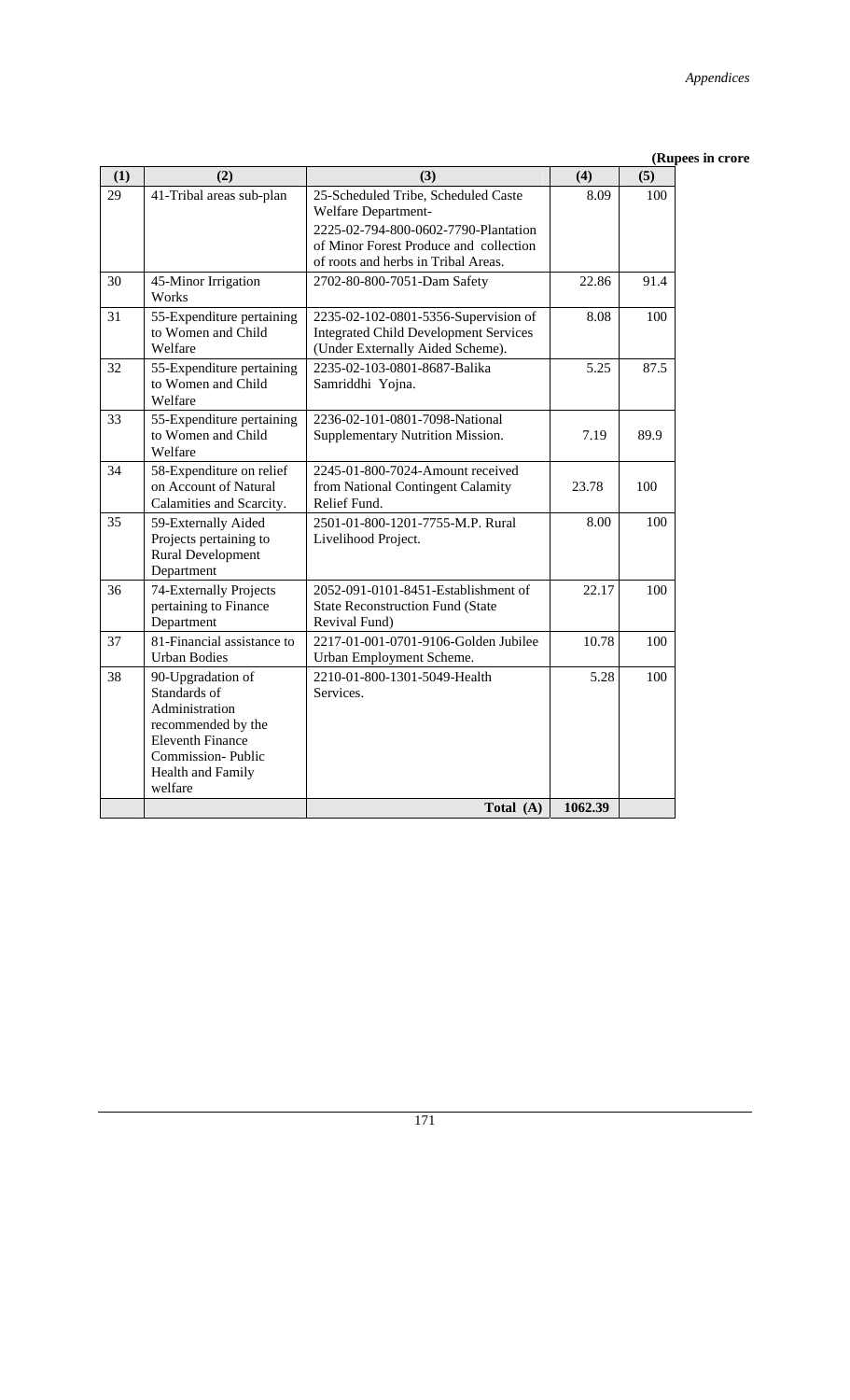**(Rupees in crore**

| (1) | (2) | (3) | (4) | (5) |
|---|---|---|---|---|
| 29 | 41-Tribal areas sub-plan | 25-Scheduled Tribe, Scheduled Caste Welfare Department- 2225-02-794-800-0602-7790-Plantation of Minor Forest Produce and collection of roots and herbs in Tribal Areas. | 8.09 | 100 |
| 30 | 45-Minor Irrigation Works | 2702-80-800-7051-Dam Safety | 22.86 | 91.4 |
| 31 | 55-Expenditure pertaining to Women and Child Welfare | 2235-02-102-0801-5356-Supervision of Integrated Child Development Services (Under Externally Aided Scheme). | 8.08 | 100 |
| 32 | 55-Expenditure pertaining to Women and Child Welfare | 2235-02-103-0801-8687-Balika Samriddhi Yojna. | 5.25 | 87.5 |
| 33 | 55-Expenditure pertaining to Women and Child Welfare | 2236-02-101-0801-7098-National Supplementary Nutrition Mission. | 7.19 | 89.9 |
| 34 | 58-Expenditure on relief on Account of Natural Calamities and Scarcity. | 2245-01-800-7024-Amount received from National Contingent Calamity Relief Fund. | 23.78 | 100 |
| 35 | 59-Externally Aided Projects pertaining to Rural Development Department | 2501-01-800-1201-7755-M.P. Rural Livelihood Project. | 8.00 | 100 |
| 36 | 74-Externally Projects pertaining to Finance Department | 2052-091-0101-8451-Establishment of State Reconstruction Fund (State Revival Fund) | 22.17 | 100 |
| 37 | 81-Financial assistance to Urban Bodies | 2217-01-001-0701-9106-Golden Jubilee Urban Employment Scheme. | 10.78 | 100 |
| 38 | 90-Upgradation of Standards of Administration recommended by the Eleventh Finance Commission- Public Health and Family welfare | 2210-01-800-1301-5049-Health Services. | 5.28 | 100 |
| | | **Total (A)** | **1062.39** | |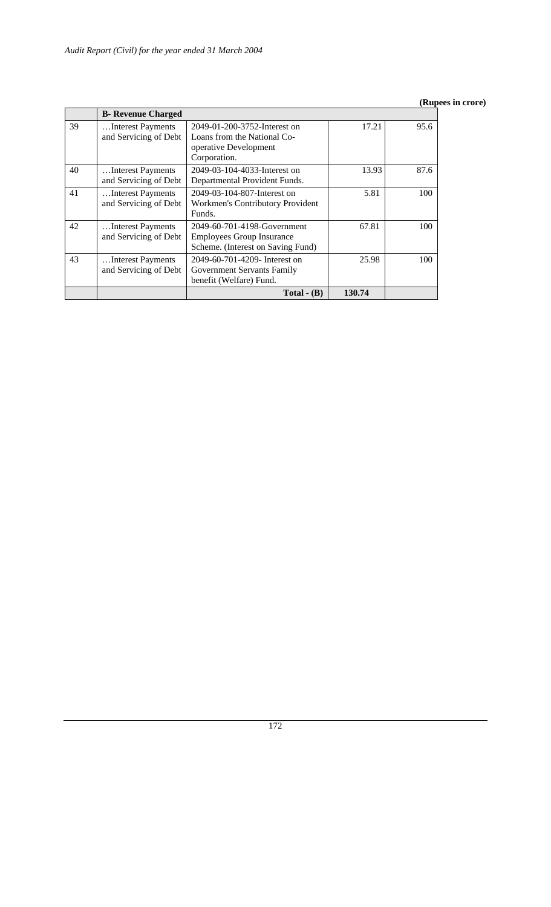**(Rupees in crore)**

| | **B- Revenue Charged** | | | |
|---|---|---|---|---|
| 39 | …Interest Payments and Servicing of Debt | 2049-01-200-3752-Interest on Loans from the National Co-operative Development Corporation. | 17.21 | 95.6 |
| 40 | …Interest Payments and Servicing of Debt | 2049-03-104-4033-Interest on Departmental Provident Funds. | 13.93 | 87.6 |
| 41 | …Interest Payments and Servicing of Debt | 2049-03-104-807-Interest on Workmen's Contributory Provident Funds. | 5.81 | 100 |
| 42 | …Interest Payments and Servicing of Debt | 2049-60-701-4198-Government Employees Group Insurance Scheme. (Interest on Saving Fund) | 67.81 | 100 |
| 43 | …Interest Payments and Servicing of Debt | 2049-60-701-4209- Interest on Government Servants Family benefit (Welfare) Fund. | 25.98 | 100 |
| | | **Total - (B)** | **130.74** | |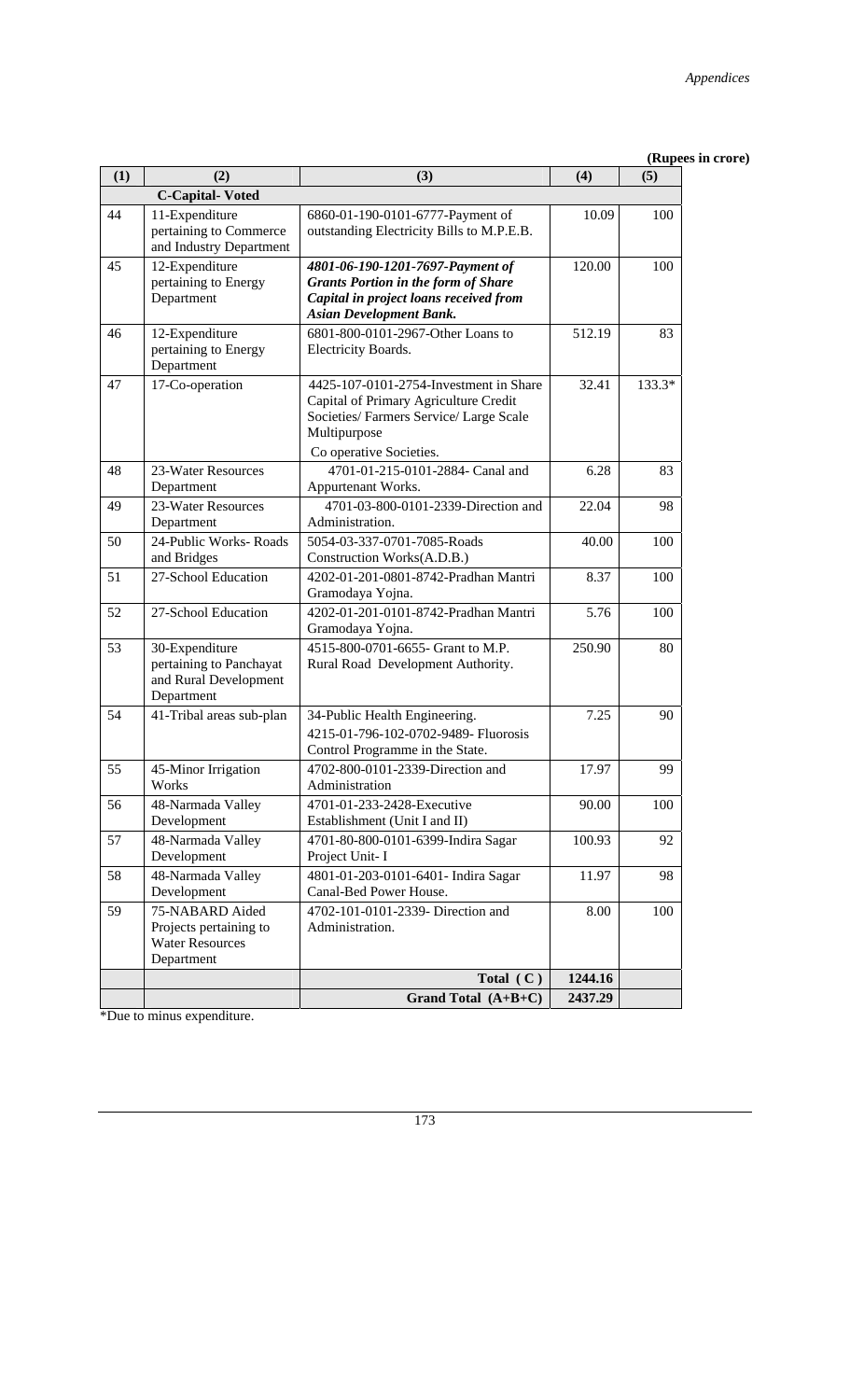(Rupees in crore)

| (1) | (2) | (3) | (4) | (5) |
|---|---|---|---|---|
| | **C-Capital- Voted** | | | |
| 44 | 11-Expenditure pertaining to Commerce and Industry Department | 6860-01-190-0101-6777-Payment of outstanding Electricity Bills to M.P.E.B. | 10.09 | 100 |
| 45 | 12-Expenditure pertaining to Energy Department | ***4801-06-190-1201-7697-Payment of Grants Portion in the form of Share Capital in project loans received from Asian Development Bank.*** | 120.00 | 100 |
| 46 | 12-Expenditure pertaining to Energy Department | 6801-800-0101-2967-Other Loans to Electricity Boards. | 512.19 | 83 |
| 47 | 17-Co-operation | 4425-107-0101-2754-Investment in Share Capital of Primary Agriculture Credit Societies/ Farmers Service/ Large Scale Multipurpose Co operative Societies. | 32.41 | 133.3* |
| 48 | 23-Water Resources Department | 4701-01-215-0101-2884- Canal and Appurtenant Works. | 6.28 | 83 |
| 49 | 23-Water Resources Department | 4701-03-800-0101-2339-Direction and Administration. | 22.04 | 98 |
| 50 | 24-Public Works- Roads and Bridges | 5054-03-337-0701-7085-Roads Construction Works(A.D.B.) | 40.00 | 100 |
| 51 | 27-School Education | 4202-01-201-0801-8742-Pradhan Mantri Gramodaya Yojna. | 8.37 | 100 |
| 52 | 27-School Education | 4202-01-201-0101-8742-Pradhan Mantri Gramodaya Yojna. | 5.76 | 100 |
| 53 | 30-Expenditure pertaining to Panchayat and Rural Development Department | 4515-800-0701-6655- Grant to M.P. Rural Road Development Authority. | 250.90 | 80 |
| 54 | 41-Tribal areas sub-plan | 34-Public Health Engineering. 4215-01-796-102-0702-9489- Fluorosis Control Programme in the State. | 7.25 | 90 |
| 55 | 45-Minor Irrigation Works | 4702-800-0101-2339-Direction and Administration | 17.97 | 99 |
| 56 | 48-Narmada Valley Development | 4701-01-233-2428-Executive Establishment (Unit I and II) | 90.00 | 100 |
| 57 | 48-Narmada Valley Development | 4701-80-800-0101-6399-Indira Sagar Project Unit- I | 100.93 | 92 |
| 58 | 48-Narmada Valley Development | 4801-01-203-0101-6401- Indira Sagar Canal-Bed Power House. | 11.97 | 98 |
| 59 | 75-NABARD Aided Projects pertaining to Water Resources Department | 4702-101-0101-2339- Direction and Administration. | 8.00 | 100 |
| | | **Total ( C )** | **1244.16** | |
| | | **Grand Total (A+B+C)** | **2437.29** | |

*Due to minus expenditure.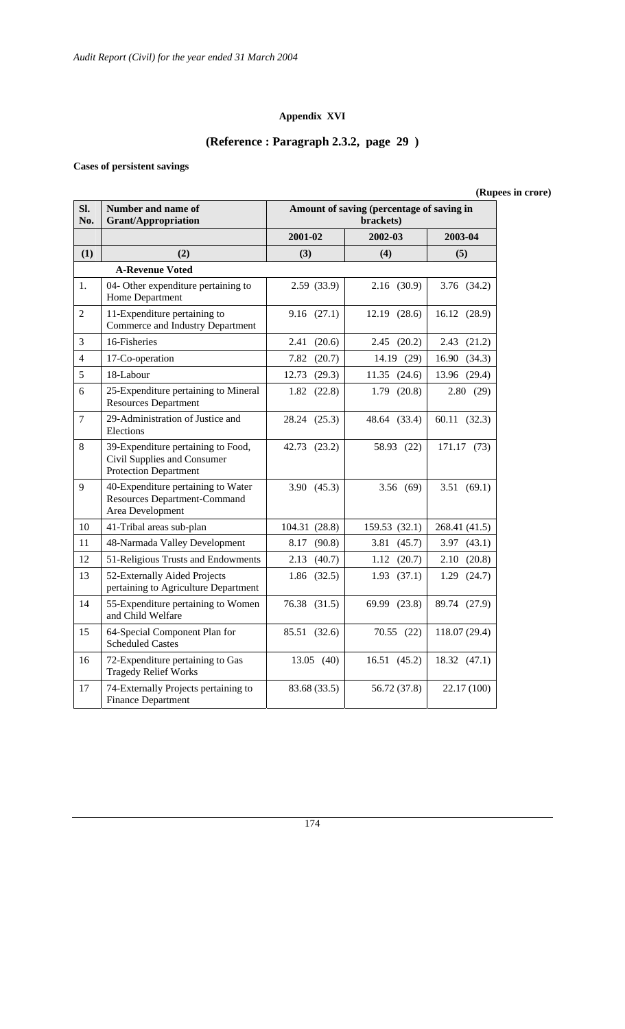## Appendix XVI

## (Reference : Paragraph 2.3.2, page 29 )

**Cases of persistent savings**

**(Rupees in crore)**

| Sl. No. | Number and name of Grant/Appropriation | Amount of saving (percentage of saving in brackets) | | |
|---|---|---|---|---|
| | | 2001-02 | 2002-03 | 2003-04 |
| (1) | (2) | (3) | (4) | (5) |
| | **A-Revenue Voted** | | | |
| 1. | 04- Other expenditure pertaining to Home Department | 2.59 (33.9) | 2.16 (30.9) | 3.76 (34.2) |
| 2 | 11-Expenditure pertaining to Commerce and Industry Department | 9.16 (27.1) | 12.19 (28.6) | 16.12 (28.9) |
| 3 | 16-Fisheries | 2.41 (20.6) | 2.45 (20.2) | 2.43 (21.2) |
| 4 | 17-Co-operation | 7.82 (20.7) | 14.19 (29) | 16.90 (34.3) |
| 5 | 18-Labour | 12.73 (29.3) | 11.35 (24.6) | 13.96 (29.4) |
| 6 | 25-Expenditure pertaining to Mineral Resources Department | 1.82 (22.8) | 1.79 (20.8) | 2.80 (29) |
| 7 | 29-Administration of Justice and Elections | 28.24 (25.3) | 48.64 (33.4) | 60.11 (32.3) |
| 8 | 39-Expenditure pertaining to Food, Civil Supplies and Consumer Protection Department | 42.73 (23.2) | 58.93 (22) | 171.17 (73) |
| 9 | 40-Expenditure pertaining to Water Resources Department-Command Area Development | 3.90 (45.3) | 3.56 (69) | 3.51 (69.1) |
| 10 | 41-Tribal areas sub-plan | 104.31 (28.8) | 159.53 (32.1) | 268.41 (41.5) |
| 11 | 48-Narmada Valley Development | 8.17 (90.8) | 3.81 (45.7) | 3.97 (43.1) |
| 12 | 51-Religious Trusts and Endowments | 2.13 (40.7) | 1.12 (20.7) | 2.10 (20.8) |
| 13 | 52-Externally Aided Projects pertaining to Agriculture Department | 1.86 (32.5) | 1.93 (37.1) | 1.29 (24.7) |
| 14 | 55-Expenditure pertaining to Women and Child Welfare | 76.38 (31.5) | 69.99 (23.8) | 89.74 (27.9) |
| 15 | 64-Special Component Plan for Scheduled Castes | 85.51 (32.6) | 70.55 (22) | 118.07 (29.4) |
| 16 | 72-Expenditure pertaining to Gas Tragedy Relief Works | 13.05 (40) | 16.51 (45.2) | 18.32 (47.1) |
| 17 | 74-Externally Projects pertaining to Finance Department | 83.68 (33.5) | 56.72 (37.8) | 22.17 (100) |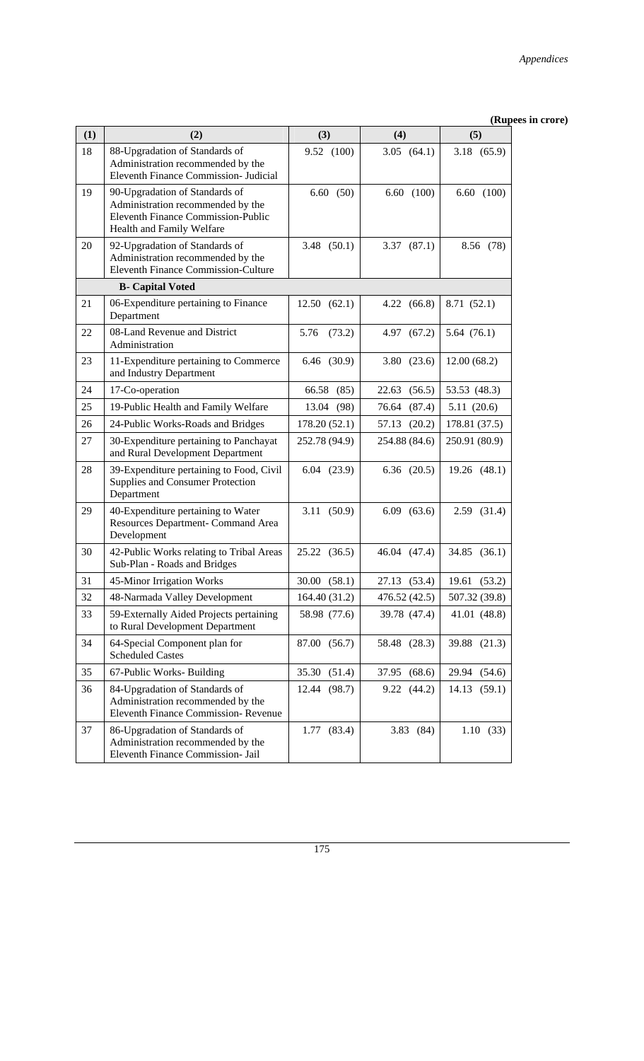**(Rupees in crore)**

| (1) | (2) | (3) | (4) | (5) |
|---|---|---|---|---|
| 18 | 88-Upgradation of Standards of Administration recommended by the Eleventh Finance Commission- Judicial | 9.52 (100) | 3.05 (64.1) | 3.18 (65.9) |
| 19 | 90-Upgradation of Standards of Administration recommended by the Eleventh Finance Commission-Public Health and Family Welfare | 6.60 (50) | 6.60 (100) | 6.60 (100) |
| 20 | 92-Upgradation of Standards of Administration recommended by the Eleventh Finance Commission-Culture | 3.48 (50.1) | 3.37 (87.1) | 8.56 (78) |
| | **B- Capital Voted** | | | |
| 21 | 06-Expenditure pertaining to Finance Department | 12.50 (62.1) | 4.22 (66.8) | 8.71 (52.1) |
| 22 | 08-Land Revenue and District Administration | 5.76 (73.2) | 4.97 (67.2) | 5.64 (76.1) |
| 23 | 11-Expenditure pertaining to Commerce and Industry Department | 6.46 (30.9) | 3.80 (23.6) | 12.00 (68.2) |
| 24 | 17-Co-operation | 66.58 (85) | 22.63 (56.5) | 53.53 (48.3) |
| 25 | 19-Public Health and Family Welfare | 13.04 (98) | 76.64 (87.4) | 5.11 (20.6) |
| 26 | 24-Public Works-Roads and Bridges | 178.20 (52.1) | 57.13 (20.2) | 178.81 (37.5) |
| 27 | 30-Expenditure pertaining to Panchayat and Rural Development Department | 252.78 (94.9) | 254.88 (84.6) | 250.91 (80.9) |
| 28 | 39-Expenditure pertaining to Food, Civil Supplies and Consumer Protection Department | 6.04 (23.9) | 6.36 (20.5) | 19.26 (48.1) |
| 29 | 40-Expenditure pertaining to Water Resources Department- Command Area Development | 3.11 (50.9) | 6.09 (63.6) | 2.59 (31.4) |
| 30 | 42-Public Works relating to Tribal Areas Sub-Plan - Roads and Bridges | 25.22 (36.5) | 46.04 (47.4) | 34.85 (36.1) |
| 31 | 45-Minor Irrigation Works | 30.00 (58.1) | 27.13 (53.4) | 19.61 (53.2) |
| 32 | 48-Narmada Valley Development | 164.40 (31.2) | 476.52 (42.5) | 507.32 (39.8) |
| 33 | 59-Externally Aided Projects pertaining to Rural Development Department | 58.98 (77.6) | 39.78 (47.4) | 41.01 (48.8) |
| 34 | 64-Special Component plan for Scheduled Castes | 87.00 (56.7) | 58.48 (28.3) | 39.88 (21.3) |
| 35 | 67-Public Works- Building | 35.30 (51.4) | 37.95 (68.6) | 29.94 (54.6) |
| 36 | 84-Upgradation of Standards of Administration recommended by the Eleventh Finance Commission- Revenue | 12.44 (98.7) | 9.22 (44.2) | 14.13 (59.1) |
| 37 | 86-Upgradation of Standards of Administration recommended by the Eleventh Finance Commission- Jail | 1.77 (83.4) | 3.83 (84) | 1.10 (33) |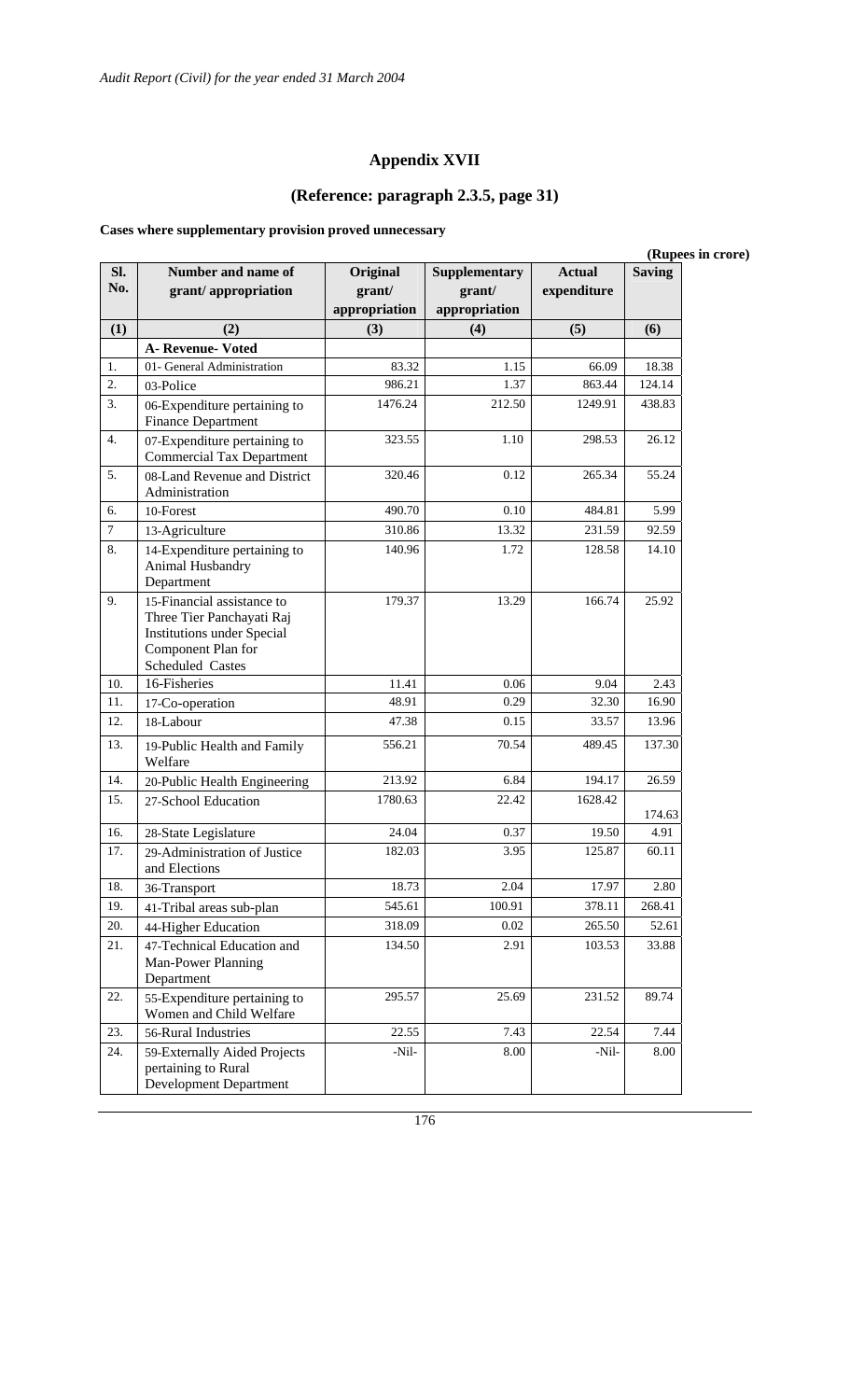## Appendix XVII

### (Reference: paragraph 2.3.5, page 31)

**Cases where supplementary provision proved unnecessary**

**(Rupees in crore)**

| Sl. No. | Number and name of grant/ appropriation | Original grant/ appropriation | Supplementary grant/ appropriation | Actual expenditure | Saving |
|---|---|---|---|---|---|
| (1) | (2) | (3) | (4) | (5) | (6) |
| | **A- Revenue- Voted** | | | | |
| 1. | 01- General Administration | 83.32 | 1.15 | 66.09 | 18.38 |
| 2. | 03-Police | 986.21 | 1.37 | 863.44 | 124.14 |
| 3. | 06-Expenditure pertaining to Finance Department | 1476.24 | 212.50 | 1249.91 | 438.83 |
| 4. | 07-Expenditure pertaining to Commercial Tax Department | 323.55 | 1.10 | 298.53 | 26.12 |
| 5. | 08-Land Revenue and District Administration | 320.46 | 0.12 | 265.34 | 55.24 |
| 6. | 10-Forest | 490.70 | 0.10 | 484.81 | 5.99 |
| 7 | 13-Agriculture | 310.86 | 13.32 | 231.59 | 92.59 |
| 8. | 14-Expenditure pertaining to Animal Husbandry Department | 140.96 | 1.72 | 128.58 | 14.10 |
| 9. | 15-Financial assistance to Three Tier Panchayati Raj Institutions under Special Component Plan for Scheduled Castes | 179.37 | 13.29 | 166.74 | 25.92 |
| 10. | 16-Fisheries | 11.41 | 0.06 | 9.04 | 2.43 |
| 11. | 17-Co-operation | 48.91 | 0.29 | 32.30 | 16.90 |
| 12. | 18-Labour | 47.38 | 0.15 | 33.57 | 13.96 |
| 13. | 19-Public Health and Family Welfare | 556.21 | 70.54 | 489.45 | 137.30 |
| 14. | 20-Public Health Engineering | 213.92 | 6.84 | 194.17 | 26.59 |
| 15. | 27-School Education | 1780.63 | 22.42 | 1628.42 | 174.63 |
| 16. | 28-State Legislature | 24.04 | 0.37 | 19.50 | 4.91 |
| 17. | 29-Administration of Justice and Elections | 182.03 | 3.95 | 125.87 | 60.11 |
| 18. | 36-Transport | 18.73 | 2.04 | 17.97 | 2.80 |
| 19. | 41-Tribal areas sub-plan | 545.61 | 100.91 | 378.11 | 268.41 |
| 20. | 44-Higher Education | 318.09 | 0.02 | 265.50 | 52.61 |
| 21. | 47-Technical Education and Man-Power Planning Department | 134.50 | 2.91 | 103.53 | 33.88 |
| 22. | 55-Expenditure pertaining to Women and Child Welfare | 295.57 | 25.69 | 231.52 | 89.74 |
| 23. | 56-Rural Industries | 22.55 | 7.43 | 22.54 | 7.44 |
| 24. | 59-Externally Aided Projects pertaining to Rural Development Department | -Nil- | 8.00 | -Nil- | 8.00 |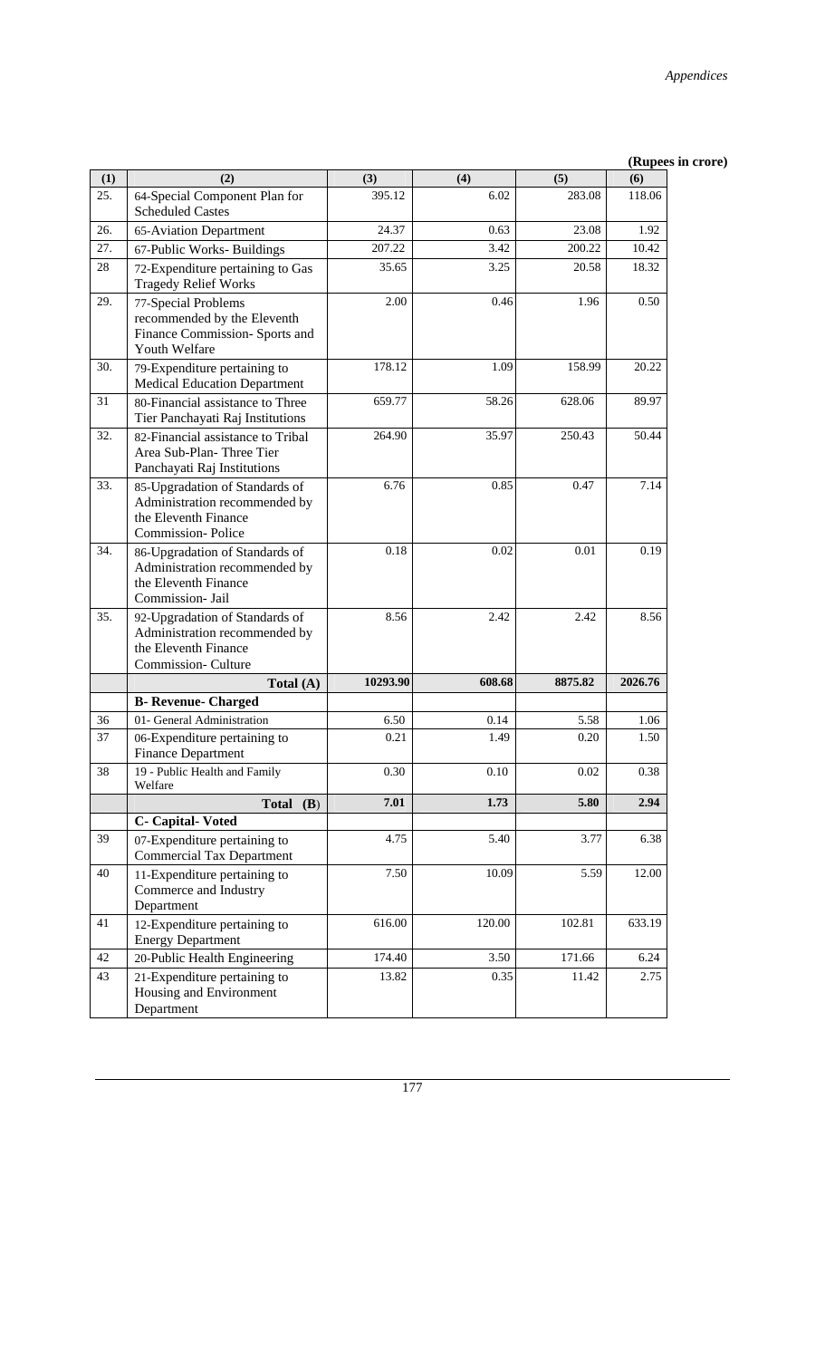**(Rupees in crore)**

| (1) | (2) | (3) | (4) | (5) | (6) |
|---|---|---|---|---|---|
| 25. | 64-Special Component Plan for Scheduled Castes | 395.12 | 6.02 | 283.08 | 118.06 |
| 26. | 65-Aviation Department | 24.37 | 0.63 | 23.08 | 1.92 |
| 27. | 67-Public Works- Buildings | 207.22 | 3.42 | 200.22 | 10.42 |
| 28 | 72-Expenditure pertaining to Gas Tragedy Relief Works | 35.65 | 3.25 | 20.58 | 18.32 |
| 29. | 77-Special Problems recommended by the Eleventh Finance Commission- Sports and Youth Welfare | 2.00 | 0.46 | 1.96 | 0.50 |
| 30. | 79-Expenditure pertaining to Medical Education Department | 178.12 | 1.09 | 158.99 | 20.22 |
| 31 | 80-Financial assistance to Three Tier Panchayati Raj Institutions | 659.77 | 58.26 | 628.06 | 89.97 |
| 32. | 82-Financial assistance to Tribal Area Sub-Plan- Three Tier Panchayati Raj Institutions | 264.90 | 35.97 | 250.43 | 50.44 |
| 33. | 85-Upgradation of Standards of Administration recommended by the Eleventh Finance Commission- Police | 6.76 | 0.85 | 0.47 | 7.14 |
| 34. | 86-Upgradation of Standards of Administration recommended by the Eleventh Finance Commission- Jail | 0.18 | 0.02 | 0.01 | 0.19 |
| 35. | 92-Upgradation of Standards of Administration recommended by the Eleventh Finance Commission- Culture | 8.56 | 2.42 | 2.42 | 8.56 |
| | **Total (A)** | **10293.90** | **608.68** | **8875.82** | **2026.76** |
| | **B- Revenue- Charged** | | | | |
| 36 | 01- General Administration | 6.50 | 0.14 | 5.58 | 1.06 |
| 37 | 06-Expenditure pertaining to Finance Department | 0.21 | 1.49 | 0.20 | 1.50 |
| 38 | 19 - Public Health and Family Welfare | 0.30 | 0.10 | 0.02 | 0.38 |
| | **Total (B)** | **7.01** | **1.73** | **5.80** | **2.94** |
| | **C- Capital- Voted** | | | | |
| 39 | 07-Expenditure pertaining to Commercial Tax Department | 4.75 | 5.40 | 3.77 | 6.38 |
| 40 | 11-Expenditure pertaining to Commerce and Industry Department | 7.50 | 10.09 | 5.59 | 12.00 |
| 41 | 12-Expenditure pertaining to Energy Department | 616.00 | 120.00 | 102.81 | 633.19 |
| 42 | 20-Public Health Engineering | 174.40 | 3.50 | 171.66 | 6.24 |
| 43 | 21-Expenditure pertaining to Housing and Environment Department | 13.82 | 0.35 | 11.42 | 2.75 |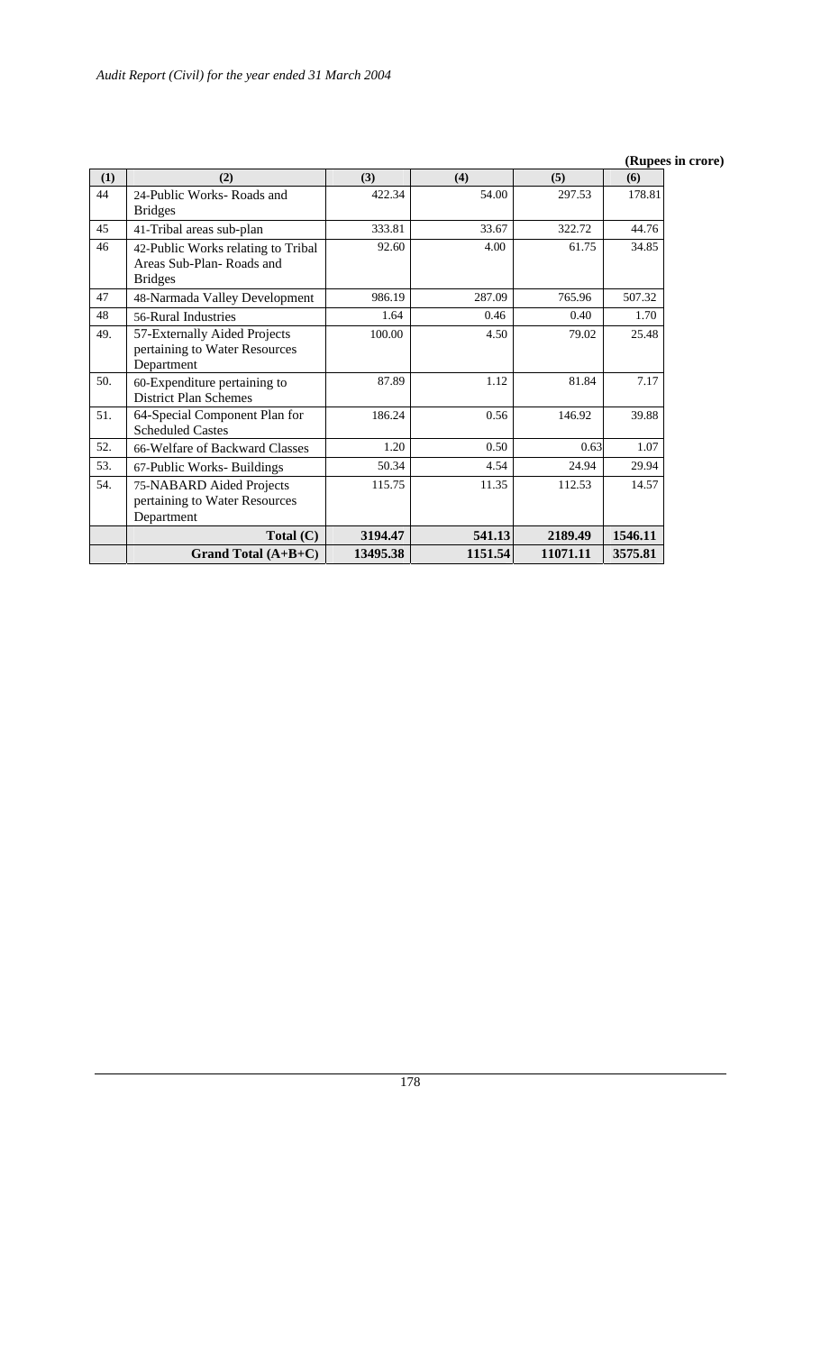**(Rupees in crore)**

| (1) | (2) | (3) | (4) | (5) | (6) |
|---|---|---|---|---|---|
| 44 | 24-Public Works- Roads and Bridges | 422.34 | 54.00 | 297.53 | 178.81 |
| 45 | 41-Tribal areas sub-plan | 333.81 | 33.67 | 322.72 | 44.76 |
| 46 | 42-Public Works relating to Tribal Areas Sub-Plan- Roads and Bridges | 92.60 | 4.00 | 61.75 | 34.85 |
| 47 | 48-Narmada Valley Development | 986.19 | 287.09 | 765.96 | 507.32 |
| 48 | 56-Rural Industries | 1.64 | 0.46 | 0.40 | 1.70 |
| 49. | 57-Externally Aided Projects pertaining to Water Resources Department | 100.00 | 4.50 | 79.02 | 25.48 |
| 50. | 60-Expenditure pertaining to District Plan Schemes | 87.89 | 1.12 | 81.84 | 7.17 |
| 51. | 64-Special Component Plan for Scheduled Castes | 186.24 | 0.56 | 146.92 | 39.88 |
| 52. | 66-Welfare of Backward Classes | 1.20 | 0.50 | 0.63 | 1.07 |
| 53. | 67-Public Works- Buildings | 50.34 | 4.54 | 24.94 | 29.94 |
| 54. | 75-NABARD Aided Projects pertaining to Water Resources Department | 115.75 | 11.35 | 112.53 | 14.57 |
| | **Total (C)** | **3194.47** | **541.13** | **2189.49** | **1546.11** |
| | **Grand Total (A+B+C)** | **13495.38** | **1151.54** | **11071.11** | **3575.81** |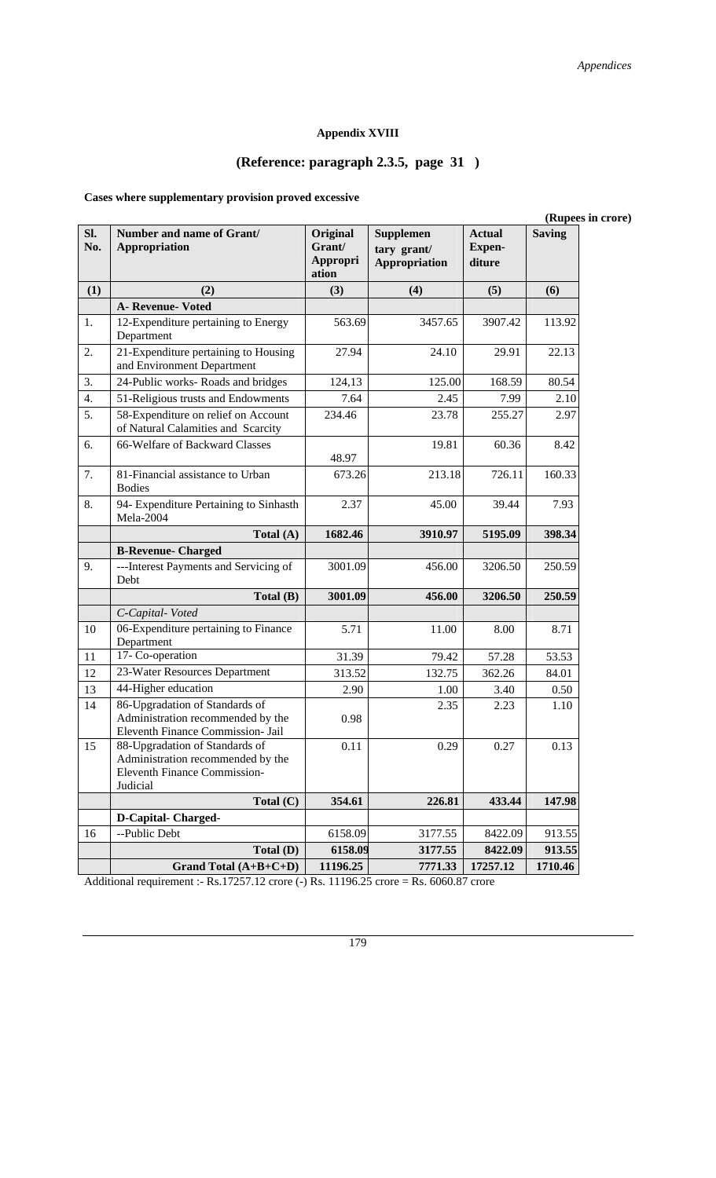## Appendix XVIII

### (Reference: paragraph 2.3.5, page 31 )

**Cases where supplementary provision proved excessive**

(Rupees in crore)

| Sl. No. | Number and name of Grant/ Appropriation | Original Grant/ Appropriation | Supplementary grant/ Appropriation | Actual Expenditure | Saving |
|---|---|---|---|---|---|
| (1) | (2) | (3) | (4) | (5) | (6) |
| | **A- Revenue- Voted** | | | | |
| 1. | 12-Expenditure pertaining to Energy Department | 563.69 | 3457.65 | 3907.42 | 113.92 |
| 2. | 21-Expenditure pertaining to Housing and Environment Department | 27.94 | 24.10 | 29.91 | 22.13 |
| 3. | 24-Public works- Roads and bridges | 124,13 | 125.00 | 168.59 | 80.54 |
| 4. | 51-Religious trusts and Endowments | 7.64 | 2.45 | 7.99 | 2.10 |
| 5. | 58-Expenditure on relief on Account of Natural Calamities and Scarcity | 234.46 | 23.78 | 255.27 | 2.97 |
| 6. | 66-Welfare of Backward Classes | 48.97 | 19.81 | 60.36 | 8.42 |
| 7. | 81-Financial assistance to Urban Bodies | 673.26 | 213.18 | 726.11 | 160.33 |
| 8. | 94- Expenditure Pertaining to Sinhasth Mela-2004 | 2.37 | 45.00 | 39.44 | 7.93 |
| | **Total (A)** | **1682.46** | **3910.97** | **5195.09** | **398.34** |
| | **B-Revenue- Charged** | | | | |
| 9. | ---Interest Payments and Servicing of Debt | 3001.09 | 456.00 | 3206.50 | 250.59 |
| | **Total (B)** | **3001.09** | **456.00** | **3206.50** | **250.59** |
| | *C-Capital- Voted* | | | | |
| 10 | 06-Expenditure pertaining to Finance Department | 5.71 | 11.00 | 8.00 | 8.71 |
| 11 | 17- Co-operation | 31.39 | 79.42 | 57.28 | 53.53 |
| 12 | 23-Water Resources Department | 313.52 | 132.75 | 362.26 | 84.01 |
| 13 | 44-Higher education | 2.90 | 1.00 | 3.40 | 0.50 |
| 14 | 86-Upgradation of Standards of Administration recommended by the Eleventh Finance Commission- Jail | 0.98 | 2.35 | 2.23 | 1.10 |
| 15 | 88-Upgradation of Standards of Administration recommended by the Eleventh Finance Commission- Judicial | 0.11 | 0.29 | 0.27 | 0.13 |
| | **Total (C)** | **354.61** | **226.81** | **433.44** | **147.98** |
| | **D-Capital- Charged-** | | | | |
| 16 | --Public Debt | 6158.09 | 3177.55 | 8422.09 | 913.55 |
| | **Total (D)** | **6158.09** | **3177.55** | **8422.09** | **913.55** |
| | **Grand Total (A+B+C+D)** | **11196.25** | **7771.33** | **17257.12** | **1710.46** |

Additional requirement :- Rs.17257.12 crore (-) Rs. 11196.25 crore = Rs. 6060.87 crore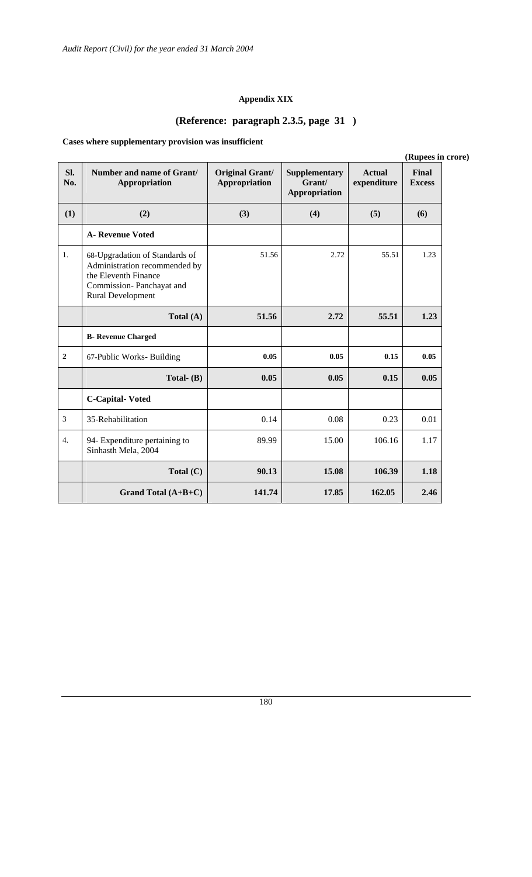**Appendix XIX**

**(Reference: paragraph 2.3.5, page 31 )**

**Cases where supplementary provision was insufficient**

**(Rupees in crore)**

| Sl. No. | Number and name of Grant/ Appropriation | Original Grant/ Appropriation | Supplementary Grant/ Appropriation | Actual expenditure | Final Excess |
|---|---|---|---|---|---|
| (1) | (2) | (3) | (4) | (5) | (6) |
| | **A- Revenue Voted** | | | | |
| 1. | 68-Upgradation of Standards of Administration recommended by the Eleventh Finance Commission- Panchayat and Rural Development | 51.56 | 2.72 | 55.51 | 1.23 |
| | **Total (A)** | **51.56** | **2.72** | **55.51** | **1.23** |
| | **B- Revenue Charged** | | | | |
| **2** | 67-Public Works- Building | **0.05** | **0.05** | **0.15** | **0.05** |
| | **Total- (B)** | **0.05** | **0.05** | **0.15** | **0.05** |
| | **C-Capital- Voted** | | | | |
| 3 | 35-Rehabilitation | 0.14 | 0.08 | 0.23 | 0.01 |
| 4. | 94- Expenditure pertaining to Sinhasth Mela, 2004 | 89.99 | 15.00 | 106.16 | 1.17 |
| | **Total (C)** | **90.13** | **15.08** | **106.39** | **1.18** |
| | **Grand Total (A+B+C)** | **141.74** | **17.85** | **162.05** | **2.46** |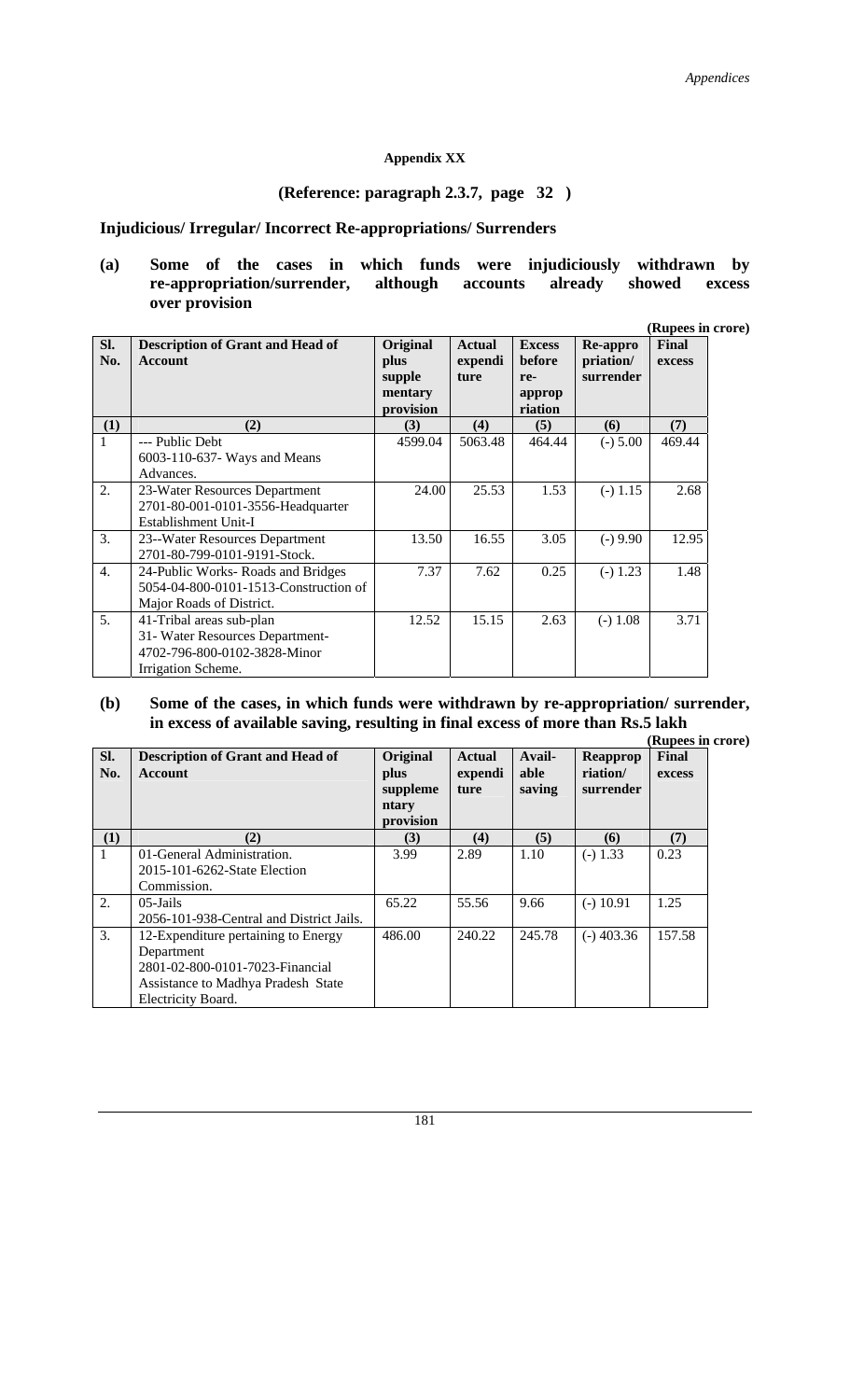## Appendix XX

### (Reference: paragraph 2.3.7, page 32 )

### Injudicious/ Irregular/ Incorrect Re-appropriations/ Surrenders

**(a) Some of the cases in which funds were injudiciously withdrawn by re-appropriation/surrender, although accounts already showed excess over provision**

(Rupees in crore)

| Sl. No. | Description of Grant and Head of Account | Original plus supplementary provision | Actual expenditure | Excess before re-appropriation | Re-appropriation/ surrender | Final excess |
|---|---|---|---|---|---|---|
| (1) | (2) | (3) | (4) | (5) | (6) | (7) |
| 1 | --- Public Debt 6003-110-637- Ways and Means Advances. | 4599.04 | 5063.48 | 464.44 | (-) 5.00 | 469.44 |
| 2. | 23-Water Resources Department 2701-80-001-0101-3556-Headquarter Establishment Unit-I | 24.00 | 25.53 | 1.53 | (-) 1.15 | 2.68 |
| 3. | 23--Water Resources Department 2701-80-799-0101-9191-Stock. | 13.50 | 16.55 | 3.05 | (-) 9.90 | 12.95 |
| 4. | 24-Public Works- Roads and Bridges 5054-04-800-0101-1513-Construction of Major Roads of District. | 7.37 | 7.62 | 0.25 | (-) 1.23 | 1.48 |
| 5. | 41-Tribal areas sub-plan 31- Water Resources Department- 4702-796-800-0102-3828-Minor Irrigation Scheme. | 12.52 | 15.15 | 2.63 | (-) 1.08 | 3.71 |

**(b) Some of the cases, in which funds were withdrawn by re-appropriation/ surrender, in excess of available saving, resulting in final excess of more than Rs.5 lakh**

(Rupees in crore)

| Sl. No. | Description of Grant and Head of Account | Original plus supplementary provision | Actual expenditure | Available saving | Reappropriation/ surrender | Final excess |
|---|---|---|---|---|---|---|
| (1) | (2) | (3) | (4) | (5) | (6) | (7) |
| 1 | 01-General Administration. 2015-101-6262-State Election Commission. | 3.99 | 2.89 | 1.10 | (-) 1.33 | 0.23 |
| 2. | 05-Jails 2056-101-938-Central and District Jails. | 65.22 | 55.56 | 9.66 | (-) 10.91 | 1.25 |
| 3. | 12-Expenditure pertaining to Energy Department 2801-02-800-0101-7023-Financial Assistance to Madhya Pradesh State Electricity Board. | 486.00 | 240.22 | 245.78 | (-) 403.36 | 157.58 |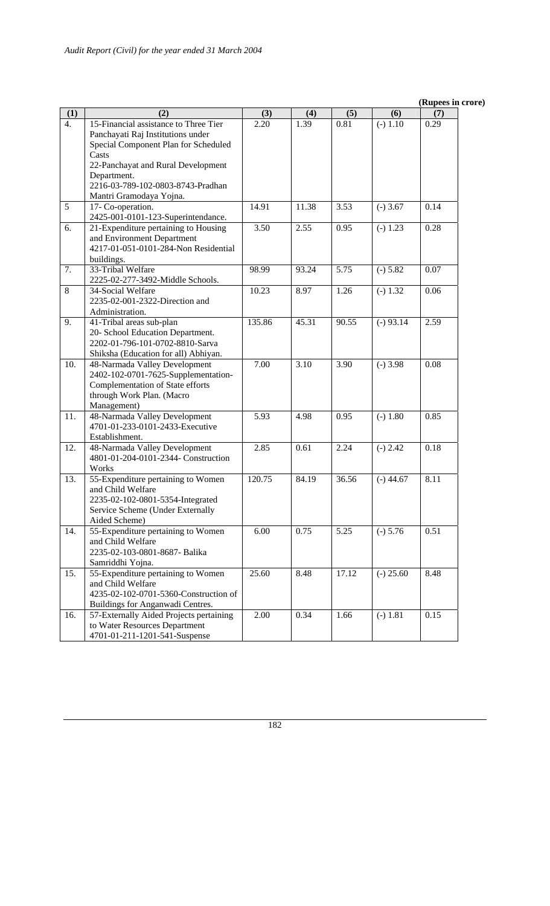(Rupees in crore)

| (1) | (2) | (3) | (4) | (5) | (6) | (7) |
|---|---|---|---|---|---|---|
| 4. | 15-Financial assistance to Three Tier Panchayati Raj Institutions under Special Component Plan for Scheduled Casts 22-Panchayat and Rural Development Department. 2216-03-789-102-0803-8743-Pradhan Mantri Gramodaya Yojna. | 2.20 | 1.39 | 0.81 | (-) 1.10 | 0.29 |
| 5 | 17- Co-operation. 2425-001-0101-123-Superintendance. | 14.91 | 11.38 | 3.53 | (-) 3.67 | 0.14 |
| 6. | 21-Expenditure pertaining to Housing and Environment Department 4217-01-051-0101-284-Non Residential buildings. | 3.50 | 2.55 | 0.95 | (-) 1.23 | 0.28 |
| 7. | 33-Tribal Welfare 2225-02-277-3492-Middle Schools. | 98.99 | 93.24 | 5.75 | (-) 5.82 | 0.07 |
| 8 | 34-Social Welfare 2235-02-001-2322-Direction and Administration. | 10.23 | 8.97 | 1.26 | (-) 1.32 | 0.06 |
| 9. | 41-Tribal areas sub-plan 20- School Education Department. 2202-01-796-101-0702-8810-Sarva Shiksha (Education for all) Abhiyan. | 135.86 | 45.31 | 90.55 | (-) 93.14 | 2.59 |
| 10. | 48-Narmada Valley Development 2402-102-0701-7625-Supplementation-Complementation of State efforts through Work Plan. (Macro Management) | 7.00 | 3.10 | 3.90 | (-) 3.98 | 0.08 |
| 11. | 48-Narmada Valley Development 4701-01-233-0101-2433-Executive Establishment. | 5.93 | 4.98 | 0.95 | (-) 1.80 | 0.85 |
| 12. | 48-Narmada Valley Development 4801-01-204-0101-2344- Construction Works | 2.85 | 0.61 | 2.24 | (-) 2.42 | 0.18 |
| 13. | 55-Expenditure pertaining to Women and Child Welfare 2235-02-102-0801-5354-Integrated Service Scheme (Under Externally Aided Scheme) | 120.75 | 84.19 | 36.56 | (-) 44.67 | 8.11 |
| 14. | 55-Expenditure pertaining to Women and Child Welfare 2235-02-103-0801-8687- Balika Samriddhi Yojna. | 6.00 | 0.75 | 5.25 | (-) 5.76 | 0.51 |
| 15. | 55-Expenditure pertaining to Women and Child Welfare 4235-02-102-0701-5360-Construction of Buildings for Anganwadi Centres. | 25.60 | 8.48 | 17.12 | (-) 25.60 | 8.48 |
| 16. | 57-Externally Aided Projects pertaining to Water Resources Department 4701-01-211-1201-541-Suspense | 2.00 | 0.34 | 1.66 | (-) 1.81 | 0.15 |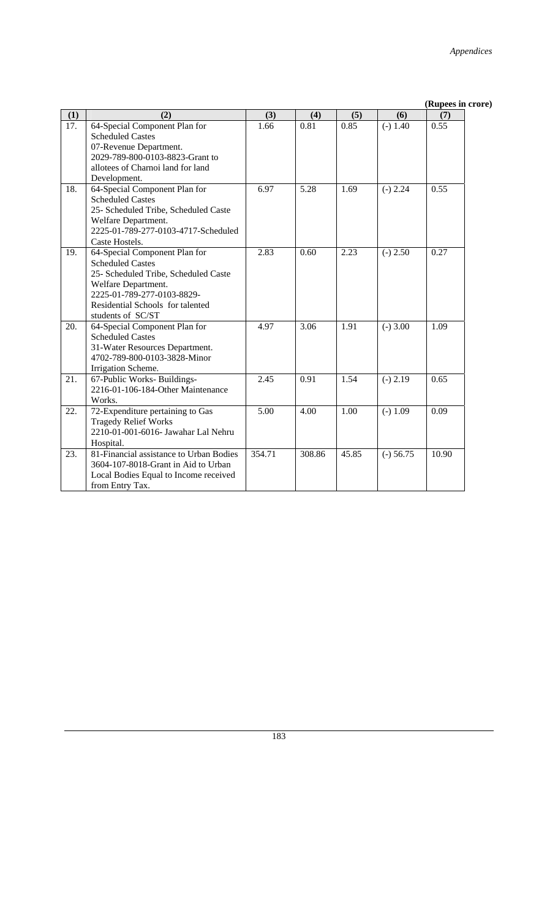**(Rupees in crore)**

| (1) | (2) | (3) | (4) | (5) | (6) | (7) |
|---|---|---|---|---|---|---|
| 17. | 64-Special Component Plan for Scheduled Castes 07-Revenue Department. 2029-789-800-0103-8823-Grant to allotees of Charnoi land for land Development. | 1.66 | 0.81 | 0.85 | (-) 1.40 | 0.55 |
| 18. | 64-Special Component Plan for Scheduled Castes 25- Scheduled Tribe, Scheduled Caste Welfare Department. 2225-01-789-277-0103-4717-Scheduled Caste Hostels. | 6.97 | 5.28 | 1.69 | (-) 2.24 | 0.55 |
| 19. | 64-Special Component Plan for Scheduled Castes 25- Scheduled Tribe, Scheduled Caste Welfare Department. 2225-01-789-277-0103-8829-Residential Schools for talented students of SC/ST | 2.83 | 0.60 | 2.23 | (-) 2.50 | 0.27 |
| 20. | 64-Special Component Plan for Scheduled Castes 31-Water Resources Department. 4702-789-800-0103-3828-Minor Irrigation Scheme. | 4.97 | 3.06 | 1.91 | (-) 3.00 | 1.09 |
| 21. | 67-Public Works- Buildings- 2216-01-106-184-Other Maintenance Works. | 2.45 | 0.91 | 1.54 | (-) 2.19 | 0.65 |
| 22. | 72-Expenditure pertaining to Gas Tragedy Relief Works 2210-01-001-6016- Jawahar Lal Nehru Hospital. | 5.00 | 4.00 | 1.00 | (-) 1.09 | 0.09 |
| 23. | 81-Financial assistance to Urban Bodies 3604-107-8018-Grant in Aid to Urban Local Bodies Equal to Income received from Entry Tax. | 354.71 | 308.86 | 45.85 | (-) 56.75 | 10.90 |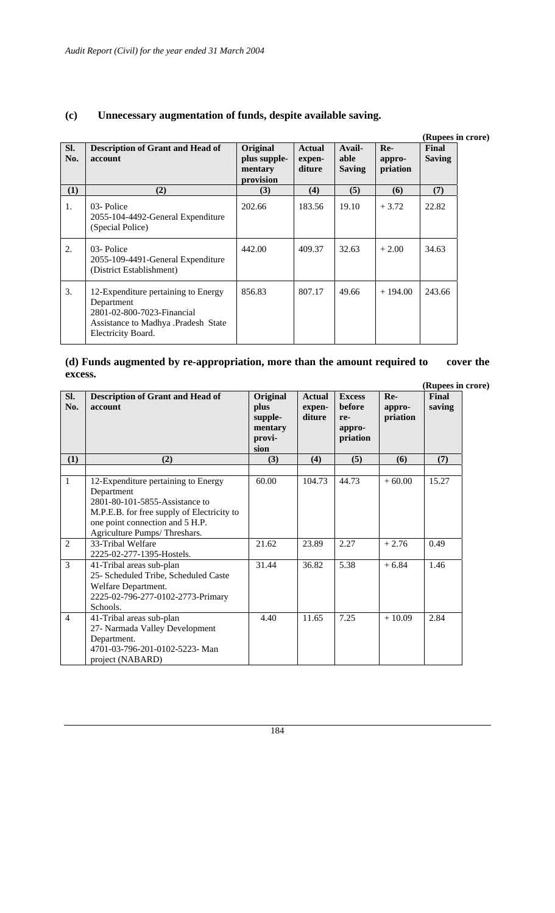### (c) Unnecessary augmentation of funds, despite available saving.

(Rupees in crore)

| Sl. No. | Description of Grant and Head of account | Original plus supple-mentary provision | Actual expen-diture | Avail-able Saving | Re-appro-priation | Final Saving |
|---|---|---|---|---|---|---|
| (1) | (2) | (3) | (4) | (5) | (6) | (7) |
| 1. | 03- Police 2055-104-4492-General Expenditure (Special Police) | 202.66 | 183.56 | 19.10 | + 3.72 | 22.82 |
| 2. | 03- Police 2055-109-4491-General Expenditure (District Establishment) | 442.00 | 409.37 | 32.63 | + 2.00 | 34.63 |
| 3. | 12-Expenditure pertaining to Energy Department 2801-02-800-7023-Financial Assistance to Madhya .Pradesh State Electricity Board. | 856.83 | 807.17 | 49.66 | + 194.00 | 243.66 |

### (d) Funds augmented by re-appropriation, more than the amount required to cover the excess.

(Rupees in crore)

| Sl. No. | Description of Grant and Head of account | Original plus supple-mentary provi-sion | Actual expen-diture | Excess before re-appro-priation | Re-appro-priation | Final saving |
|---|---|---|---|---|---|---|
| (1) | (2) | (3) | (4) | (5) | (6) | (7) |
| 1 | 12-Expenditure pertaining to Energy Department 2801-80-101-5855-Assistance to M.P.E.B. for free supply of Electricity to one point connection and 5 H.P. Agriculture Pumps/ Threshars. | 60.00 | 104.73 | 44.73 | + 60.00 | 15.27 |
| 2 | 33-Tribal Welfare 2225-02-277-1395-Hostels. | 21.62 | 23.89 | 2.27 | + 2.76 | 0.49 |
| 3 | 41-Tribal areas sub-plan 25- Scheduled Tribe, Scheduled Caste Welfare Department. 2225-02-796-277-0102-2773-Primary Schools. | 31.44 | 36.82 | 5.38 | + 6.84 | 1.46 |
| 4 | 41-Tribal areas sub-plan 27- Narmada Valley Development Department. 4701-03-796-201-0102-5223- Man project (NABARD) | 4.40 | 11.65 | 7.25 | + 10.09 | 2.84 |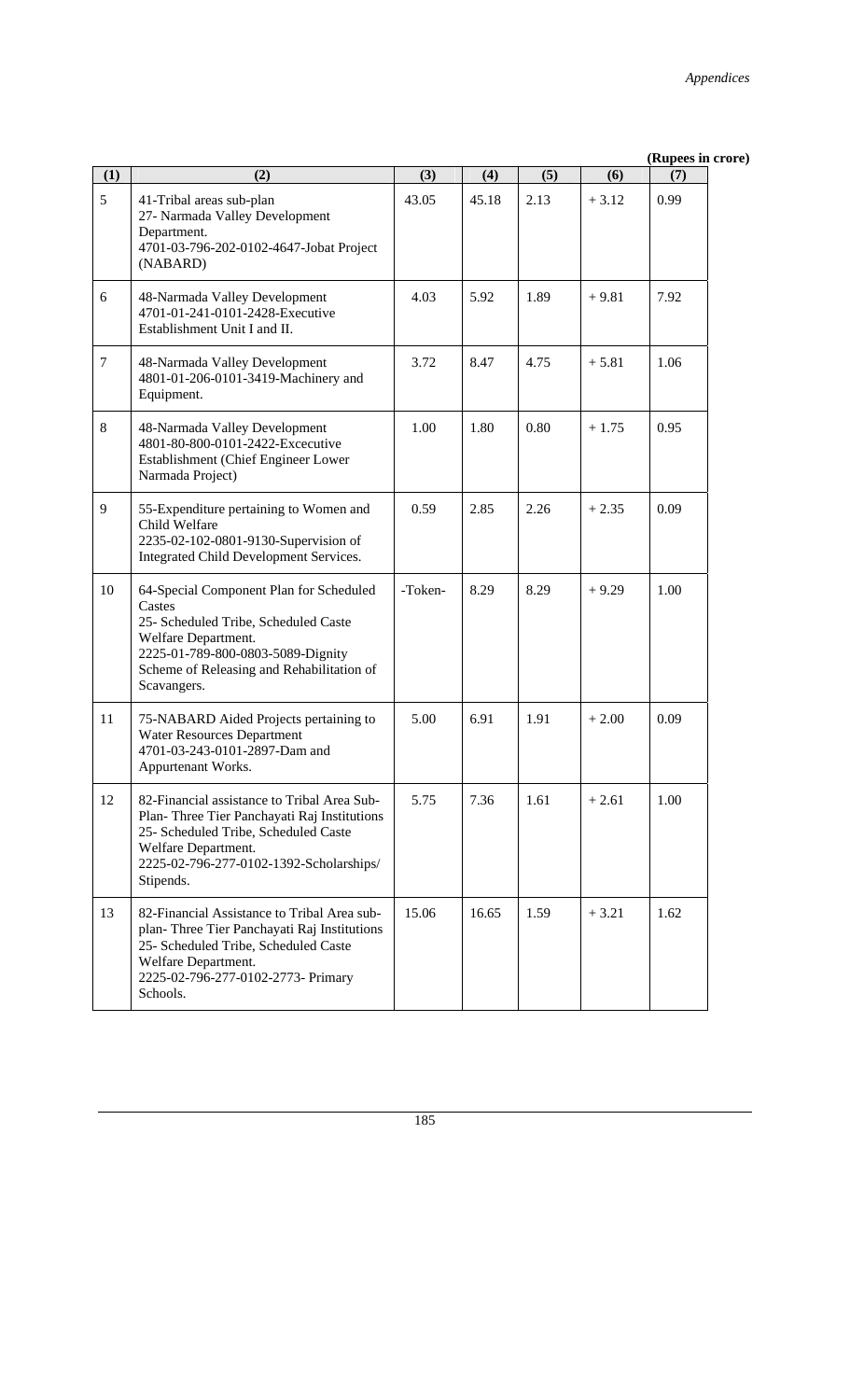(Rupees in crore)

| (1) | (2) | (3) | (4) | (5) | (6) | (7) |
|---|---|---|---|---|---|---|
| 5 | 41-Tribal areas sub-plan 27- Narmada Valley Development Department. 4701-03-796-202-0102-4647-Jobat Project (NABARD) | 43.05 | 45.18 | 2.13 | + 3.12 | 0.99 |
| 6 | 48-Narmada Valley Development 4701-01-241-0101-2428-Executive Establishment Unit I and II. | 4.03 | 5.92 | 1.89 | + 9.81 | 7.92 |
| 7 | 48-Narmada Valley Development 4801-01-206-0101-3419-Machinery and Equipment. | 3.72 | 8.47 | 4.75 | + 5.81 | 1.06 |
| 8 | 48-Narmada Valley Development 4801-80-800-0101-2422-Excecutive Establishment (Chief Engineer Lower Narmada Project) | 1.00 | 1.80 | 0.80 | + 1.75 | 0.95 |
| 9 | 55-Expenditure pertaining to Women and Child Welfare 2235-02-102-0801-9130-Supervision of Integrated Child Development Services. | 0.59 | 2.85 | 2.26 | + 2.35 | 0.09 |
| 10 | 64-Special Component Plan for Scheduled Castes 25- Scheduled Tribe, Scheduled Caste Welfare Department. 2225-01-789-800-0803-5089-Dignity Scheme of Releasing and Rehabilitation of Scavangers. | -Token- | 8.29 | 8.29 | + 9.29 | 1.00 |
| 11 | 75-NABARD Aided Projects pertaining to Water Resources Department 4701-03-243-0101-2897-Dam and Appurtenant Works. | 5.00 | 6.91 | 1.91 | + 2.00 | 0.09 |
| 12 | 82-Financial assistance to Tribal Area Sub-Plan- Three Tier Panchayati Raj Institutions 25- Scheduled Tribe, Scheduled Caste Welfare Department. 2225-02-796-277-0102-1392-Scholarships/ Stipends. | 5.75 | 7.36 | 1.61 | + 2.61 | 1.00 |
| 13 | 82-Financial Assistance to Tribal Area sub-plan- Three Tier Panchayati Raj Institutions 25- Scheduled Tribe, Scheduled Caste Welfare Department. 2225-02-796-277-0102-2773- Primary Schools. | 15.06 | 16.65 | 1.59 | + 3.21 | 1.62 |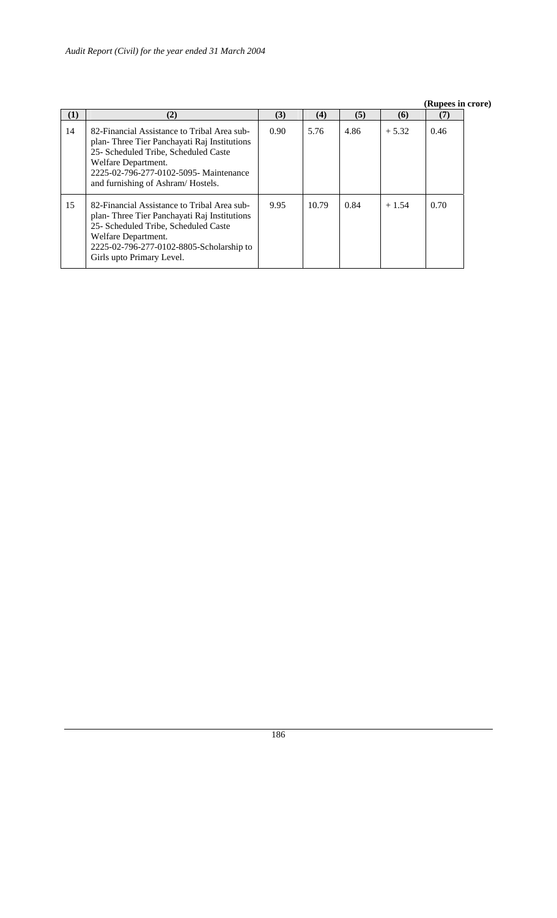(Rupees in crore)

| (1) | (2) | (3) | (4) | (5) | (6) | (7) |
|---|---|---|---|---|---|---|
| 14 | 82-Financial Assistance to Tribal Area sub-plan- Three Tier Panchayati Raj Institutions 25- Scheduled Tribe, Scheduled Caste Welfare Department. 2225-02-796-277-0102-5095- Maintenance and furnishing of Ashram/ Hostels. | 0.90 | 5.76 | 4.86 | + 5.32 | 0.46 |
| 15 | 82-Financial Assistance to Tribal Area sub-plan- Three Tier Panchayati Raj Institutions 25- Scheduled Tribe, Scheduled Caste Welfare Department. 2225-02-796-277-0102-8805-Scholarship to Girls upto Primary Level. | 9.95 | 10.79 | 0.84 | + 1.54 | 0.70 |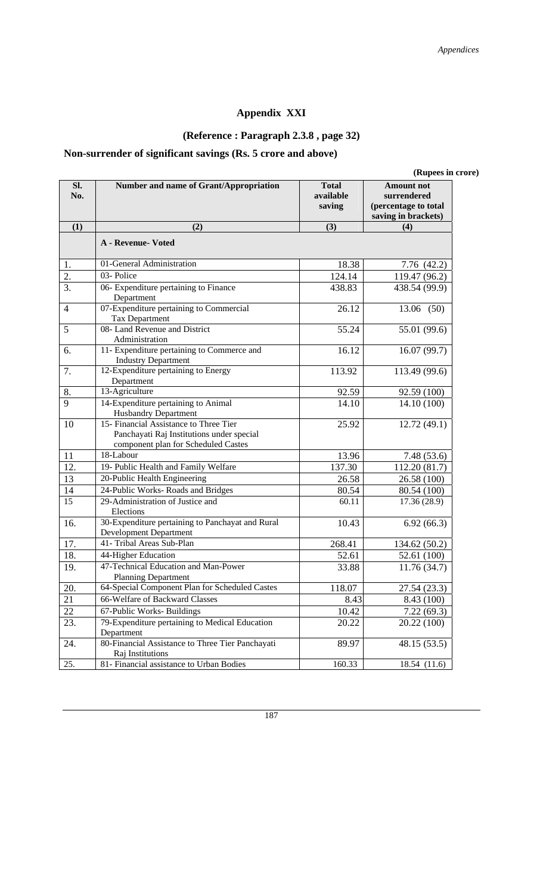# Appendix XXI

## (Reference : Paragraph 2.3.8 , page 32)

### Non-surrender of significant savings (Rs. 5 crore and above)

**(Rupees in crore)**

| Sl. No. | Number and name of Grant/Appropriation | Total available saving | Amount not surrendered (percentage to total saving in brackets) |
|---|---|---|---|
| (1) | (2) | (3) | (4) |
| | **A - Revenue- Voted** | | |
| 1. | 01-General Administration | 18.38 | 7.76 (42.2) |
| 2. | 03- Police | 124.14 | 119.47 (96.2) |
| 3. | 06- Expenditure pertaining to Finance Department | 438.83 | 438.54 (99.9) |
| 4 | 07-Expenditure pertaining to Commercial Tax Department | 26.12 | 13.06 (50) |
| 5 | 08- Land Revenue and District Administration | 55.24 | 55.01 (99.6) |
| 6. | 11- Expenditure pertaining to Commerce and Industry Department | 16.12 | 16.07 (99.7) |
| 7. | 12-Expenditure pertaining to Energy Department | 113.92 | 113.49 (99.6) |
| 8. | 13-Agriculture | 92.59 | 92.59 (100) |
| 9 | 14-Expenditure pertaining to Animal Husbandry Department | 14.10 | 14.10 (100) |
| 10 | 15- Financial Assistance to Three Tier Panchayati Raj Institutions under special component plan for Scheduled Castes | 25.92 | 12.72 (49.1) |
| 11 | 18-Labour | 13.96 | 7.48 (53.6) |
| 12. | 19- Public Health and Family Welfare | 137.30 | 112.20 (81.7) |
| 13 | 20-Public Health Engineering | 26.58 | 26.58 (100) |
| 14 | 24-Public Works- Roads and Bridges | 80.54 | 80.54 (100) |
| 15 | 29-Administration of Justice and Elections | 60.11 | 17.36 (28.9) |
| 16. | 30-Expenditure pertaining to Panchayat and Rural Development Department | 10.43 | 6.92 (66.3) |
| 17. | 41- Tribal Areas Sub-Plan | 268.41 | 134.62 (50.2) |
| 18. | 44-Higher Education | 52.61 | 52.61 (100) |
| 19. | 47-Technical Education and Man-Power Planning Department | 33.88 | 11.76 (34.7) |
| 20. | 64-Special Component Plan for Scheduled Castes | 118.07 | 27.54 (23.3) |
| 21 | 66-Welfare of Backward Classes | 8.43 | 8.43 (100) |
| 22 | 67-Public Works- Buildings | 10.42 | 7.22 (69.3) |
| 23. | 79-Expenditure pertaining to Medical Education Department | 20.22 | 20.22 (100) |
| 24. | 80-Financial Assistance to Three Tier Panchayati Raj Institutions | 89.97 | 48.15 (53.5) |
| 25. | 81- Financial assistance to Urban Bodies | 160.33 | 18.54 (11.6) |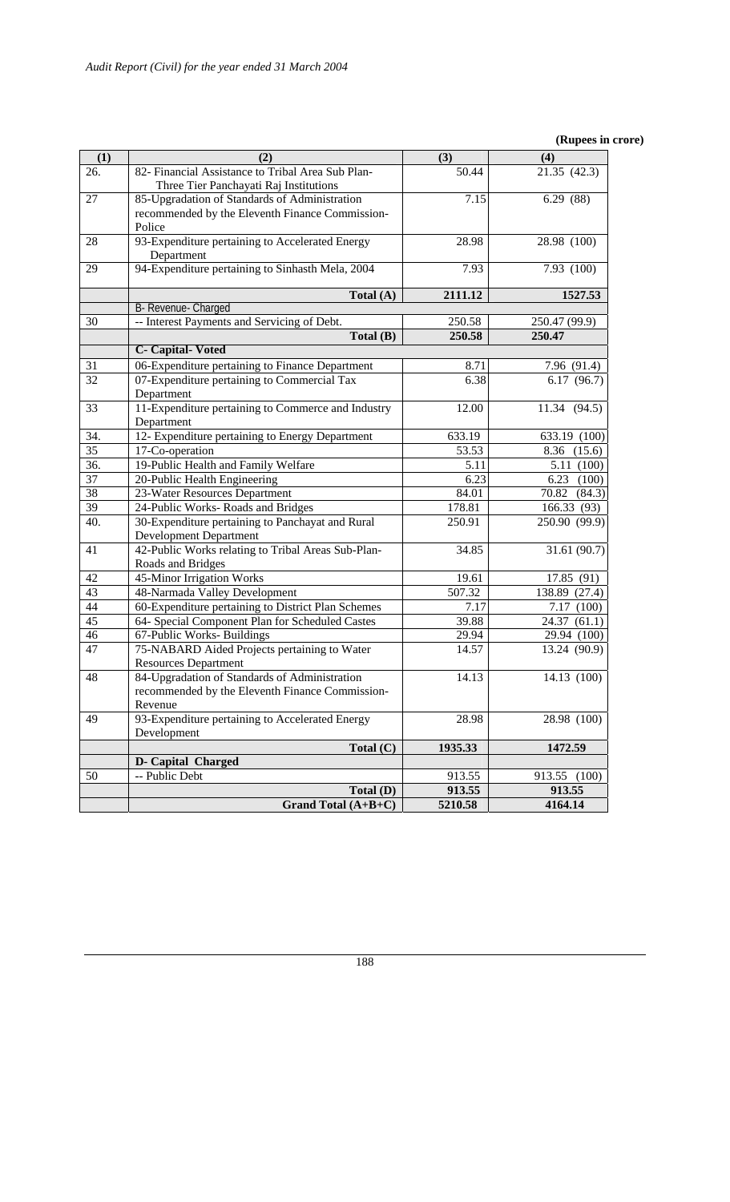**(Rupees in crore)**

| (1) | (2) | (3) | (4) |
|---|---|---|---|
| 26. | 82- Financial Assistance to Tribal Area Sub Plan- Three Tier Panchayati Raj Institutions | 50.44 | 21.35 (42.3) |
| 27 | 85-Upgradation of Standards of Administration recommended by the Eleventh Finance Commission- Police | 7.15 | 6.29 (88) |
| 28 | 93-Expenditure pertaining to Accelerated Energy Department | 28.98 | 28.98 (100) |
| 29 | 94-Expenditure pertaining to Sinhasth Mela, 2004 | 7.93 | 7.93 (100) |
| | **Total (A)** | **2111.12** | **1527.53** |
| | B- Revenue- Charged | | |
| 30 | -- Interest Payments and Servicing of Debt. | 250.58 | 250.47 (99.9) |
| | **Total (B)** | **250.58** | **250.47** |
| | **C- Capital- Voted** | | |
| 31 | 06-Expenditure pertaining to Finance Department | 8.71 | 7.96 (91.4) |
| 32 | 07-Expenditure pertaining to Commercial Tax Department | 6.38 | 6.17 (96.7) |
| 33 | 11-Expenditure pertaining to Commerce and Industry Department | 12.00 | 11.34 (94.5) |
| 34. | 12- Expenditure pertaining to Energy Department | 633.19 | 633.19 (100) |
| 35 | 17-Co-operation | 53.53 | 8.36 (15.6) |
| 36. | 19-Public Health and Family Welfare | 5.11 | 5.11 (100) |
| 37 | 20-Public Health Engineering | 6.23 | 6.23 (100) |
| 38 | 23-Water Resources Department | 84.01 | 70.82 (84.3) |
| 39 | 24-Public Works- Roads and Bridges | 178.81 | 166.33 (93) |
| 40. | 30-Expenditure pertaining to Panchayat and Rural Development Department | 250.91 | 250.90 (99.9) |
| 41 | 42-Public Works relating to Tribal Areas Sub-Plan- Roads and Bridges | 34.85 | 31.61 (90.7) |
| 42 | 45-Minor Irrigation Works | 19.61 | 17.85 (91) |
| 43 | 48-Narmada Valley Development | 507.32 | 138.89 (27.4) |
| 44 | 60-Expenditure pertaining to District Plan Schemes | 7.17 | 7.17 (100) |
| 45 | 64- Special Component Plan for Scheduled Castes | 39.88 | 24.37 (61.1) |
| 46 | 67-Public Works- Buildings | 29.94 | 29.94 (100) |
| 47 | 75-NABARD Aided Projects pertaining to Water Resources Department | 14.57 | 13.24 (90.9) |
| 48 | 84-Upgradation of Standards of Administration recommended by the Eleventh Finance Commission- Revenue | 14.13 | 14.13 (100) |
| 49 | 93-Expenditure pertaining to Accelerated Energy Development | 28.98 | 28.98 (100) |
| | **Total (C)** | **1935.33** | **1472.59** |
| | **D- Capital Charged** | | |
| 50 | -- Public Debt | 913.55 | 913.55 (100) |
| | **Total (D)** | **913.55** | **913.55** |
| | **Grand Total (A+B+C)** | **5210.58** | **4164.14** |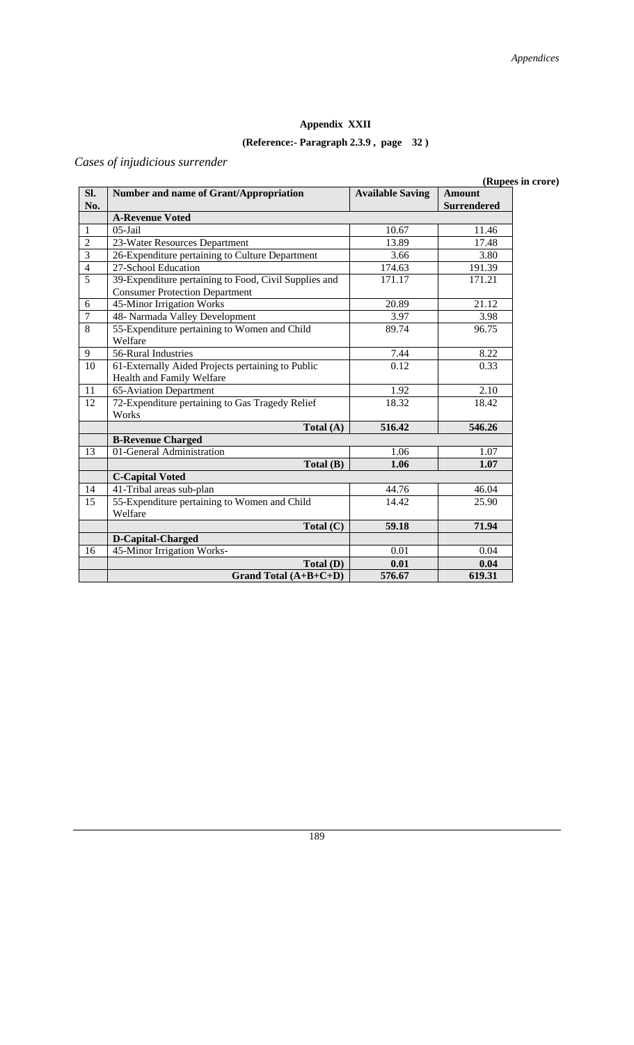## Appendix XXII

**(Reference:- Paragraph 2.3.9 , page 32 )**

*Cases of injudicious surrender*

**(Rupees in crore)**

| Sl. No. | Number and name of Grant/Appropriation | Available Saving | Amount Surrendered |
|---|---|---|---|
| | **A-Revenue Voted** | | |
| 1 | 05-Jail | 10.67 | 11.46 |
| 2 | 23-Water Resources Department | 13.89 | 17.48 |
| 3 | 26-Expenditure pertaining to Culture Department | 3.66 | 3.80 |
| 4 | 27-School Education | 174.63 | 191.39 |
| 5 | 39-Expenditure pertaining to Food, Civil Supplies and Consumer Protection Department | 171.17 | 171.21 |
| 6 | 45-Minor Irrigation Works | 20.89 | 21.12 |
| 7 | 48- Narmada Valley Development | 3.97 | 3.98 |
| 8 | 55-Expenditure pertaining to Women and Child Welfare | 89.74 | 96.75 |
| 9 | 56-Rural Industries | 7.44 | 8.22 |
| 10 | 61-Externally Aided Projects pertaining to Public Health and Family Welfare | 0.12 | 0.33 |
| 11 | 65-Aviation Department | 1.92 | 2.10 |
| 12 | 72-Expenditure pertaining to Gas Tragedy Relief Works | 18.32 | 18.42 |
| | **Total (A)** | **516.42** | **546.26** |
| | **B-Revenue Charged** | | |
| 13 | 01-General Administration | 1.06 | 1.07 |
| | **Total (B)** | **1.06** | **1.07** |
| | **C-Capital Voted** | | |
| 14 | 41-Tribal areas sub-plan | 44.76 | 46.04 |
| 15 | 55-Expenditure pertaining to Women and Child Welfare | 14.42 | 25.90 |
| | **Total (C)** | **59.18** | **71.94** |
| | **D-Capital-Charged** | | |
| 16 | 45-Minor Irrigation Works- | 0.01 | 0.04 |
| | **Total (D)** | **0.01** | **0.04** |
| | **Grand Total (A+B+C+D)** | **576.67** | **619.31** |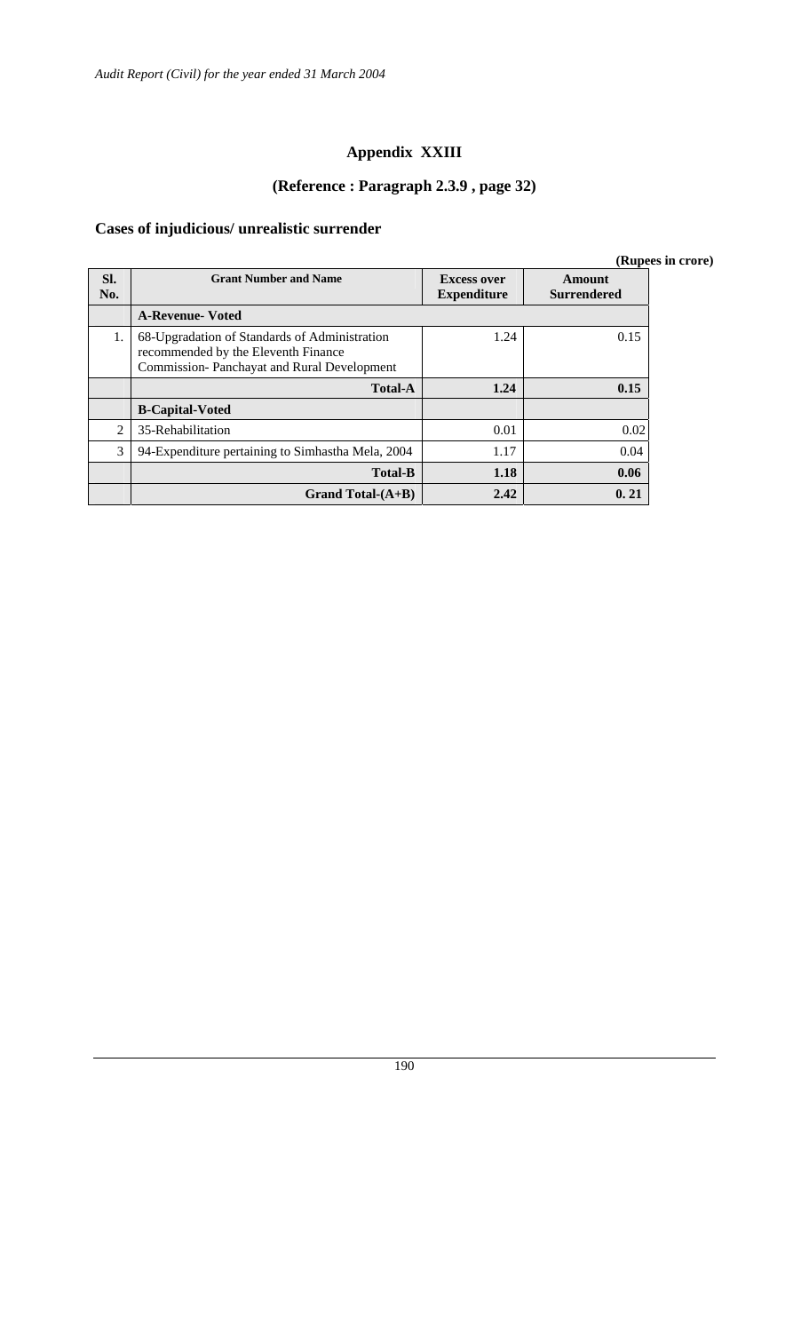# Appendix XXIII

## (Reference : Paragraph 2.3.9 , page 32)

### Cases of injudicious/ unrealistic surrender

**(Rupees in crore)**

| Sl. No. | Grant Number and Name | Excess over Expenditure | Amount Surrendered |
|---|---|---|---|
| | **A-Revenue- Voted** | | |
| 1. | 68-Upgradation of Standards of Administration recommended by the Eleventh Finance Commission- Panchayat and Rural Development | 1.24 | 0.15 |
| | **Total-A** | **1.24** | **0.15** |
| | **B-Capital-Voted** | | |
| 2 | 35-Rehabilitation | 0.01 | 0.02 |
| 3 | 94-Expenditure pertaining to Simhastha Mela, 2004 | 1.17 | 0.04 |
| | **Total-B** | **1.18** | **0.06** |
| | **Grand Total-(A+B)** | **2.42** | **0. 21** |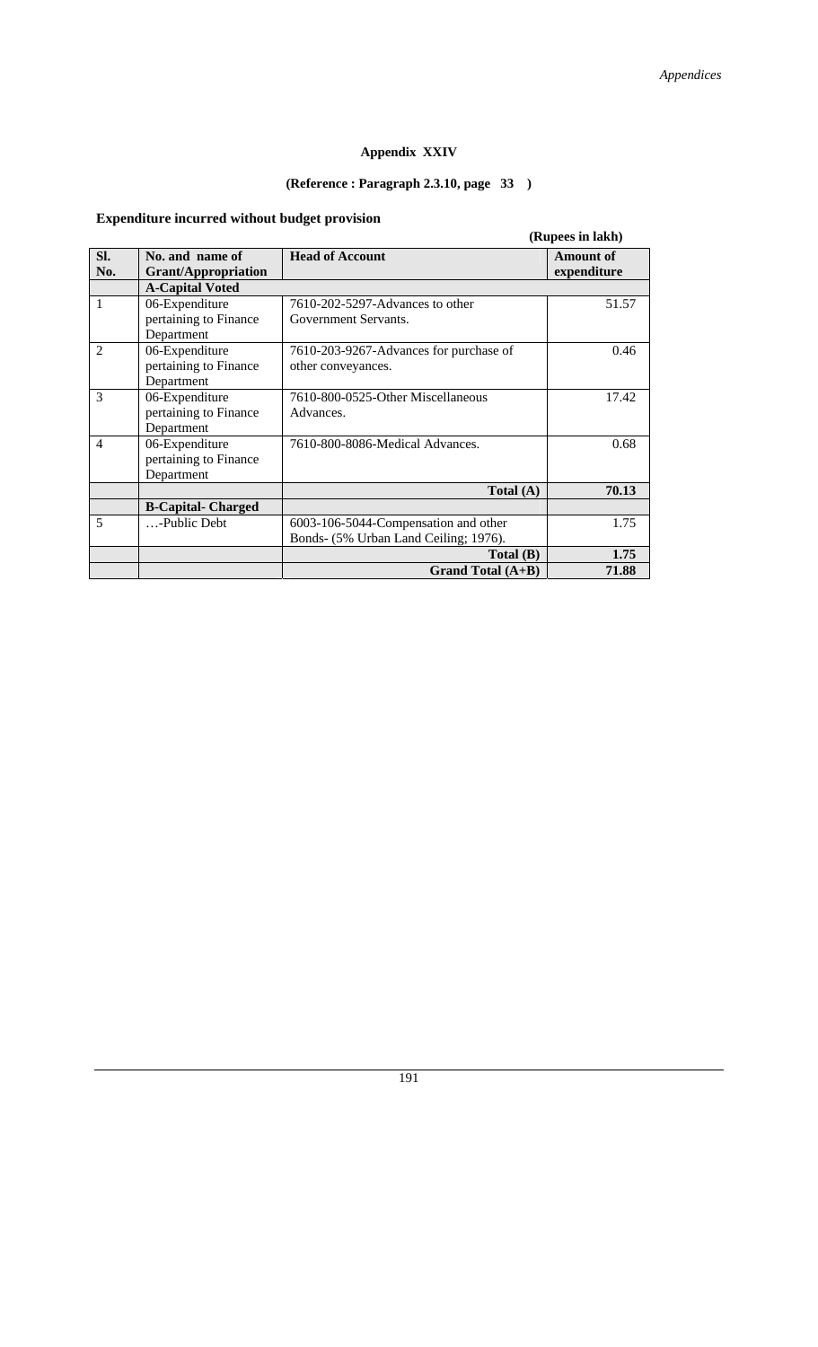## Appendix XXIV

**(Reference : Paragraph 2.3.10, page 33 )**

**Expenditure incurred without budget provision**

**(Rupees in lakh)**

| Sl. No. | No. and name of Grant/Appropriation | Head of Account | Amount of expenditure |
|---|---|---|---|
| | **A-Capital Voted** | | |
| 1 | 06-Expenditure pertaining to Finance Department | 7610-202-5297-Advances to other Government Servants. | 51.57 |
| 2 | 06-Expenditure pertaining to Finance Department | 7610-203-9267-Advances for purchase of other conveyances. | 0.46 |
| 3 | 06-Expenditure pertaining to Finance Department | 7610-800-0525-Other Miscellaneous Advances. | 17.42 |
| 4 | 06-Expenditure pertaining to Finance Department | 7610-800-8086-Medical Advances. | 0.68 |
| | | **Total (A)** | **70.13** |
| | **B-Capital- Charged** | | |
| 5 | …-Public Debt | 6003-106-5044-Compensation and other Bonds- (5% Urban Land Ceiling; 1976). | 1.75 |
| | | **Total (B)** | **1.75** |
| | | **Grand Total (A+B)** | **71.88** |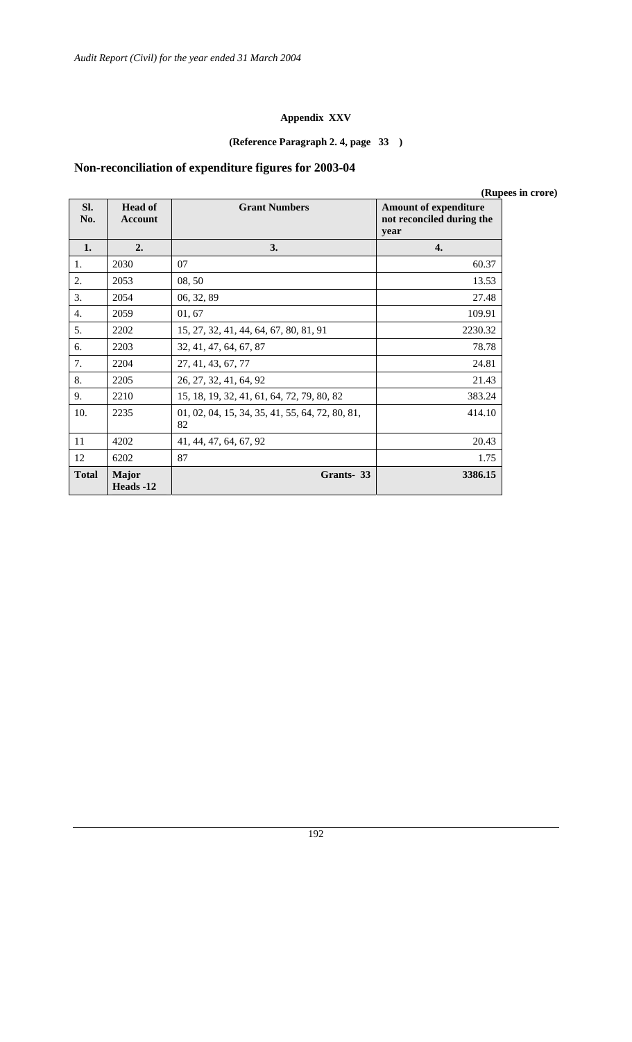**Appendix XXV**

**(Reference Paragraph 2. 4, page 33 )**

## Non-reconciliation of expenditure figures for 2003-04

**(Rupees in crore)**

| Sl. No. | Head of Account | Grant Numbers | Amount of expenditure not reconciled during the year |
|---|---|---|---|
| **1.** | **2.** | **3.** | **4.** |
| 1. | 2030 | 07 | 60.37 |
| 2. | 2053 | 08, 50 | 13.53 |
| 3. | 2054 | 06, 32, 89 | 27.48 |
| 4. | 2059 | 01, 67 | 109.91 |
| 5. | 2202 | 15, 27, 32, 41, 44, 64, 67, 80, 81, 91 | 2230.32 |
| 6. | 2203 | 32, 41, 47, 64, 67, 87 | 78.78 |
| 7. | 2204 | 27, 41, 43, 67, 77 | 24.81 |
| 8. | 2205 | 26, 27, 32, 41, 64, 92 | 21.43 |
| 9. | 2210 | 15, 18, 19, 32, 41, 61, 64, 72, 79, 80, 82 | 383.24 |
| 10. | 2235 | 01, 02, 04, 15, 34, 35, 41, 55, 64, 72, 80, 81, 82 | 414.10 |
| 11 | 4202 | 41, 44, 47, 64, 67, 92 | 20.43 |
| 12 | 6202 | 87 | 1.75 |
| **Total** | **Major Heads -12** | **Grants- 33** | **3386.15** |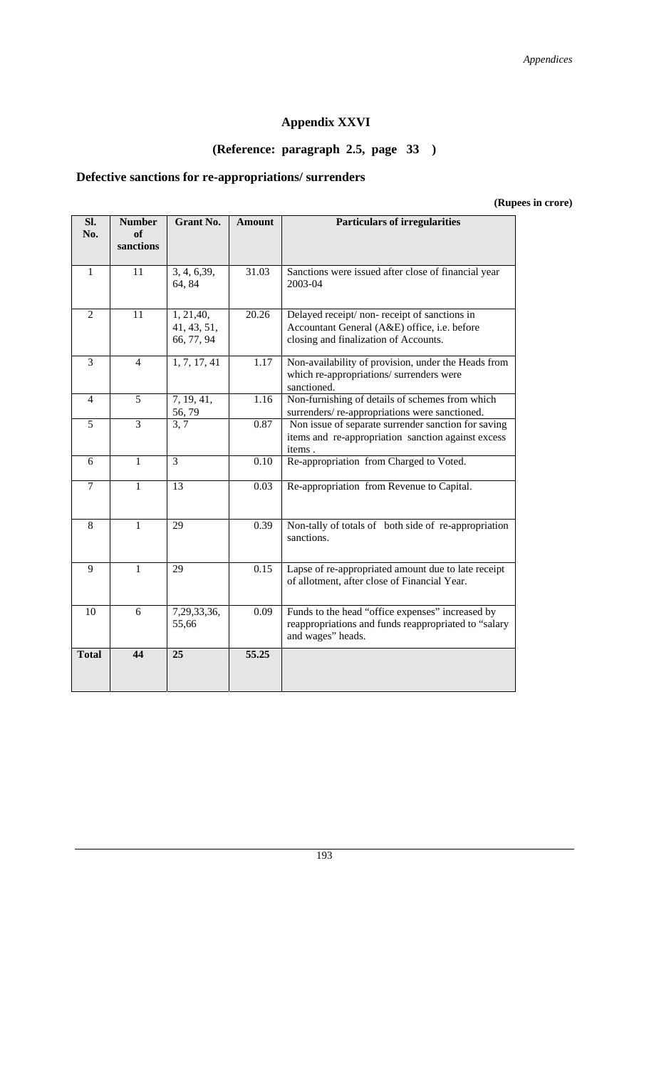# Appendix XXVI

## (Reference: paragraph 2.5, page 33 )

### Defective sanctions for re-appropriations/ surrenders

**(Rupees in crore)**

| Sl. No. | Number of sanctions | Grant No. | Amount | Particulars of irregularities |
|---|---|---|---|---|
| 1 | 11 | 3, 4, 6,39, 64, 84 | 31.03 | Sanctions were issued after close of financial year 2003-04 |
| 2 | 11 | 1, 21,40, 41, 43, 51, 66, 77, 94 | 20.26 | Delayed receipt/ non- receipt of sanctions in Accountant General (A&E) office, i.e. before closing and finalization of Accounts. |
| 3 | 4 | 1, 7, 17, 41 | 1.17 | Non-availability of provision, under the Heads from which re-appropriations/ surrenders were sanctioned. |
| 4 | 5 | 7, 19, 41, 56, 79 | 1.16 | Non-furnishing of details of schemes from which surrenders/ re-appropriations were sanctioned. |
| 5 | 3 | 3, 7 | 0.87 | Non issue of separate surrender sanction for saving items and re-appropriation sanction against excess items . |
| 6 | 1 | 3 | 0.10 | Re-appropriation from Charged to Voted. |
| 7 | 1 | 13 | 0.03 | Re-appropriation from Revenue to Capital. |
| 8 | 1 | 29 | 0.39 | Non-tally of totals of both side of re-appropriation sanctions. |
| 9 | 1 | 29 | 0.15 | Lapse of re-appropriated amount due to late receipt of allotment, after close of Financial Year. |
| 10 | 6 | 7,29,33,36, 55,66 | 0.09 | Funds to the head "office expenses" increased by reappropriations and funds reappropriated to "salary and wages" heads. |
| **Total** | **44** | **25** | **55.25** | |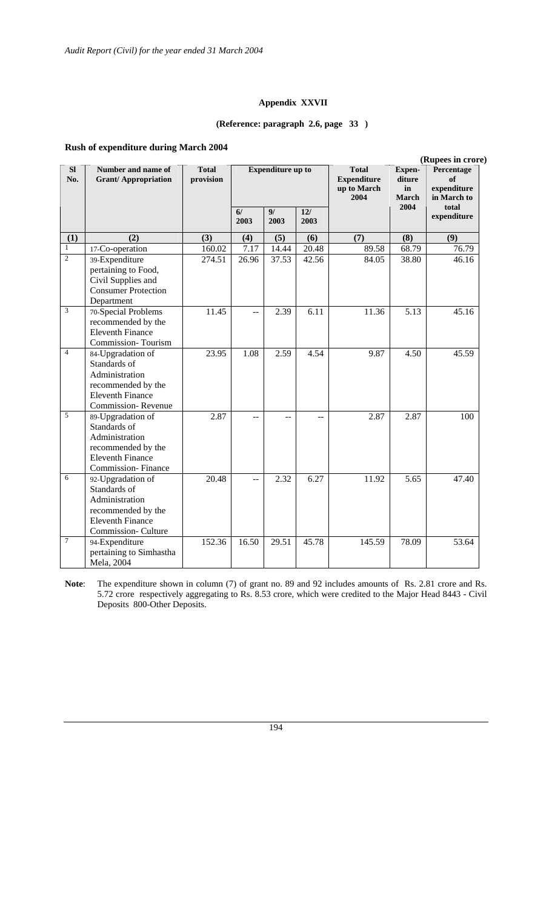## Appendix XXVII

**(Reference: paragraph 2.6, page 33 )**

**Rush of expenditure during March 2004**

**(Rupees in crore)**

| Sl No. | Number and name of Grant/ Appropriation | Total provision | Expenditure up to | | | Total Expenditure up to March 2004 | Expen-diture in March 2004 | Percentage of expenditure in March to total expenditure |
|---|---|---|---|---|---|---|---|---|
| | | | 6/ 2003 | 9/ 2003 | 12/ 2003 | | | |
| (1) | (2) | (3) | (4) | (5) | (6) | (7) | (8) | (9) |
| 1 | 17-Co-operation | 160.02 | 7.17 | 14.44 | 20.48 | 89.58 | 68.79 | 76.79 |
| 2 | 39-Expenditure pertaining to Food, Civil Supplies and Consumer Protection Department | 274.51 | 26.96 | 37.53 | 42.56 | 84.05 | 38.80 | 46.16 |
| 3 | 70-Special Problems recommended by the Eleventh Finance Commission- Tourism | 11.45 | -- | 2.39 | 6.11 | 11.36 | 5.13 | 45.16 |
| 4 | 84-Upgradation of Standards of Administration recommended by the Eleventh Finance Commission- Revenue | 23.95 | 1.08 | 2.59 | 4.54 | 9.87 | 4.50 | 45.59 |
| 5 | 89-Upgradation of Standards of Administration recommended by the Eleventh Finance Commission- Finance | 2.87 | -- | -- | -- | 2.87 | 2.87 | 100 |
| 6 | 92-Upgradation of Standards of Administration recommended by the Eleventh Finance Commission- Culture | 20.48 | -- | 2.32 | 6.27 | 11.92 | 5.65 | 47.40 |
| 7 | 94-Expenditure pertaining to Simhastha Mela, 2004 | 152.36 | 16.50 | 29.51 | 45.78 | 145.59 | 78.09 | 53.64 |

**Note**: The expenditure shown in column (7) of grant no. 89 and 92 includes amounts of Rs. 2.81 crore and Rs. 5.72 crore respectively aggregating to Rs. 8.53 crore, which were credited to the Major Head 8443 - Civil Deposits 800-Other Deposits.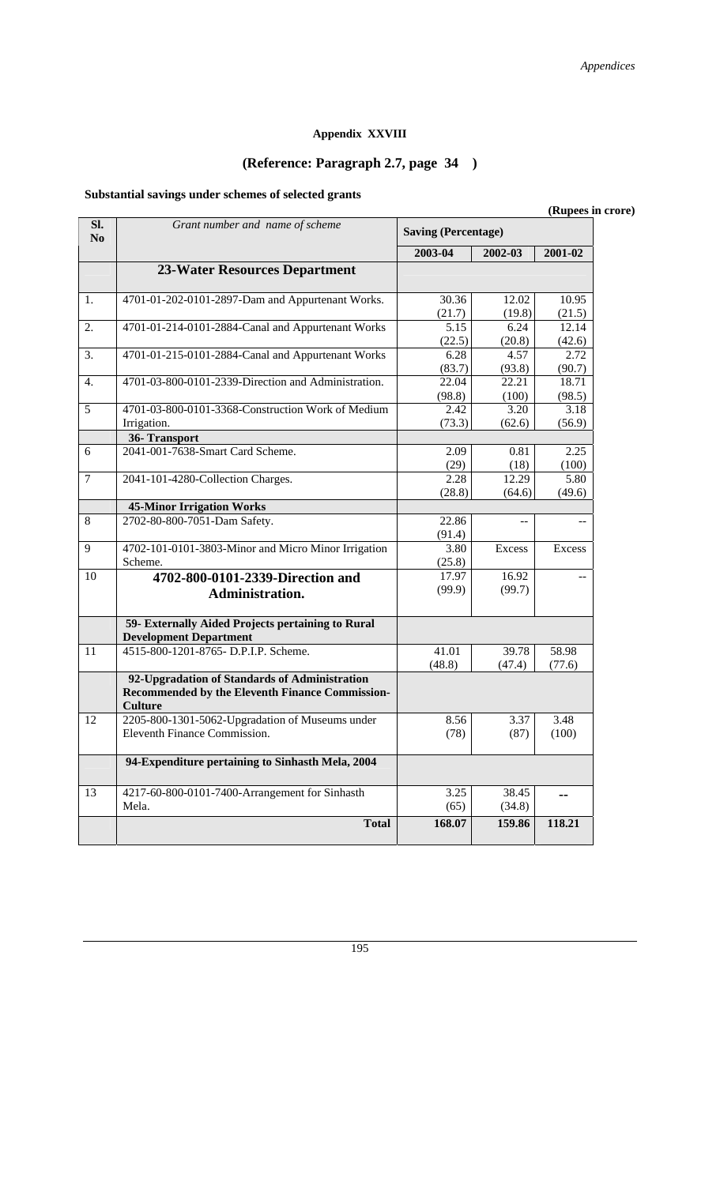## Appendix XXVIII

## (Reference: Paragraph 2.7, page 34 )

**Substantial savings under schemes of selected grants**

**(Rupees in crore)**

| Sl. No | *Grant number and name of scheme* | Saving (Percentage) | | |
|---|---|---|---|---|
| | | **2003-04** | **2002-03** | **2001-02** |
| | **23-Water Resources Department** | | | |
| 1. | 4701-01-202-0101-2897-Dam and Appurtenant Works. | 30.36 (21.7) | 12.02 (19.8) | 10.95 (21.5) |
| 2. | 4701-01-214-0101-2884-Canal and Appurtenant Works | 5.15 (22.5) | 6.24 (20.8) | 12.14 (42.6) |
| 3. | 4701-01-215-0101-2884-Canal and Appurtenant Works | 6.28 (83.7) | 4.57 (93.8) | 2.72 (90.7) |
| 4. | 4701-03-800-0101-2339-Direction and Administration. | 22.04 (98.8) | 22.21 (100) | 18.71 (98.5) |
| 5 | 4701-03-800-0101-3368-Construction Work of Medium Irrigation. | 2.42 (73.3) | 3.20 (62.6) | 3.18 (56.9) |
| | **36- Transport** | | | |
| 6 | 2041-001-7638-Smart Card Scheme. | 2.09 (29) | 0.81 (18) | 2.25 (100) |
| 7 | 2041-101-4280-Collection Charges. | 2.28 (28.8) | 12.29 (64.6) | 5.80 (49.6) |
| | **45-Minor Irrigation Works** | | | |
| 8 | 2702-80-800-7051-Dam Safety. | 22.86 (91.4) | -- | -- |
| 9 | 4702-101-0101-3803-Minor and Micro Minor Irrigation Scheme. | 3.80 (25.8) | Excess | Excess |
| 10 | **4702-800-0101-2339-Direction and Administration.** | 17.97 (99.9) | 16.92 (99.7) | -- |
| | **59- Externally Aided Projects pertaining to Rural Development Department** | | | |
| 11 | 4515-800-1201-8765- D.P.I.P. Scheme. | 41.01 (48.8) | 39.78 (47.4) | 58.98 (77.6) |
| | **92-Upgradation of Standards of Administration Recommended by the Eleventh Finance Commission-Culture** | | | |
| 12 | 2205-800-1301-5062-Upgradation of Museums under Eleventh Finance Commission. | 8.56 (78) | 3.37 (87) | 3.48 (100) |
| | **94-Expenditure pertaining to Sinhasth Mela, 2004** | | | |
| 13 | 4217-60-800-0101-7400-Arrangement for Sinhasth Mela. | 3.25 (65) | 38.45 (34.8) | -- |
| | **Total** | **168.07** | **159.86** | **118.21** |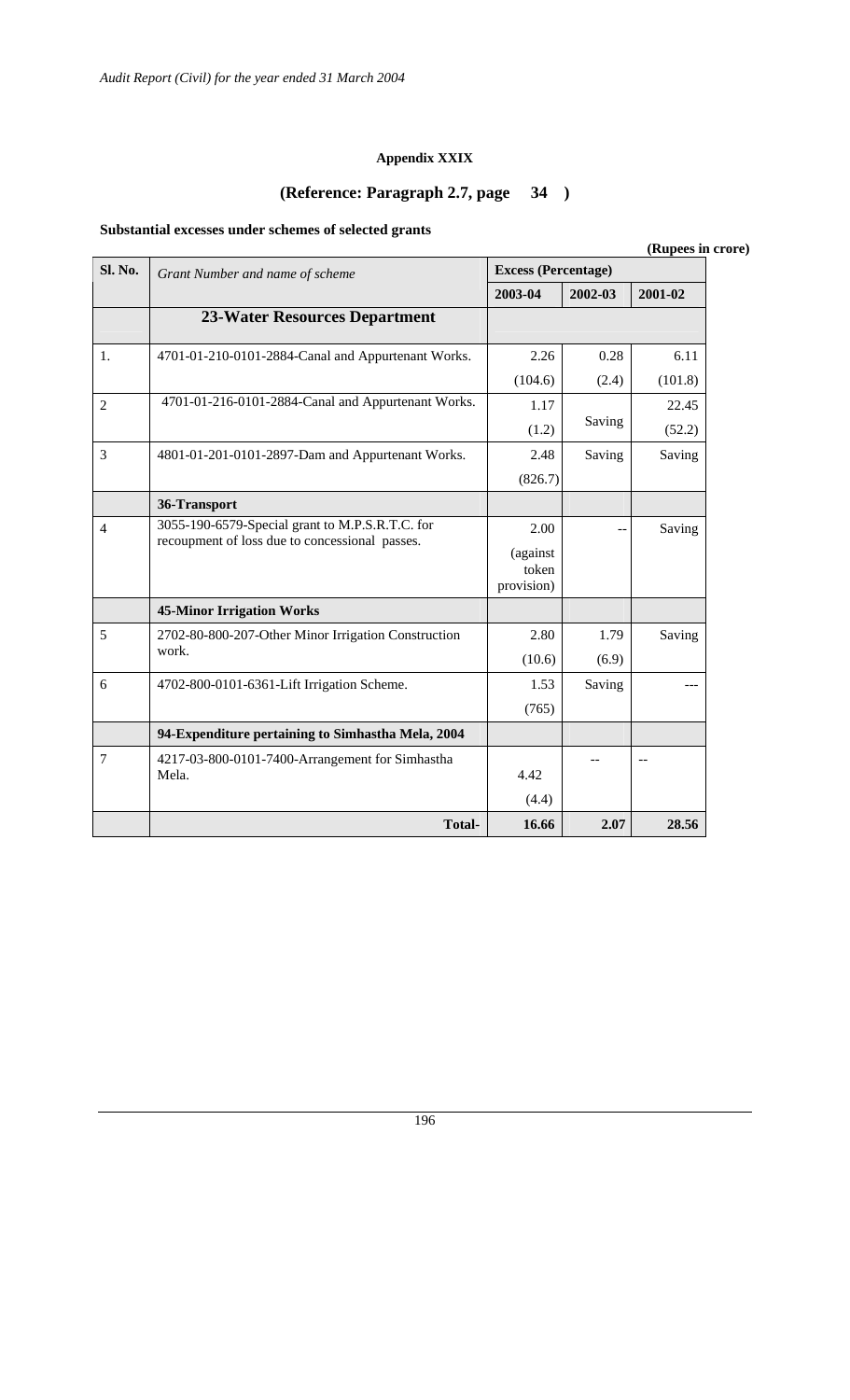**Appendix XXIX**

**(Reference: Paragraph 2.7, page 34 )**

**Substantial excesses under schemes of selected grants**

**(Rupees in crore)**

| Sl. No. | Grant Number and name of scheme | Excess (Percentage) | | |
|---|---|---|---|---|
| | | 2003-04 | 2002-03 | 2001-02 |
| | **23-Water Resources Department** | | | |
| 1. | 4701-01-210-0101-2884-Canal and Appurtenant Works. | 2.26 (104.6) | 0.28 (2.4) | 6.11 (101.8) |
| 2 | 4701-01-216-0101-2884-Canal and Appurtenant Works. | 1.17 (1.2) | Saving | 22.45 (52.2) |
| 3 | 4801-01-201-0101-2897-Dam and Appurtenant Works. | 2.48 (826.7) | Saving | Saving |
| | **36-Transport** | | | |
| 4 | 3055-190-6579-Special grant to M.P.S.R.T.C. for recoupment of loss due to concessional passes. | 2.00 (against token provision) | -- | Saving |
| | **45-Minor Irrigation Works** | | | |
| 5 | 2702-80-800-207-Other Minor Irrigation Construction work. | 2.80 (10.6) | 1.79 (6.9) | Saving |
| 6 | 4702-800-0101-6361-Lift Irrigation Scheme. | 1.53 (765) | Saving | --- |
| | **94-Expenditure pertaining to Simhastha Mela, 2004** | | | |
| 7 | 4217-03-800-0101-7400-Arrangement for Simhastha Mela. | 4.42 (4.4) | -- | -- |
| | **Total-** | **16.66** | **2.07** | **28.56** |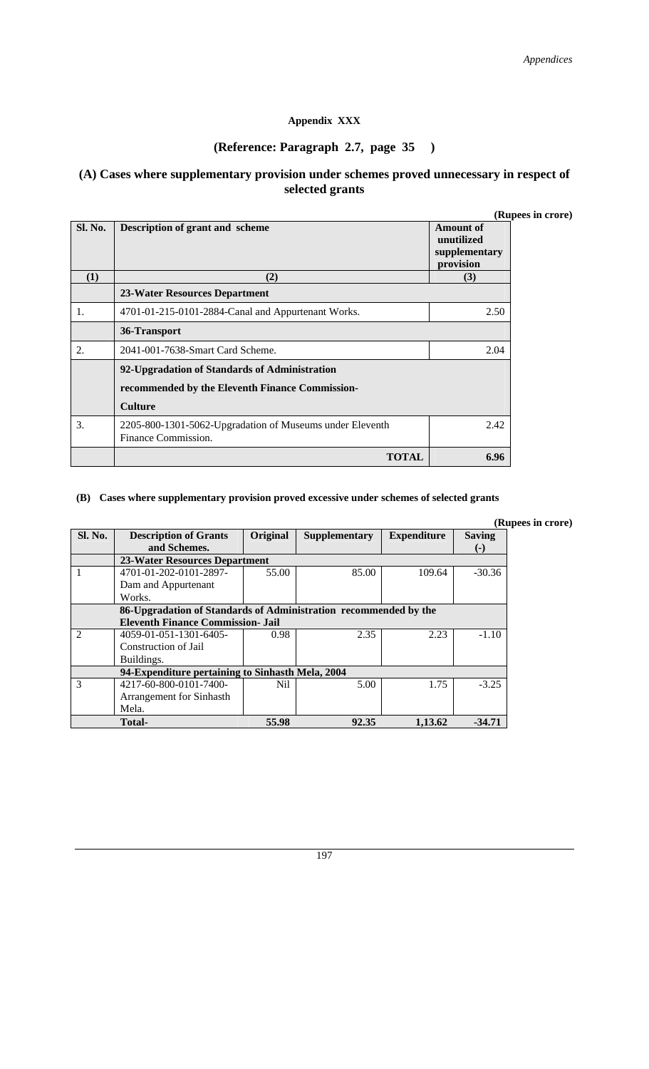## Appendix XXX

### (Reference: Paragraph 2.7, page 35 )

### (A) Cases where supplementary provision under schemes proved unnecessary in respect of selected grants

**(Rupees in crore)**

| Sl. No. | Description of grant and scheme | Amount of unutilized supplementary provision |
|---|---|---|
| (1) | (2) | (3) |
| | **23-Water Resources Department** | |
| 1. | 4701-01-215-0101-2884-Canal and Appurtenant Works. | 2.50 |
| | **36-Transport** | |
| 2. | 2041-001-7638-Smart Card Scheme. | 2.04 |
| | **92-Upgradation of Standards of Administration recommended by the Eleventh Finance Commission- Culture** | |
| 3. | 2205-800-1301-5062-Upgradation of Museums under Eleventh Finance Commission. | 2.42 |
| | **TOTAL** | **6.96** |

#### (B) Cases where supplementary provision proved excessive under schemes of selected grants

**(Rupees in crore)**

| Sl. No. | Description of Grants and Schemes. | Original | Supplementary | Expenditure | Saving (-) |
|---|---|---|---|---|---|
| | **23-Water Resources Department** | | | | |
| 1 | 4701-01-202-0101-2897- Dam and Appurtenant Works. | 55.00 | 85.00 | 109.64 | -30.36 |
| | **86-Upgradation of Standards of Administration recommended by the Eleventh Finance Commission- Jail** | | | | |
| 2 | 4059-01-051-1301-6405- Construction of Jail Buildings. | 0.98 | 2.35 | 2.23 | -1.10 |
| | **94-Expenditure pertaining to Sinhasth Mela, 2004** | | | | |
| 3 | 4217-60-800-0101-7400- Arrangement for Sinhasth Mela. | Nil | 5.00 | 1.75 | -3.25 |
| | **Total-** | **55.98** | **92.35** | **1,13.62** | **-34.71** |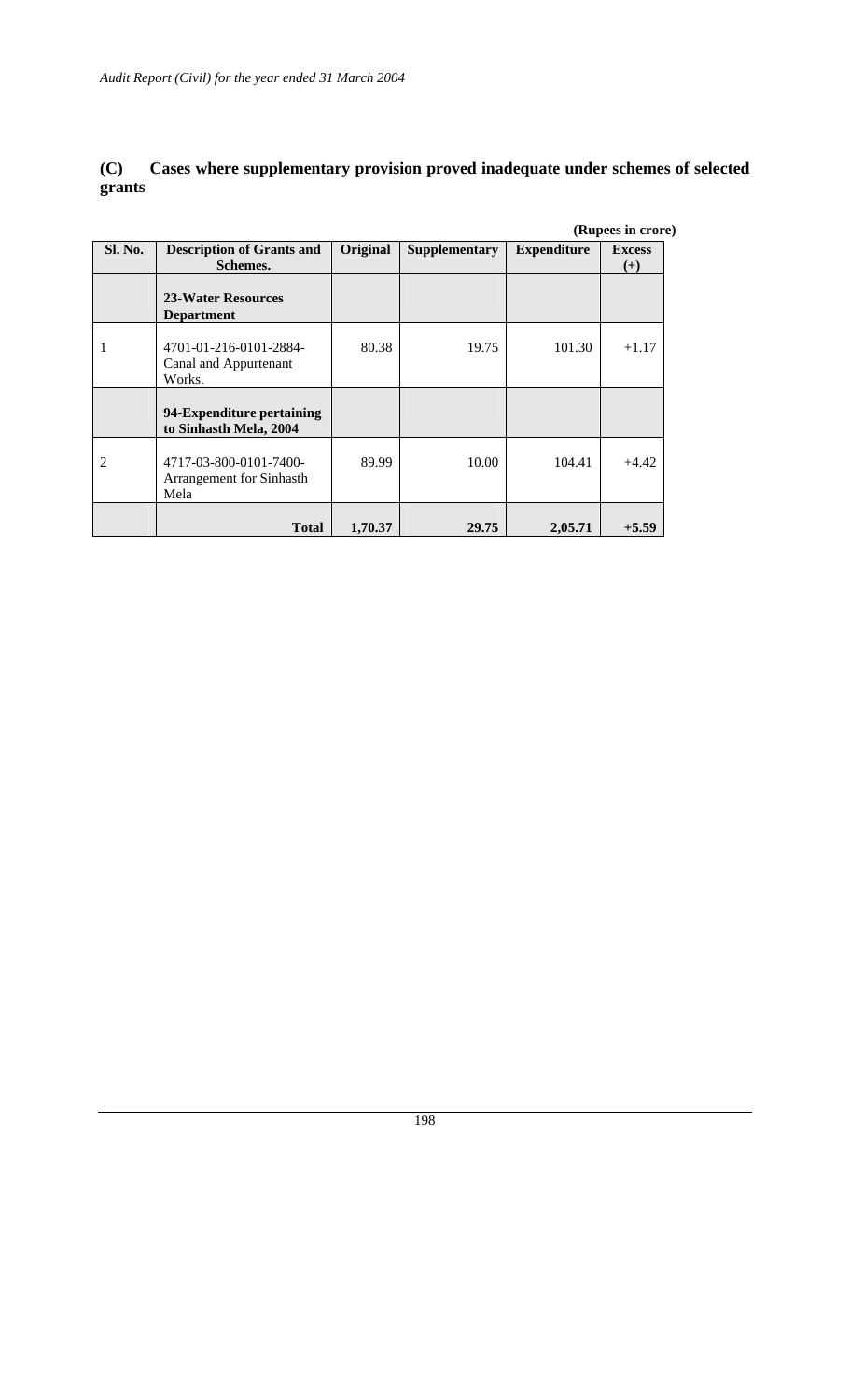**(C) Cases where supplementary provision proved inadequate under schemes of selected grants**

**(Rupees in crore)**

| Sl. No. | Description of Grants and Schemes. | Original | Supplementary | Expenditure | Excess (+) |
|---|---|---|---|---|---|
| | **23-Water Resources Department** | | | | |
| 1 | 4701-01-216-0101-2884-Canal and Appurtenant Works. | 80.38 | 19.75 | 101.30 | +1.17 |
| | **94-Expenditure pertaining to Sinhasth Mela, 2004** | | | | |
| 2 | 4717-03-800-0101-7400-Arrangement for Sinhasth Mela | 89.99 | 10.00 | 104.41 | +4.42 |
| | **Total** | **1,70.37** | **29.75** | **2,05.71** | **+5.59** |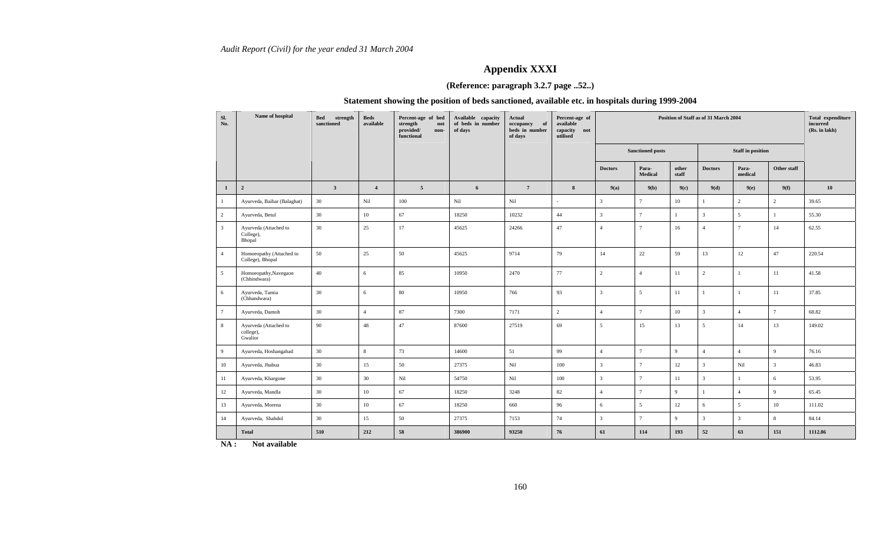*Audit Report (Civil) for the year ended 31 March 2004*

# Appendix XXXI

**(Reference: paragraph 3.2.7 page ..52..)**

## Statement showing the position of beds sanctioned, available etc. in hospitals during 1999-2004

| Sl. No. | Name of hospital | Bed strength sanctioned | Beds available | Percent-age of bed strength not provided/ non-functional | Available capacity of beds in number of days | Actual occupancy of beds in number of days | Percent-age of available capacity not utilised | Position of Staff as of 31 March 2004 | | | | | | Total expenditure incurred (Rs. in lakh) |
|---|---|---|---|---|---|---|---|---|---|---|---|---|---|---|
| | | | | | | | | Sanctioned posts | | | Staff in position | | | |
| | | | | | | | | Doctors | Para-Medical | other staff | Doctors | Para-medical | Other staff | |
| 1 | 2 | 3 | 4 | 5 | 6 | 7 | 8 | 9(a) | 9(b) | 9(c) | 9(d) | 9(e) | 9(f) | 10 |
| 1 | Ayurveda, Baihar (Balaghat) | 30 | Nil | 100 | Nil | Nil | - | 3 | 7 | 10 | 1 | 2 | 2 | 39.65 |
| 2 | Ayurveda, Betul | 30 | 10 | 67 | 18250 | 10232 | 44 | 3 | 7 | 1 | 3 | 5 | 1 | 55.30 |
| 3 | Ayurveda (Attached to College), Bhopal | 30 | 25 | 17 | 45625 | 24266 | 47 | 4 | 7 | 16 | 4 | 7 | 14 | 62.55 |
| 4 | Homoeopathy (Attached to College), Bhopal | 50 | 25 | 50 | 45625 | 9714 | 79 | 14 | 22 | 59 | 13 | 12 | 47 | 220.54 |
| 5 | Homoeopathy,Navegaon (Chhindwara) | 40 | 6 | 85 | 10950 | 2470 | 77 | 2 | 4 | 11 | 2 | 1 | 11 | 41.58 |
| 6 | Ayurveda, Tamia (Chhandwara) | 30 | 6 | 80 | 10950 | 766 | 93 | 3 | 5 | 11 | 1 | 1 | 11 | 37.85 |
| 7 | Ayurveda, Damoh | 30 | 4 | 87 | 7300 | 7171 | 2 | 4 | 7 | 10 | 3 | 4 | 7 | 68.82 |
| 8 | Ayurveda (Attached to college), Gwalior | 90 | 48 | 47 | 87600 | 27519 | 69 | 5 | 15 | 13 | 5 | 14 | 13 | 149.02 |
| 9 | Ayurveda, Hoshangabad | 30 | 8 | 73 | 14600 | 51 | 99 | 4 | 7 | 9 | 4 | 4 | 9 | 76.16 |
| 10 | Ayurveda, Jhabua | 30 | 15 | 50 | 27375 | Nil | 100 | 3 | 7 | 12 | 3 | Nil | 3 | 46.83 |
| 11 | Ayurveda, Khargone | 30 | 30 | Nil | 54750 | Nil | 100 | 3 | 7 | 11 | 3 | 1 | 6 | 53.95 |
| 12 | Ayurveda, Mandla | 30 | 10 | 67 | 18250 | 3248 | 82 | 4 | 7 | 9 | 1 | 4 | 9 | 65.45 |
| 13 | Ayurveda, Morena | 30 | 10 | 67 | 18250 | 660 | 96 | 6 | 5 | 12 | 6 | 5 | 10 | 111.02 |
| 14 | Ayurveda, Shahdol | 30 | 15 | 50 | 27375 | 7153 | 74 | 3 | 7 | 9 | 3 | 3 | 8 | 84.14 |
| | **Total** | **510** | **212** | **58** | **386900** | **93250** | **76** | **61** | **114** | **193** | **52** | **63** | **151** | **1112.86** |

**NA :** **Not available**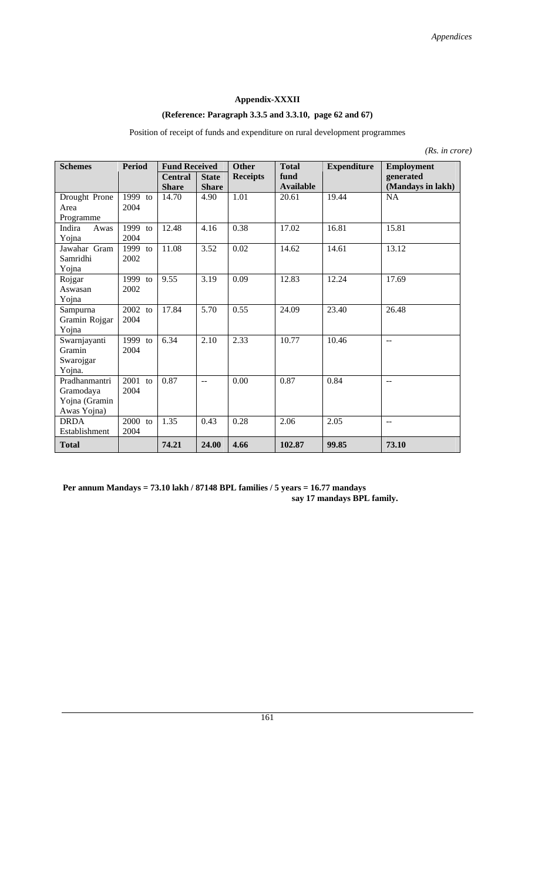## Appendix-XXXII

**(Reference: Paragraph 3.3.5 and 3.3.10, page 62 and 67)**

Position of receipt of funds and expenditure on rural development programmes

*(Rs. in crore)*

| Schemes | Period | Fund Received | | Other Receipts | Total fund Available | Expenditure | Employment generated (Mandays in lakh) |
|---|---|---|---|---|---|---|---|
| | | Central Share | State Share | | | | |
| Drought Prone Area Programme | 1999 to 2004 | 14.70 | 4.90 | 1.01 | 20.61 | 19.44 | NA |
| Indira Awas Yojna | 1999 to 2004 | 12.48 | 4.16 | 0.38 | 17.02 | 16.81 | 15.81 |
| Jawahar Gram Samridhi Yojna | 1999 to 2002 | 11.08 | 3.52 | 0.02 | 14.62 | 14.61 | 13.12 |
| Rojgar Aswasan Yojna | 1999 to 2002 | 9.55 | 3.19 | 0.09 | 12.83 | 12.24 | 17.69 |
| Sampurna Gramin Rojgar Yojna | 2002 to 2004 | 17.84 | 5.70 | 0.55 | 24.09 | 23.40 | 26.48 |
| Swarnjayanti Gramin Swarojgar Yojna. | 1999 to 2004 | 6.34 | 2.10 | 2.33 | 10.77 | 10.46 | -- |
| Pradhanmantri Gramodaya Yojna (Gramin Awas Yojna) | 2001 to 2004 | 0.87 | -- | 0.00 | 0.87 | 0.84 | -- |
| DRDA Establishment | 2000 to 2004 | 1.35 | 0.43 | 0.28 | 2.06 | 2.05 | -- |
| **Total** | | **74.21** | **24.00** | **4.66** | **102.87** | **99.85** | **73.10** |

**Per annum Mandays = 73.10 lakh / 87148 BPL families / 5 years = 16.77 mandays say 17 mandays BPL family.**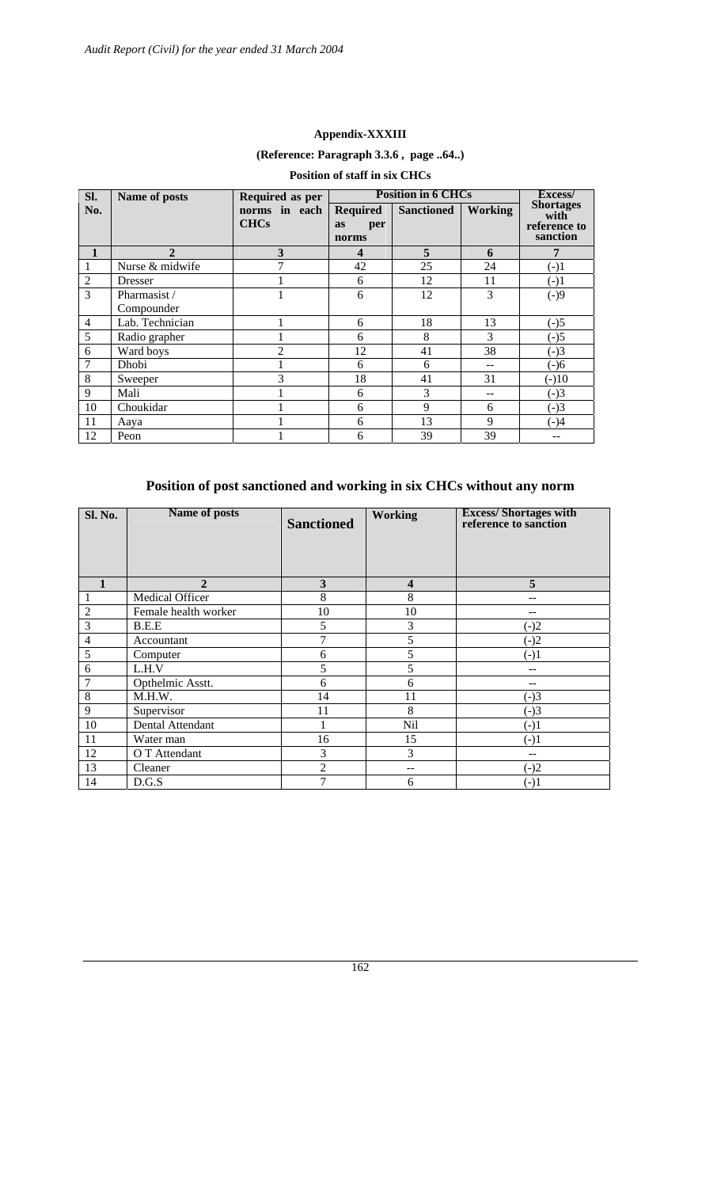## Appendix-XXXIII

**(Reference: Paragraph 3.3.6 , page ..64..)**

**Position of staff in six CHCs**

| Sl. No. | Name of posts | Required as per norms in each CHCs | Position in 6 CHCs | | | Excess/ Shortages with reference to sanction |
|---|---|---|---|---|---|---|
| | | | Required as per norms | Sanctioned | Working | |
| 1 | 2 | 3 | 4 | 5 | 6 | 7 |
| 1 | Nurse & midwife | 7 | 42 | 25 | 24 | (-)1 |
| 2 | Dresser | 1 | 6 | 12 | 11 | (-)1 |
| 3 | Pharmasist / Compounder | 1 | 6 | 12 | 3 | (-)9 |
| 4 | Lab. Technician | 1 | 6 | 18 | 13 | (-)5 |
| 5 | Radio grapher | 1 | 6 | 8 | 3 | (-)5 |
| 6 | Ward boys | 2 | 12 | 41 | 38 | (-)3 |
| 7 | Dhobi | 1 | 6 | 6 | -- | (-)6 |
| 8 | Sweeper | 3 | 18 | 41 | 31 | (-)10 |
| 9 | Mali | 1 | 6 | 3 | -- | (-)3 |
| 10 | Choukidar | 1 | 6 | 9 | 6 | (-)3 |
| 11 | Aaya | 1 | 6 | 13 | 9 | (-)4 |
| 12 | Peon | 1 | 6 | 39 | 39 | -- |

## Position of post sanctioned and working in six CHCs without any norm

| Sl. No. | Name of posts | Sanctioned | Working | Excess/ Shortages with reference to sanction |
|---|---|---|---|---|
| 1 | 2 | 3 | 4 | 5 |
| 1 | Medical Officer | 8 | 8 | -- |
| 2 | Female health worker | 10 | 10 | -- |
| 3 | B.E.E | 5 | 3 | (-)2 |
| 4 | Accountant | 7 | 5 | (-)2 |
| 5 | Computer | 6 | 5 | (-)1 |
| 6 | L.H.V | 5 | 5 | -- |
| 7 | Opthelmic Asstt. | 6 | 6 | -- |
| 8 | M.H.W. | 14 | 11 | (-)3 |
| 9 | Supervisor | 11 | 8 | (-)3 |
| 10 | Dental Attendant | 1 | Nil | (-)1 |
| 11 | Water man | 16 | 15 | (-)1 |
| 12 | O T Attendant | 3 | 3 | -- |
| 13 | Cleaner | 2 | -- | (-)2 |
| 14 | D.G.S | 7 | 6 | (-)1 |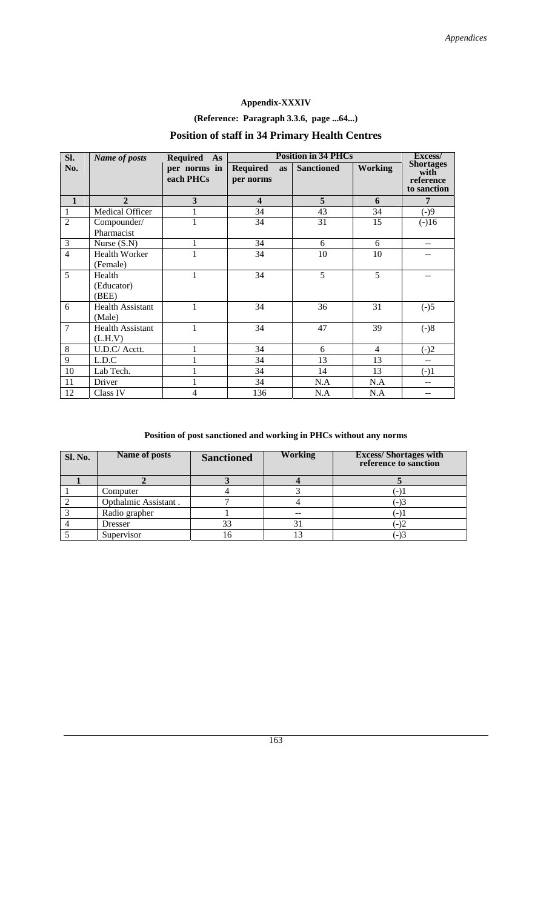## Appendix-XXXIV

**(Reference: Paragraph 3.3.6, page ...64...)**

### Position of staff in 34 Primary Health Centres

| Sl. No. | *Name of posts* | Required As per norms in each PHCs | Position in 34 PHCs | | | Excess/ Shortages with reference to sanction |
|---|---|---|---|---|---|---|
| | | | Required as per norms | Sanctioned | Working | |
| **1** | **2** | **3** | **4** | **5** | **6** | **7** |
| 1 | Medical Officer | 1 | 34 | 43 | 34 | (-)9 |
| 2 | Compounder/ Pharmacist | 1 | 34 | 31 | 15 | (-)16 |
| 3 | Nurse (S.N) | 1 | 34 | 6 | 6 | -- |
| 4 | Health Worker (Female) | 1 | 34 | 10 | 10 | -- |
| 5 | Health (Educator) (BEE) | 1 | 34 | 5 | 5 | -- |
| 6 | Health Assistant (Male) | 1 | 34 | 36 | 31 | (-)5 |
| 7 | Health Assistant (L.H.V) | 1 | 34 | 47 | 39 | (-)8 |
| 8 | U.D.C/ Acctt. | 1 | 34 | 6 | 4 | (-)2 |
| 9 | L.D.C | 1 | 34 | 13 | 13 | -- |
| 10 | Lab Tech. | 1 | 34 | 14 | 13 | (-)1 |
| 11 | Driver | 1 | 34 | N.A | N.A | -- |
| 12 | Class IV | 4 | 136 | N.A | N.A | -- |

**Position of post sanctioned and working in PHCs without any norms**

| Sl. No. | Name of posts | Sanctioned | Working | Excess/ Shortages with reference to sanction |
|---|---|---|---|---|
| **1** | **2** | **3** | **4** | **5** |
| 1 | Computer | 4 | 3 | (-)1 |
| 2 | Opthalmic Assistant . | 7 | 4 | (-)3 |
| 3 | Radio grapher | 1 | -- | (-)1 |
| 4 | Dresser | 33 | 31 | (-)2 |
| 5 | Supervisor | 16 | 13 | (-)3 |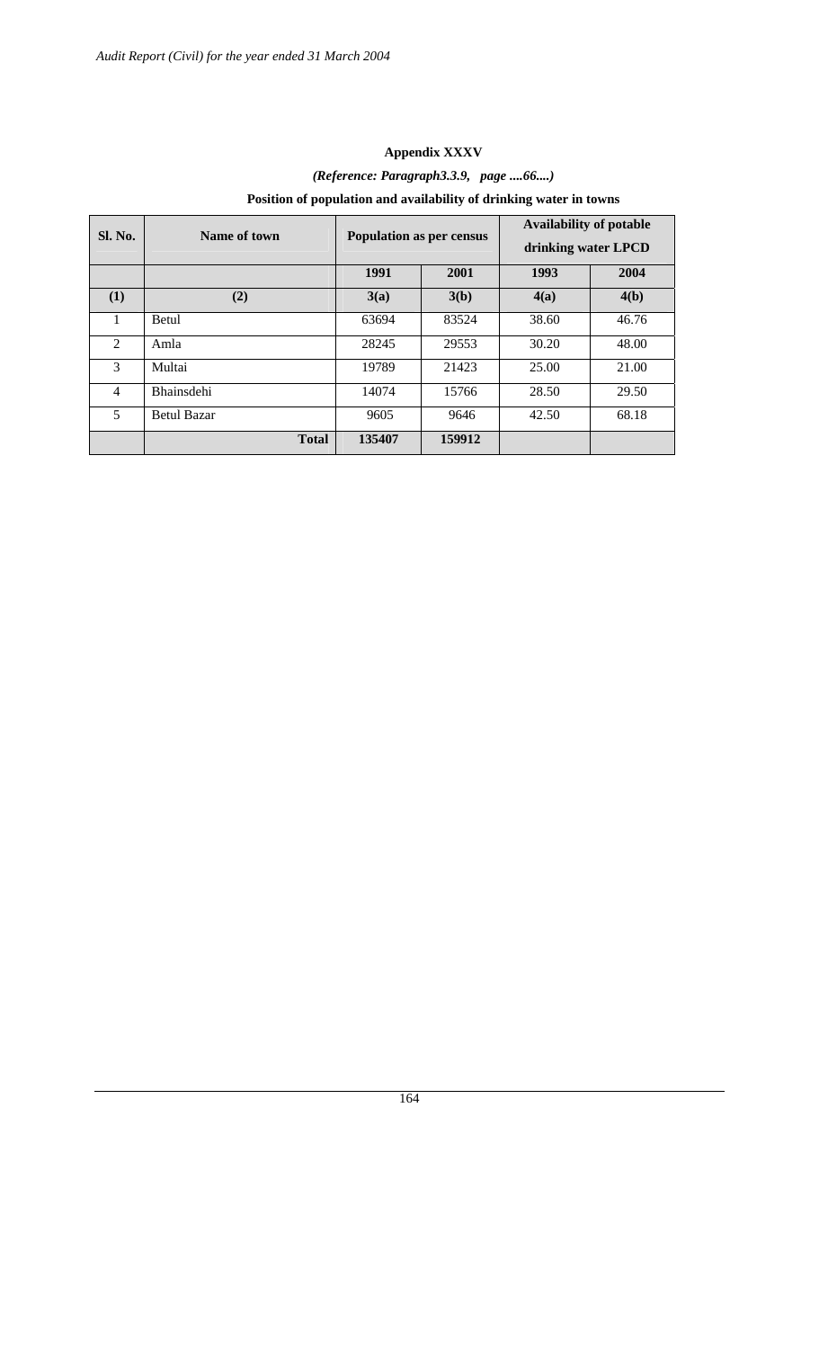## Appendix XXXV

*(Reference: Paragraph3.3.9, page ....66....)*

**Position of population and availability of drinking water in towns**

| Sl. No. | Name of town | Population as per census | | Availability of potable drinking water LPCD | |
|---|---|---|---|---|---|
| | | 1991 | 2001 | 1993 | 2004 |
| (1) | (2) | 3(a) | 3(b) | 4(a) | 4(b) |
| 1 | Betul | 63694 | 83524 | 38.60 | 46.76 |
| 2 | Amla | 28245 | 29553 | 30.20 | 48.00 |
| 3 | Multai | 19789 | 21423 | 25.00 | 21.00 |
| 4 | Bhainsdehi | 14074 | 15766 | 28.50 | 29.50 |
| 5 | Betul Bazar | 9605 | 9646 | 42.50 | 68.18 |
| | **Total** | **135407** | **159912** | | |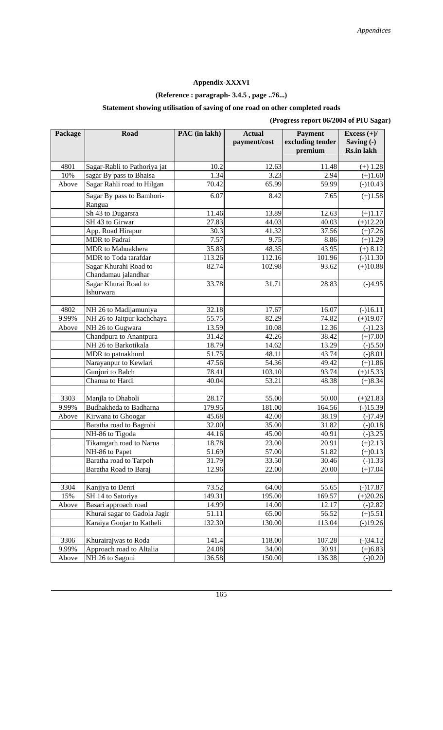## Appendix-XXXVI

### (Reference : paragraph- 3.4.5 , page ..76...)

### Statement showing utilisation of saving of one road on other completed roads

**(Progress report 06/2004 of PIU Sagar)**

| Package | Road | PAC (in lakh) | Actual payment/cost | Payment excluding tender premium | Excess (+)/ Saving (-) Rs.in lakh |
|---|---|---|---|---|---|
| 4801 | Sagar-Rabli to Pathoriya jat | 10.2 | 12.63 | 11.48 | (+) 1.28 |
| 10% | sagar By pass to Bhaisa | 1.34 | 3.23 | 2.94 | (+)1.60 |
| Above | Sagar Rahli road to Hilgan | 70.42 | 65.99 | 59.99 | (-)10.43 |
| | Sagar By pass to Bamhori-Rangua | 6.07 | 8.42 | 7.65 | (+)1.58 |
| | Sh 43 to Dugarsra | 11.46 | 13.89 | 12.63 | (+)1.17 |
| | SH 43 to Girwar | 27.83 | 44.03 | 40.03 | (+)12.20 |
| | App. Road Hirapur | 30.3 | 41.32 | 37.56 | (+)7.26 |
| | MDR to Padrai | 7.57 | 9.75 | 8.86 | (+)1.29 |
| | MDR to Mahuakhera | 35.83 | 48.35 | 43.95 | (+) 8.12 |
| | MDR to Toda tarafdar | 113.26 | 112.16 | 101.96 | (-)11.30 |
| | Sagar Khurahi Road to Chandamau jalandhar | 82.74 | 102.98 | 93.62 | (+)10.88 |
| | Sagar Khurai Road to Ishurwara | 33.78 | 31.71 | 28.83 | (-)4.95 |
| | | | | | |
| 4802 | NH 26 to Madijamuniya | 32.18 | 17.67 | 16.07 | (-)16.11 |
| 9.99% | NH 26 to Jaitpur kachchaya | 55.75 | 82.29 | 74.82 | (+)19.07 |
| Above | NH 26 to Gugwara | 13.59 | 10.08 | 12.36 | (-)1.23 |
| | Chandpura to Anantpura | 31.42 | 42.26 | 38.42 | (+)7.00 |
| | NH 26 to Barkotikala | 18.79 | 14.62 | 13.29 | (-)5.50 |
| | MDR to patnakhurd | 51.75 | 48.11 | 43.74 | (-)8.01 |
| | Narayanpur to Kewlari | 47.56 | 54.36 | 49.42 | (+)1.86 |
| | Gunjori to Balch | 78.41 | 103.10 | 93.74 | (+)15.33 |
| | Chanua to Hardi | 40.04 | 53.21 | 48.38 | (+)8.34 |
| | | | | | |
| 3303 | Manjla to Dhaboli | 28.17 | 55.00 | 50.00 | (+)21.83 |
| 9.99% | Budhakheda to Badharna | 179.95 | 181.00 | 164.56 | (-)15.39 |
| Above | Kirwana to Ghoogar | 45.68 | 42.00 | 38.19 | (-)7.49 |
| | Baratha road to Bagrohi | 32.00 | 35.00 | 31.82 | (-)0.18 |
| | NH-86 to Tigoda | 44.16 | 45.00 | 40.91 | (-)3.25 |
| | Tikamgarh road to Narua | 18.78 | 23.00 | 20.91 | (+)2.13 |
| | NH-86 to Papet | 51.69 | 57.00 | 51.82 | (+)0.13 |
| | Baratha road to Tarpoh | 31.79 | 33.50 | 30.46 | (-)1.33 |
| | Baratha Road to Baraj | 12.96 | 22.00 | 20.00 | (+)7.04 |
| | | | | | |
| 3304 | Kanjiya to Denri | 73.52 | 64.00 | 55.65 | (-)17.87 |
| 15% | SH 14 to Satoriya | 149.31 | 195.00 | 169.57 | (+)20.26 |
| Above | Basari approach road | 14.99 | 14.00 | 12.17 | (-)2.82 |
| | Khurai sagar to Gadola Jagir | 51.11 | 65.00 | 56.52 | (+)5.51 |
| | Karaiya Goojar to Katheli | 132.30 | 130.00 | 113.04 | (-)19.26 |
| | | | | | |
| 3306 | Khurairajwas to Roda | 141.4 | 118.00 | 107.28 | (-)34.12 |
| 9.99% | Approach road to Altalia | 24.08 | 34.00 | 30.91 | (+)6.83 |
| Above | NH 26 to Sagoni | 136.58 | 150.00 | 136.38 | (-)0.20 |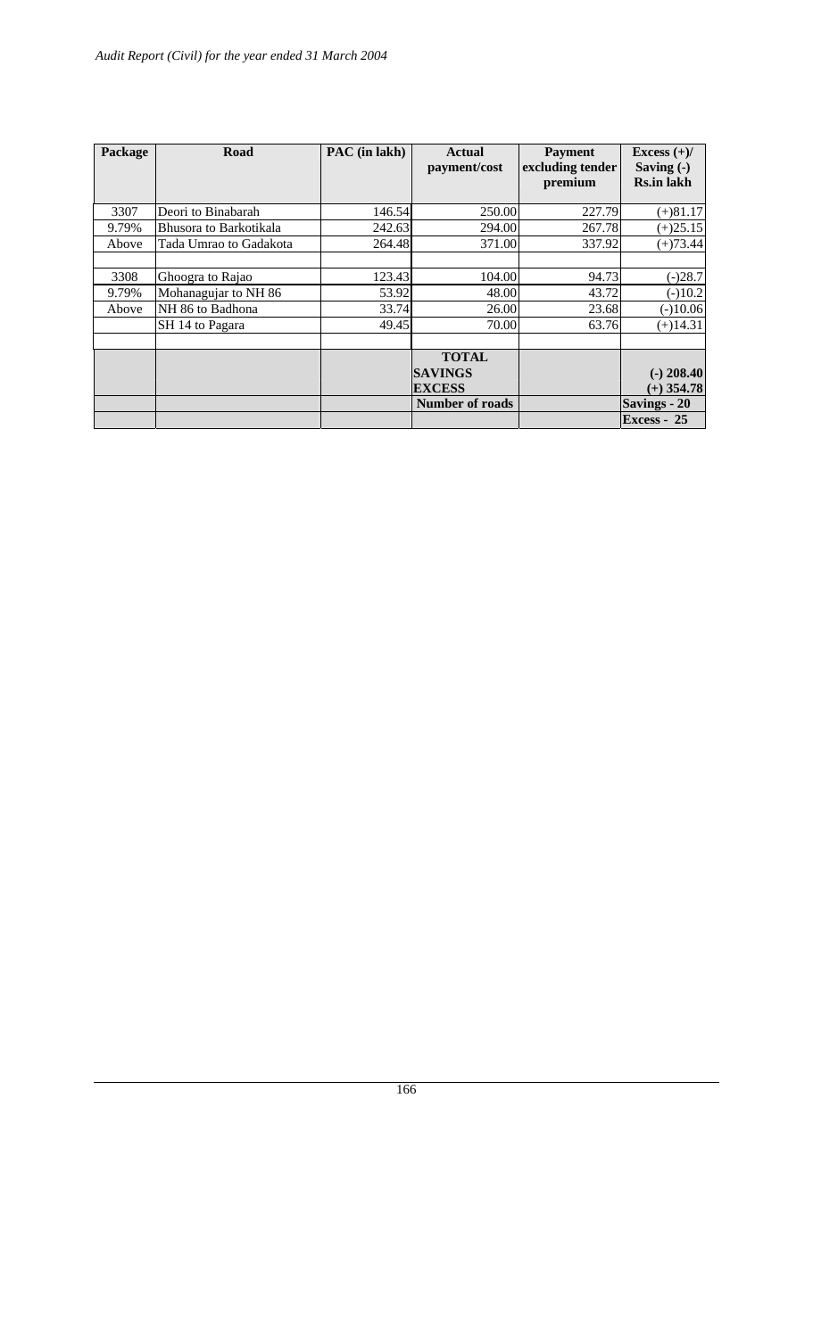| Package | Road | PAC (in lakh) | Actual payment/cost | Payment excluding tender premium | Excess (+)/ Saving (-) Rs.in lakh |
|---|---|---|---|---|---|
| 3307 | Deori to Binabarah | 146.54 | 250.00 | 227.79 | (+)81.17 |
| 9.79% | Bhusora to Barkotikala | 242.63 | 294.00 | 267.78 | (+)25.15 |
| Above | Tada Umrao to Gadakota | 264.48 | 371.00 | 337.92 | (+)73.44 |
| | | | | | |
| 3308 | Ghoogra to Rajao | 123.43 | 104.00 | 94.73 | (-)28.7 |
| 9.79% | Mohanagujar to NH 86 | 53.92 | 48.00 | 43.72 | (-)10.2 |
| Above | NH 86 to Badhona | 33.74 | 26.00 | 23.68 | (-)10.06 |
| | SH 14 to Pagara | 49.45 | 70.00 | 63.76 | (+)14.31 |
| | | | | | |
| | | | **TOTAL SAVINGS EXCESS** | | **(-) 208.40 (+) 354.78** |
| | | | **Number of roads** | | **Savings - 20** |
| | | | | | **Excess - 25** |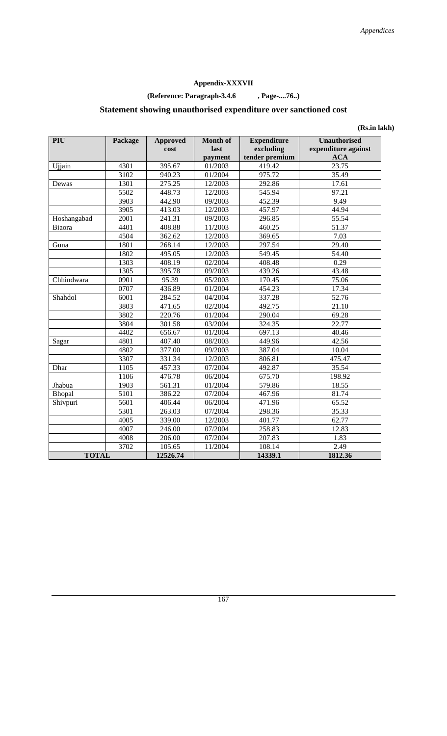## Appendix-XXXVII

**(Reference: Paragraph-3.4.6 , Page-....76..)**

### Statement showing unauthorised expenditure over sanctioned cost

**(Rs.in lakh)**

| PIU | Package | Approved cost | Month of last payment | Expenditure excluding tender premium | Unauthorised expenditure against ACA |
|---|---|---|---|---|---|
| Ujjain | 4301 | 395.67 | 01/2003 | 419.42 | 23.75 |
| | 3102 | 940.23 | 01/2004 | 975.72 | 35.49 |
| Dewas | 1301 | 275.25 | 12/2003 | 292.86 | 17.61 |
| | 5502 | 448.73 | 12/2003 | 545.94 | 97.21 |
| | 3903 | 442.90 | 09/2003 | 452.39 | 9.49 |
| | 3905 | 413.03 | 12/2003 | 457.97 | 44.94 |
| Hoshangabad | 2001 | 241.31 | 09/2003 | 296.85 | 55.54 |
| Biaora | 4401 | 408.88 | 11/2003 | 460.25 | 51.37 |
| | 4504 | 362.62 | 12/2003 | 369.65 | 7.03 |
| Guna | 1801 | 268.14 | 12/2003 | 297.54 | 29.40 |
| | 1802 | 495.05 | 12/2003 | 549.45 | 54.40 |
| | 1303 | 408.19 | 02/2004 | 408.48 | 0.29 |
| | 1305 | 395.78 | 09/2003 | 439.26 | 43.48 |
| Chhindwara | 0901 | 95.39 | 05/2003 | 170.45 | 75.06 |
| | 0707 | 436.89 | 01/2004 | 454.23 | 17.34 |
| Shahdol | 6001 | 284.52 | 04/2004 | 337.28 | 52.76 |
| | 3803 | 471.65 | 02/2004 | 492.75 | 21.10 |
| | 3802 | 220.76 | 01/2004 | 290.04 | 69.28 |
| | 3804 | 301.58 | 03/2004 | 324.35 | 22.77 |
| | 4402 | 656.67 | 01/2004 | 697.13 | 40.46 |
| Sagar | 4801 | 407.40 | 08/2003 | 449.96 | 42.56 |
| | 4802 | 377.00 | 09/2003 | 387.04 | 10.04 |
| | 3307 | 331.34 | 12/2003 | 806.81 | 475.47 |
| Dhar | 1105 | 457.33 | 07/2004 | 492.87 | 35.54 |
| | 1106 | 476.78 | 06/2004 | 675.70 | 198.92 |
| Jhabua | 1903 | 561.31 | 01/2004 | 579.86 | 18.55 |
| Bhopal | 5101 | 386.22 | 07/2004 | 467.96 | 81.74 |
| Shivpuri | 5601 | 406.44 | 06/2004 | 471.96 | 65.52 |
| | 5301 | 263.03 | 07/2004 | 298.36 | 35.33 |
| | 4005 | 339.00 | 12/2003 | 401.77 | 62.77 |
| | 4007 | 246.00 | 07/2004 | 258.83 | 12.83 |
| | 4008 | 206.00 | 07/2004 | 207.83 | 1.83 |
| | 3702 | 105.65 | 11/2004 | 108.14 | 2.49 |
| **TOTAL** | | **12526.74** | | **14339.1** | **1812.36** |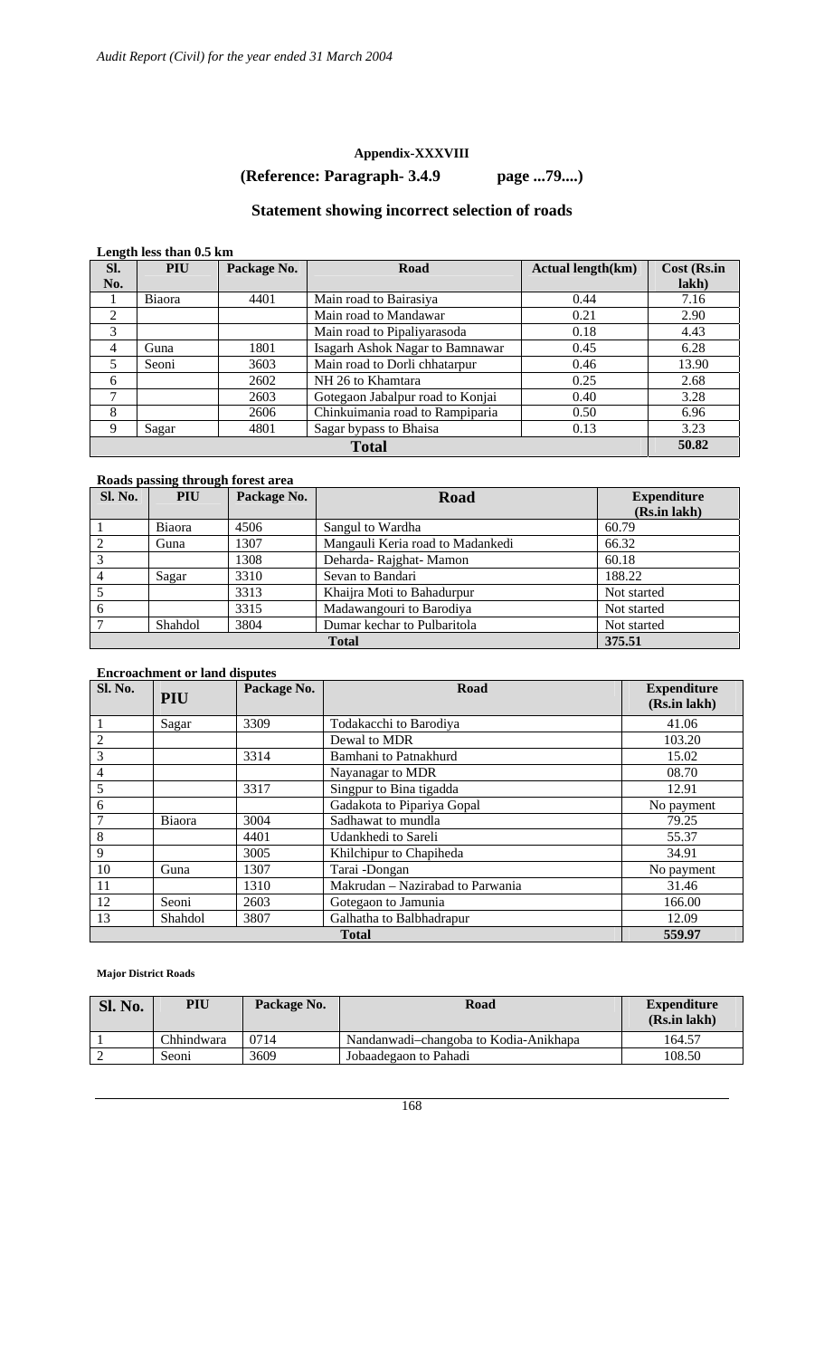## Appendix-XXXVIII

### (Reference: Paragraph- 3.4.9 page ...79....)

### Statement showing incorrect selection of roads

**Length less than 0.5 km**

| Sl. No. | PIU | Package No. | Road | Actual length(km) | Cost (Rs.in lakh) |
|---|---|---|---|---|---|
| 1 | Biaora | 4401 | Main road to Bairasiya | 0.44 | 7.16 |
| 2 | | | Main road to Mandawar | 0.21 | 2.90 |
| 3 | | | Main road to Pipaliyarasoda | 0.18 | 4.43 |
| 4 | Guna | 1801 | Isagarh Ashok Nagar to Bamnawar | 0.45 | 6.28 |
| 5 | Seoni | 3603 | Main road to Dorli chhatarpur | 0.46 | 13.90 |
| 6 | | 2602 | NH 26 to Khamtara | 0.25 | 2.68 |
| 7 | | 2603 | Gotegaon Jabalpur road to Konjai | 0.40 | 3.28 |
| 8 | | 2606 | Chinkuimania road to Rampiparia | 0.50 | 6.96 |
| 9 | Sagar | 4801 | Sagar bypass to Bhaisa | 0.13 | 3.23 |
| **Total** | | | | | **50.82** |

**Roads passing through forest area**

| Sl. No. | PIU | Package No. | Road | Expenditure (Rs.in lakh) |
|---|---|---|---|---|
| 1 | Biaora | 4506 | Sangul to Wardha | 60.79 |
| 2 | Guna | 1307 | Mangauli Keria road to Madankedi | 66.32 |
| 3 | | 1308 | Deharda- Rajghat- Mamon | 60.18 |
| 4 | Sagar | 3310 | Sevan to Bandari | 188.22 |
| 5 | | 3313 | Khaijra Moti to Bahadurpur | Not started |
| 6 | | 3315 | Madawangouri to Barodiya | Not started |
| 7 | Shahdol | 3804 | Dumar kechar to Pulbaritola | Not started |
| **Total** | | | | **375.51** |

**Encroachment or land disputes**

| Sl. No. | PIU | Package No. | Road | Expenditure (Rs.in lakh) |
|---|---|---|---|---|
| 1 | Sagar | 3309 | Todakacchi to Barodiya | 41.06 |
| 2 | | | Dewal to MDR | 103.20 |
| 3 | | 3314 | Bamhani to Patnakhurd | 15.02 |
| 4 | | | Nayanagar to MDR | 08.70 |
| 5 | | 3317 | Singpur to Bina tigadda | 12.91 |
| 6 | | | Gadakota to Pipariya Gopal | No payment |
| 7 | Biaora | 3004 | Sadhawat to mundla | 79.25 |
| 8 | | 4401 | Udankhedi to Sareli | 55.37 |
| 9 | | 3005 | Khilchipur to Chapiheda | 34.91 |
| 10 | Guna | 1307 | Tarai -Dongan | No payment |
| 11 | | 1310 | Makrudan – Nazirabad to Parwania | 31.46 |
| 12 | Seoni | 2603 | Gotegaon to Jamunia | 166.00 |
| 13 | Shahdol | 3807 | Galhatha to Balbhadrapur | 12.09 |
| **Total** | | | | **559.97** |

**Major District Roads**

| Sl. No. | PIU | Package No. | Road | Expenditure (Rs.in lakh) |
|---|---|---|---|---|
| 1 | Chhindwara | 0714 | Nandanwadi–changoba to Kodia-Anikhapa | 164.57 |
| 2 | Seoni | 3609 | Jobaadegaon to Pahadi | 108.50 |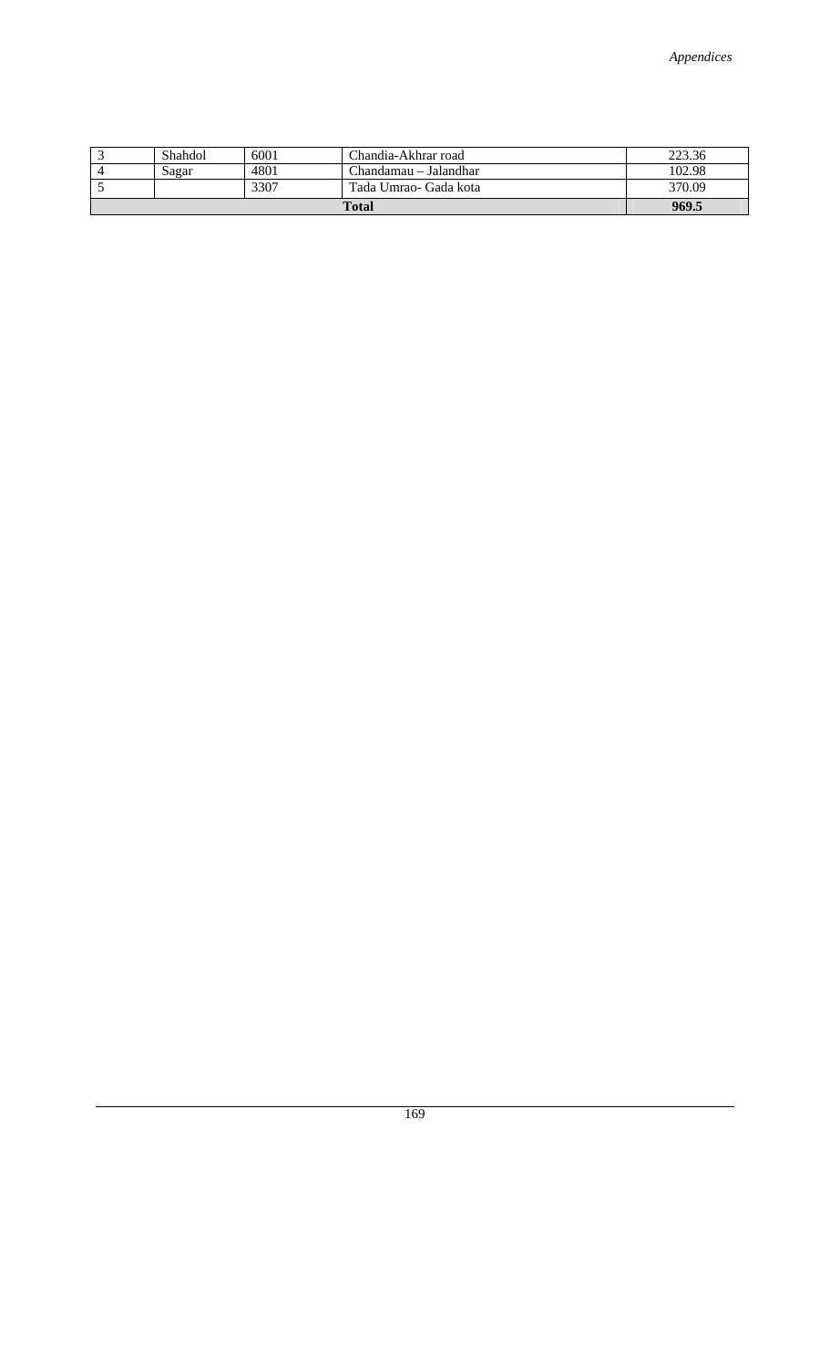| 3 | Shahdol | 6001 | Chandia-Akhrar road | 223.36 |
|---|---|---|---|---|
| 4 | Sagar | 4801 | Chandamau – Jalandhar | 102.98 |
| 5 | | 3307 | Tada Umrao- Gada kota | 370.09 |
| **Total** | | | | **969.5** |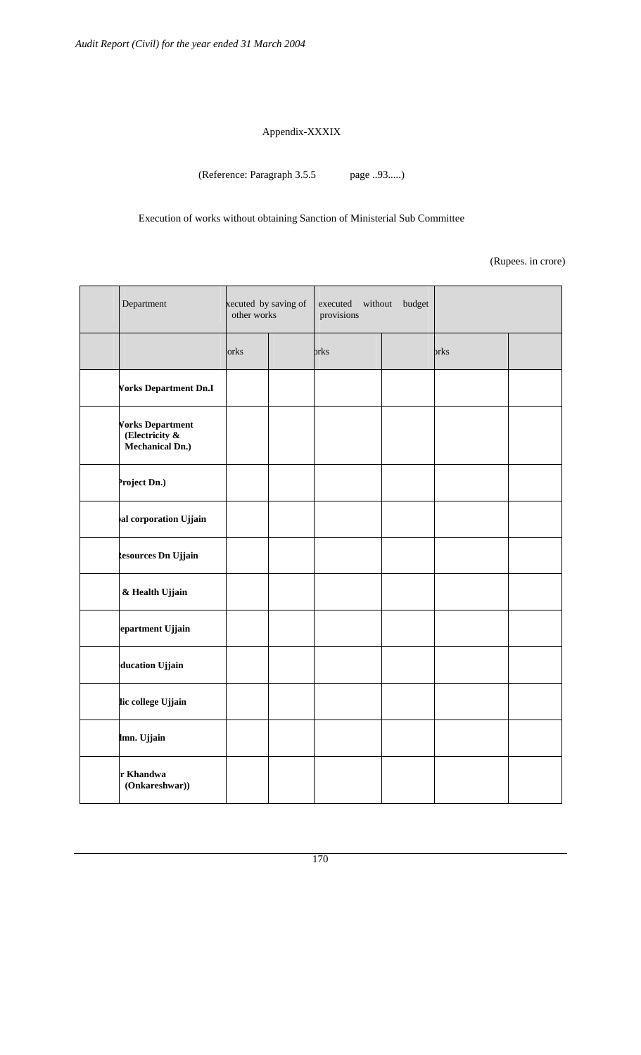Appendix-XXXIX

(Reference: Paragraph 3.5.5 page ..93.....)

Execution of works without obtaining Sanction of Ministerial Sub Committee

(Rupees. in crore)

| | Department | xecuted by saving of other works | | executed without budget provisions | | | |
|---|---|---|---|---|---|---|---|
| | | orks | | orks | | orks | |
| | **Vorks Department Dn.I** | | | | | | |
| | **Vorks Department (Electricity & Mechanical Dn.)** | | | | | | |
| | **Project Dn.)** | | | | | | |
| | **al corporation Ujjain** | | | | | | |
| | **Resources Dn Ujjain** | | | | | | |
| | **& Health Ujjain** | | | | | | |
| | **epartment Ujjain** | | | | | | |
| | **ducation Ujjain** | | | | | | |
| | **lic college Ujjain** | | | | | | |
| | **lmn. Ujjain** | | | | | | |
| | **r Khandwa (Onkareshwar))** | | | | | | |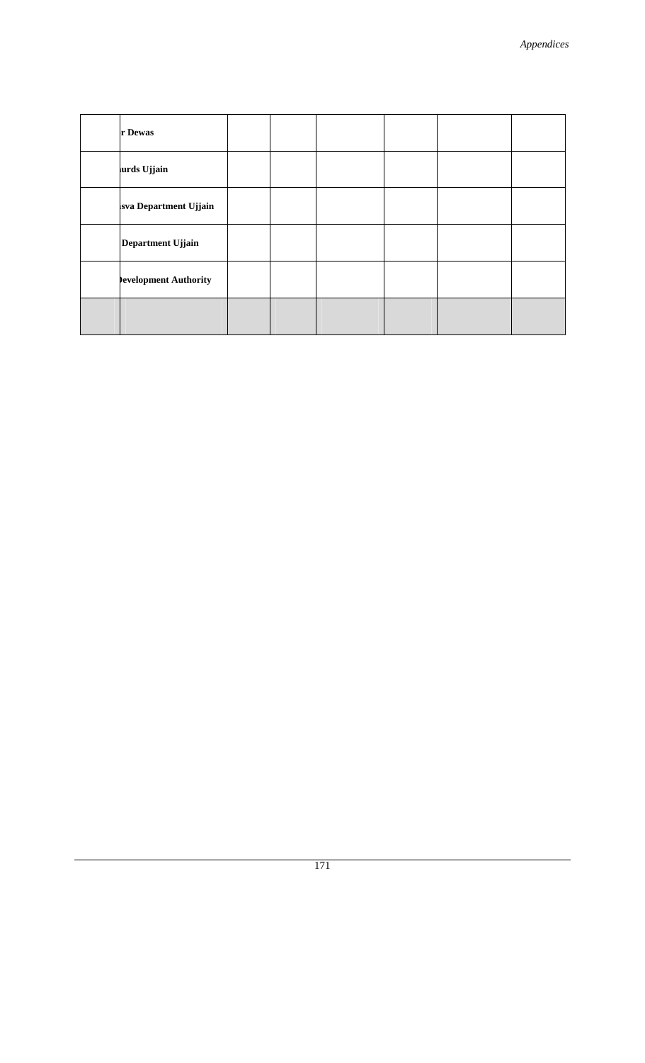| | | | | | | | |
|---|---|---|---|---|---|---|---|
| | r Dewas | | | | | | |
| | urds Ujjain | | | | | | |
| | sva Department Ujjain | | | | | | |
| | Department Ujjain | | | | | | |
| | Development Authority | | | | | | |
| | | | | | | | |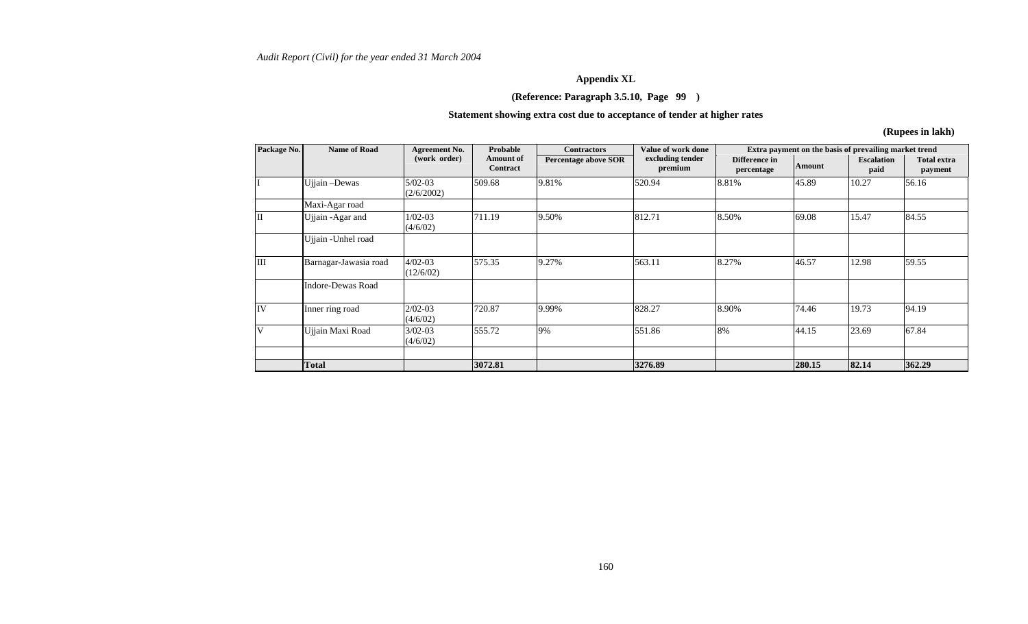## Appendix XL

### (Reference: Paragraph 3.5.10, Page 99 )

### Statement showing extra cost due to acceptance of tender at higher rates

**(Rupees in lakh)**

| Package No. | Name of Road | Agreement No. (work order) | Probable Amount of Contract | Contractors | Value of work done excluding tender premium | Extra payment on the basis of prevailing market trend | | | |
|---|---|---|---|---|---|---|---|---|---|
| | | | | Percentage above SOR | | Difference in percentage | Amount | Escalation paid | Total extra payment |
| I | Ujjain –Dewas | 5/02-03 (2/6/2002) | 509.68 | 9.81% | 520.94 | 8.81% | 45.89 | 10.27 | 56.16 |
| | Maxi-Agar road | | | | | | | | |
| II | Ujjain -Agar and | 1/02-03 (4/6/02) | 711.19 | 9.50% | 812.71 | 8.50% | 69.08 | 15.47 | 84.55 |
| | Ujjain -Unhel road | | | | | | | | |
| III | Barnagar-Jawasia road | 4/02-03 (12/6/02) | 575.35 | 9.27% | 563.11 | 8.27% | 46.57 | 12.98 | 59.55 |
| | Indore-Dewas Road | | | | | | | | |
| IV | Inner ring road | 2/02-03 (4/6/02) | 720.87 | 9.99% | 828.27 | 8.90% | 74.46 | 19.73 | 94.19 |
| V | Ujjain Maxi Road | 3/02-03 (4/6/02) | 555.72 | 9% | 551.86 | 8% | 44.15 | 23.69 | 67.84 |
| | | | | | | | | | |
| | **Total** | | **3072.81** | | **3276.89** | | **280.15** | **82.14** | **362.29** |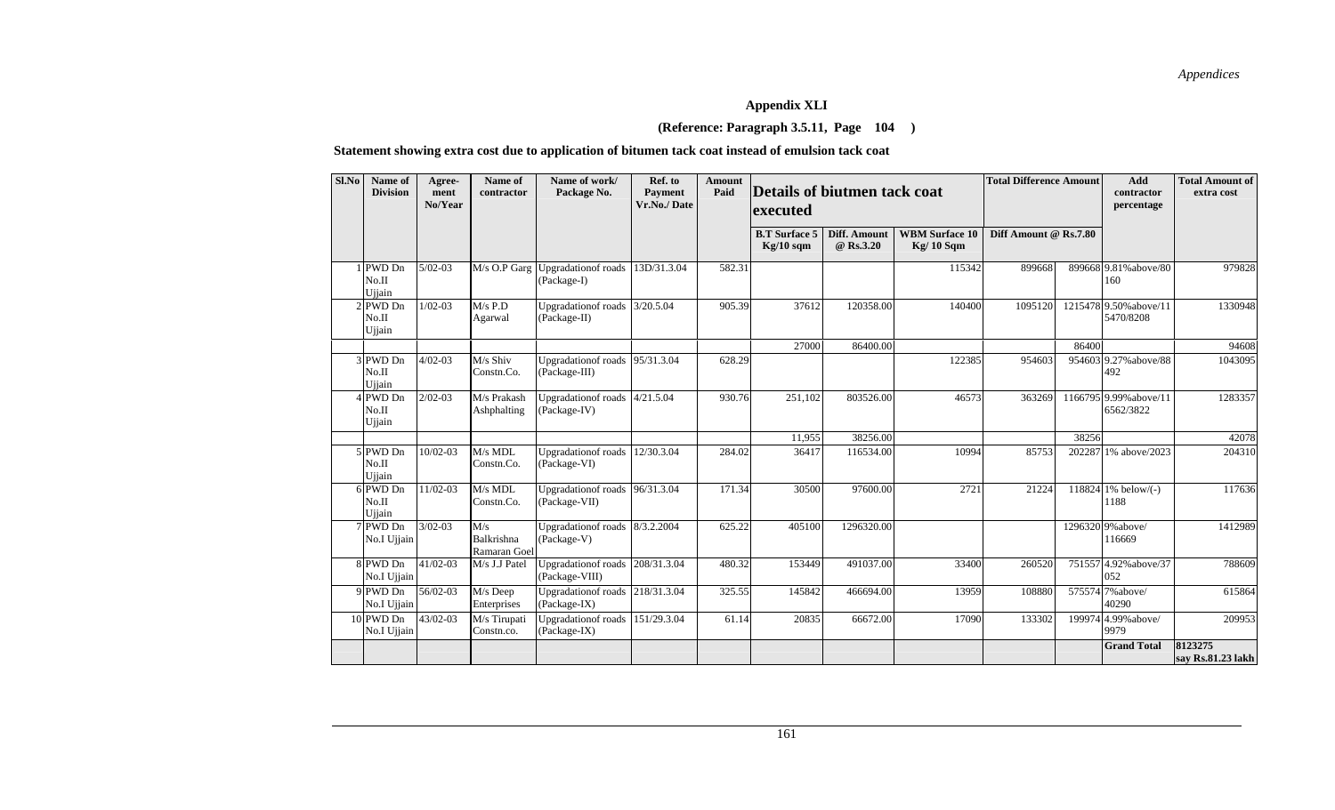**Appendix XLI**

**(Reference: Paragraph 3.5.11, Page 104 )**

**Statement showing extra cost due to application of bitumen tack coat instead of emulsion tack coat**

| Sl.No | Name of Division | Agree-ment No/Year | Name of contractor | Name of work/ Package No. | Ref. to Payment Vr.No./ Date | Amount Paid | Details of biutmen tack coat executed | | | Total Difference Amount | | Add contractor percentage | Total Amount of extra cost |
|---|---|---|---|---|---|---|---|---|---|---|---|---|---|
| | | | | | | | B.T Surface 5 Kg/10 sqm | Diff. Amount @ Rs.3.20 | WBM Surface 10 Kg/ 10 Sqm | Diff Amount @ Rs.7.80 | | | |
| 1 | PWD Dn No.II Ujjain | 5/02-03 | M/s O.P Garg | Upgradationof roads (Package-I) | 13D/31.3.04 | 582.31 | | | 115342 | 899668 | 899668 | 9.81%above/80160 | 979828 |
| 2 | PWD Dn No.II Ujjain | 1/02-03 | M/s P.D Agarwal | Upgradationof roads (Package-II) | 3/20.5.04 | 905.39 | 37612 | 120358.00 | 140400 | 1095120 | 1215478 | 9.50%above/115470/8208 | 1330948 |
| | | | | | | | 27000 | 86400.00 | | | 86400 | | 94608 |
| 3 | PWD Dn No.II Ujjain | 4/02-03 | M/s Shiv Constn.Co. | Upgradationof roads (Package-III) | 95/31.3.04 | 628.29 | | | 122385 | 954603 | 954603 | 9.27%above/88492 | 1043095 |
| 4 | PWD Dn No.II Ujjain | 2/02-03 | M/s Prakash Ashphalting | Upgradationof roads (Package-IV) | 4/21.5.04 | 930.76 | 251,102 | 803526.00 | 46573 | 363269 | 1166795 | 9.99%above/116562/3822 | 1283357 |
| | | | | | | | 11,955 | 38256.00 | | | 38256 | | 42078 |
| 5 | PWD Dn No.II Ujjain | 10/02-03 | M/s MDL Constn.Co. | Upgradationof roads (Package-VI) | 12/30.3.04 | 284.02 | 36417 | 116534.00 | 10994 | 85753 | 202287 | 1% above/2023 | 204310 |
| 6 | PWD Dn No.II Ujjain | 11/02-03 | M/s MDL Constn.Co. | Upgradationof roads (Package-VII) | 96/31.3.04 | 171.34 | 30500 | 97600.00 | 2721 | 21224 | 118824 | 1% below/(-) 1188 | 117636 |
| 7 | PWD Dn No.I Ujjain | 3/02-03 | M/s Balkrishna Ramaran Goel | Upgradationof roads (Package-V) | 8/3.2.2004 | 625.22 | 405100 | 1296320.00 | | | 1296320 | 9%above/ 116669 | 1412989 |
| 8 | PWD Dn No.I Ujjain | 41/02-03 | M/s J.J Patel | Upgradationof roads (Package-VIII) | 208/31.3.04 | 480.32 | 153449 | 491037.00 | 33400 | 260520 | 751557 | 4.92%above/37052 | 788609 |
| 9 | PWD Dn No.I Ujjain | 56/02-03 | M/s Deep Enterprises | Upgradationof roads (Package-IX) | 218/31.3.04 | 325.55 | 145842 | 466694.00 | 13959 | 108880 | 575574 | 7%above/ 40290 | 615864 |
| 10 | PWD Dn No.I Ujjain | 43/02-03 | M/s Tirupati Constn.co. | Upgradationof roads (Package-IX) | 151/29.3.04 | 61.14 | 20835 | 66672.00 | 17090 | 133302 | 199974 | 4.99%above/9979 | 209953 |
| | | | | | | | | | | | | **Grand Total** | **8123275 say Rs.81.23 lakh** |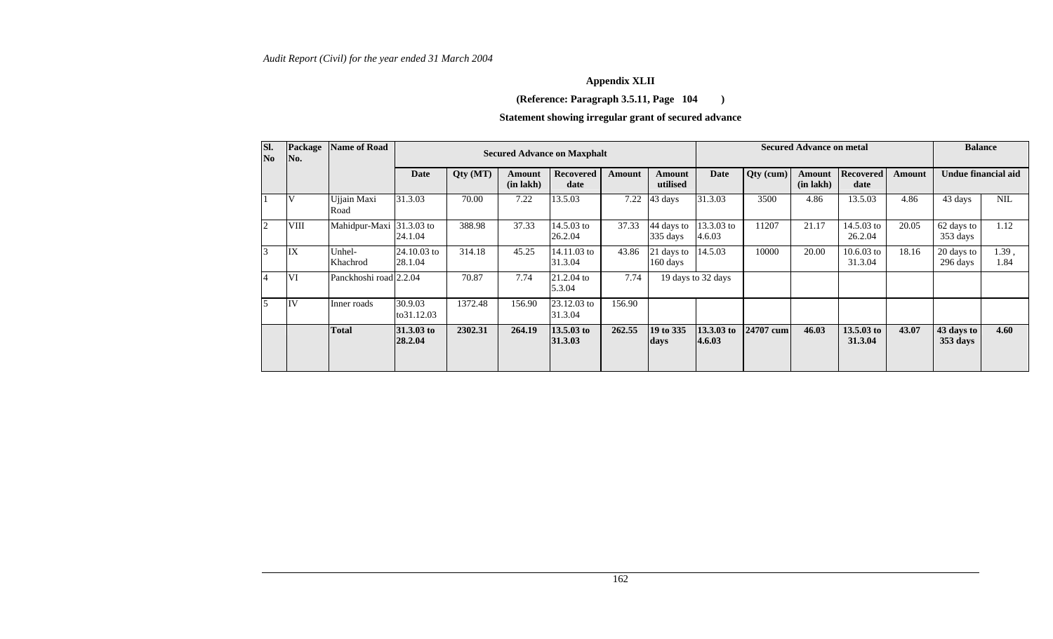## Appendix XLII

**(Reference: Paragraph 3.5.11, Page 104 )**

**Statement showing irregular grant of secured advance**

| Sl. No | Package No. | Name of Road | Secured Advance on Maxphalt | | | | | | Secured Advance on metal | | | | | Balance | |
|---|---|---|---|---|---|---|---|---|---|---|---|---|---|---|---|
| | | | Date | Qty (MT) | Amount (in lakh) | Recovered date | Amount | Amount utilised | Date | Qty (cum) | Amount (in lakh) | Recovered date | Amount | Undue financial aid | |
| 1 | V | Ujjain Maxi Road | 31.3.03 | 70.00 | 7.22 | 13.5.03 | 7.22 | 43 days | 31.3.03 | 3500 | 4.86 | 13.5.03 | 4.86 | 43 days | NIL |
| 2 | VIII | Mahidpur-Maxi | 31.3.03 to 24.1.04 | 388.98 | 37.33 | 14.5.03 to 26.2.04 | 37.33 | 44 days to 335 days | 13.3.03 to 4.6.03 | 11207 | 21.17 | 14.5.03 to 26.2.04 | 20.05 | 62 days to 353 days | 1.12 |
| 3 | IX | Unhel-Khachrod | 24.10.03 to 28.1.04 | 314.18 | 45.25 | 14.11.03 to 31.3.04 | 43.86 | 21 days to 160 days | 14.5.03 | 10000 | 20.00 | 10.6.03 to 31.3.04 | 18.16 | 20 days to 296 days | 1.39 , 1.84 |
| 4 | VI | Panckhoshi road | 2.2.04 | 70.87 | 7.74 | 21.2.04 to 5.3.04 | 7.74 | 19 days to 32 days | | | | | | | |
| 5 | IV | Inner roads | 30.9.03 to31.12.03 | 1372.48 | 156.90 | 23.12.03 to 31.3.04 | 156.90 | | | | | | | | |
| | | **Total** | **31.3.03 to 28.2.04** | **2302.31** | **264.19** | **13.5.03 to 31.3.03** | **262.55** | **19 to 335 days** | **13.3.03 to 4.6.03** | **24707 cum** | **46.03** | **13.5.03 to 31.3.04** | **43.07** | **43 days to 353 days** | **4.60** |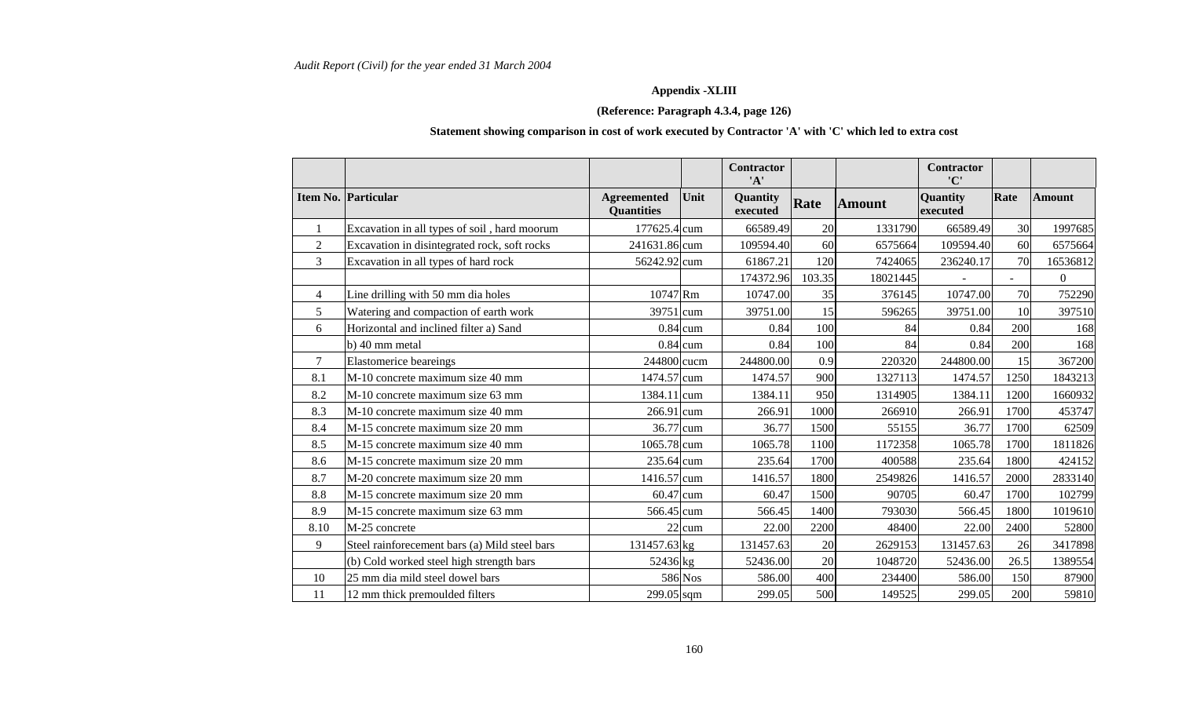**Appendix -XLIII**

**(Reference: Paragraph 4.3.4, page 126)**

**Statement showing comparison in cost of work executed by Contractor 'A' with 'C' which led to extra cost**

| | | | | Contractor 'A' | | | Contractor 'C' | | |
|---|---|---|---|---|---|---|---|---|---|
| **Item No.** | **Particular** | **Agreemented Quantities** | **Unit** | **Quantity executed** | **Rate** | **Amount** | **Quantity executed** | **Rate** | **Amount** |
| 1 | Excavation in all types of soil , hard moorum | 177625.4 | cum | 66589.49 | 20 | 1331790 | 66589.49 | 30 | 1997685 |
| 2 | Excavation in disintegrated rock, soft rocks | 241631.86 | cum | 109594.40 | 60 | 6575664 | 109594.40 | 60 | 6575664 |
| 3 | Excavation in all types of hard rock | 56242.92 | cum | 61867.21 | 120 | 7424065 | 236240.17 | 70 | 16536812 |
| | | | | 174372.96 | 103.35 | 18021445 | - | - | 0 |
| 4 | Line drilling with 50 mm dia holes | 10747 | Rm | 10747.00 | 35 | 376145 | 10747.00 | 70 | 752290 |
| 5 | Watering and compaction of earth work | 39751 | cum | 39751.00 | 15 | 596265 | 39751.00 | 10 | 397510 |
| 6 | Horizontal and inclined filter a) Sand | 0.84 | cum | 0.84 | 100 | 84 | 0.84 | 200 | 168 |
| | b) 40 mm metal | 0.84 | cum | 0.84 | 100 | 84 | 0.84 | 200 | 168 |
| 7 | Elastomerice beareings | 244800 | cucm | 244800.00 | 0.9 | 220320 | 244800.00 | 15 | 367200 |
| 8.1 | M-10 concrete maximum size 40 mm | 1474.57 | cum | 1474.57 | 900 | 1327113 | 1474.57 | 1250 | 1843213 |
| 8.2 | M-10 concrete maximum size 63 mm | 1384.11 | cum | 1384.11 | 950 | 1314905 | 1384.11 | 1200 | 1660932 |
| 8.3 | M-10 concrete maximum size 40 mm | 266.91 | cum | 266.91 | 1000 | 266910 | 266.91 | 1700 | 453747 |
| 8.4 | M-15 concrete maximum size 20 mm | 36.77 | cum | 36.77 | 1500 | 55155 | 36.77 | 1700 | 62509 |
| 8.5 | M-15 concrete maximum size 40 mm | 1065.78 | cum | 1065.78 | 1100 | 1172358 | 1065.78 | 1700 | 1811826 |
| 8.6 | M-15 concrete maximum size 20 mm | 235.64 | cum | 235.64 | 1700 | 400588 | 235.64 | 1800 | 424152 |
| 8.7 | M-20 concrete maximum size 20 mm | 1416.57 | cum | 1416.57 | 1800 | 2549826 | 1416.57 | 2000 | 2833140 |
| 8.8 | M-15 concrete maximum size 20 mm | 60.47 | cum | 60.47 | 1500 | 90705 | 60.47 | 1700 | 102799 |
| 8.9 | M-15 concrete maximum size 63 mm | 566.45 | cum | 566.45 | 1400 | 793030 | 566.45 | 1800 | 1019610 |
| 8.10 | M-25 concrete | 22 | cum | 22.00 | 2200 | 48400 | 22.00 | 2400 | 52800 |
| 9 | Steel rainforecement bars (a) Mild steel bars | 131457.63 | kg | 131457.63 | 20 | 2629153 | 131457.63 | 26 | 3417898 |
| | (b) Cold worked steel high strength bars | 52436 | kg | 52436.00 | 20 | 1048720 | 52436.00 | 26.5 | 1389554 |
| 10 | 25 mm dia mild steel dowel bars | 586 | Nos | 586.00 | 400 | 234400 | 586.00 | 150 | 87900 |
| 11 | 12 mm thick premoulded filters | 299.05 | sqm | 299.05 | 500 | 149525 | 299.05 | 200 | 59810 |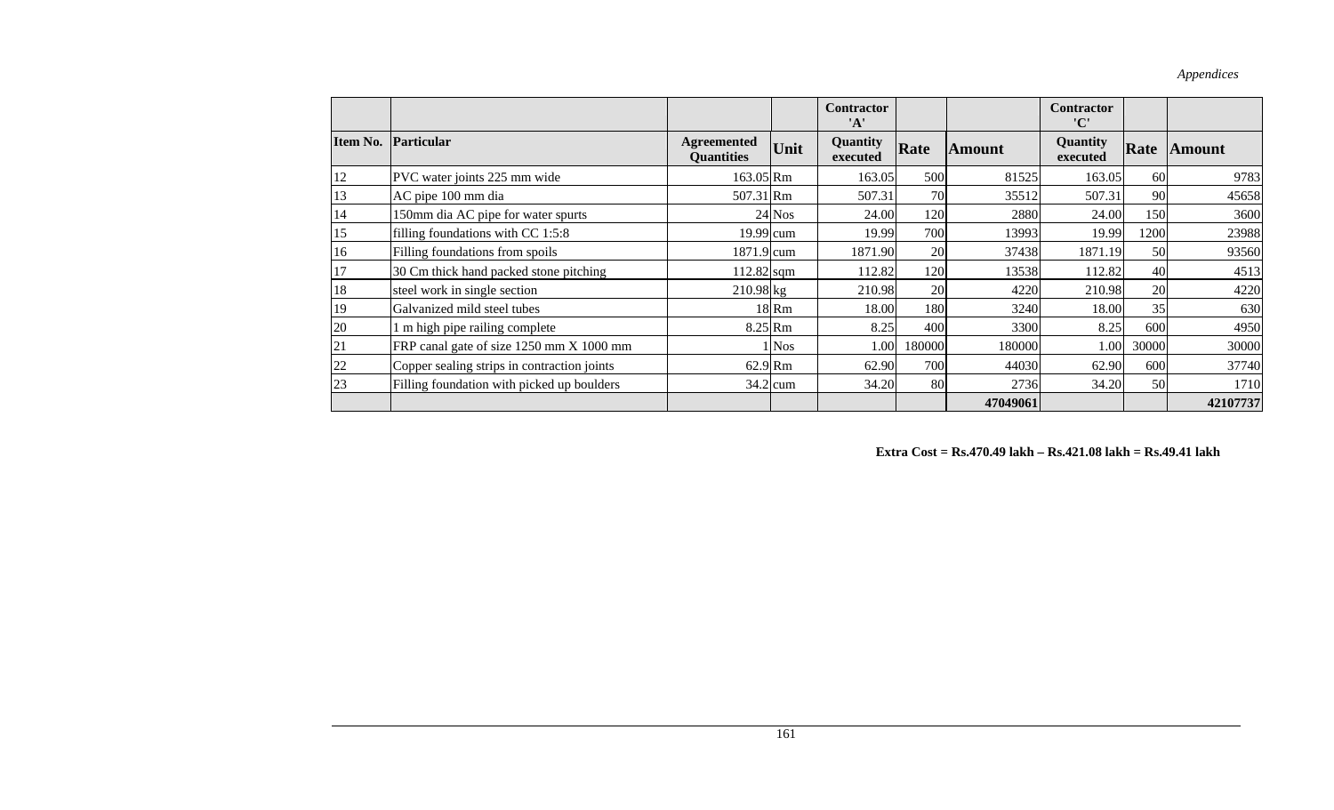| | | | | Contractor 'A' | | | Contractor 'C' | | |
|---|---|---|---|---|---|---|---|---|---|
| **Item No.** | **Particular** | **Agreemented Quantities** | **Unit** | **Quantity executed** | **Rate** | **Amount** | **Quantity executed** | **Rate** | **Amount** |
| 12 | PVC water joints 225 mm wide | 163.05 | Rm | 163.05 | 500 | 81525 | 163.05 | 60 | 9783 |
| 13 | AC pipe 100 mm dia | 507.31 | Rm | 507.31 | 70 | 35512 | 507.31 | 90 | 45658 |
| 14 | 150mm dia AC pipe for water spurts | 24 | Nos | 24.00 | 120 | 2880 | 24.00 | 150 | 3600 |
| 15 | filling foundations with CC 1:5:8 | 19.99 | cum | 19.99 | 700 | 13993 | 19.99 | 1200 | 23988 |
| 16 | Filling foundations from spoils | 1871.9 | cum | 1871.90 | 20 | 37438 | 1871.19 | 50 | 93560 |
| 17 | 30 Cm thick hand packed stone pitching | 112.82 | sqm | 112.82 | 120 | 13538 | 112.82 | 40 | 4513 |
| 18 | steel work in single section | 210.98 | kg | 210.98 | 20 | 4220 | 210.98 | 20 | 4220 |
| 19 | Galvanized mild steel tubes | 18 | Rm | 18.00 | 180 | 3240 | 18.00 | 35 | 630 |
| 20 | 1 m high pipe railing complete | 8.25 | Rm | 8.25 | 400 | 3300 | 8.25 | 600 | 4950 |
| 21 | FRP canal gate of size 1250 mm X 1000 mm | 1 | Nos | 1.00 | 180000 | 180000 | 1.00 | 30000 | 30000 |
| 22 | Copper sealing strips in contraction joints | 62.9 | Rm | 62.90 | 700 | 44030 | 62.90 | 600 | 37740 |
| 23 | Filling foundation with picked up boulders | 34.2 | cum | 34.20 | 80 | 2736 | 34.20 | 50 | 1710 |
| | | | | | | **47049061** | | | **42107737** |

**Extra Cost = Rs.470.49 lakh – Rs.421.08 lakh = Rs.49.41 lakh**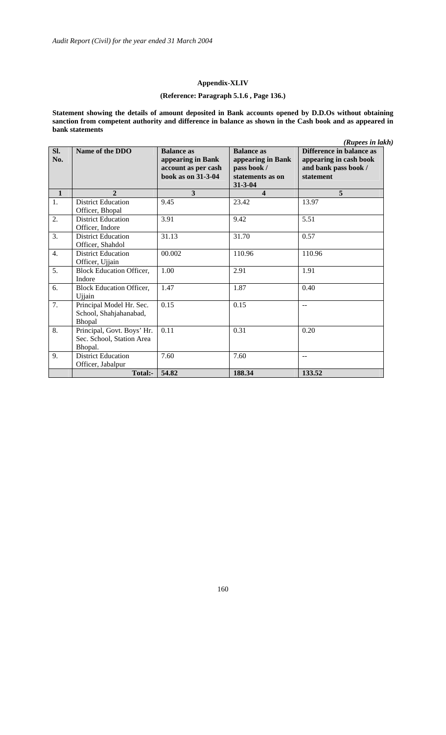# Appendix-XLIV

## (Reference: Paragraph 5.1.6 , Page 136.)

**Statement showing the details of amount deposited in Bank accounts opened by D.D.Os without obtaining sanction from competent authority and difference in balance as shown in the Cash book and as appeared in bank statements**

*(Rupees in lakh)*

| Sl. No. | Name of the DDO | Balance as appearing in Bank account as per cash book as on 31-3-04 | Balance as appearing in Bank pass book / statements as on 31-3-04 | Difference in balance as appearing in cash book and bank pass book / statement |
|---|---|---|---|---|
| 1 | 2 | 3 | 4 | 5 |
| 1. | District Education Officer, Bhopal | 9.45 | 23.42 | 13.97 |
| 2. | District Education Officer, Indore | 3.91 | 9.42 | 5.51 |
| 3. | District Education Officer, Shahdol | 31.13 | 31.70 | 0.57 |
| 4. | District Education Officer, Ujjain | 00.002 | 110.96 | 110.96 |
| 5. | Block Education Officer, Indore | 1.00 | 2.91 | 1.91 |
| 6. | Block Education Officer, Ujjain | 1.47 | 1.87 | 0.40 |
| 7. | Principal Model Hr. Sec. School, Shahjahanabad, Bhopal | 0.15 | 0.15 | -- |
| 8. | Principal, Govt. Boys' Hr. Sec. School, Station Area Bhopal. | 0.11 | 0.31 | 0.20 |
| 9. | District Education Officer, Jabalpur | 7.60 | 7.60 | -- |
| | **Total:-** | **54.82** | **188.34** | **133.52** |